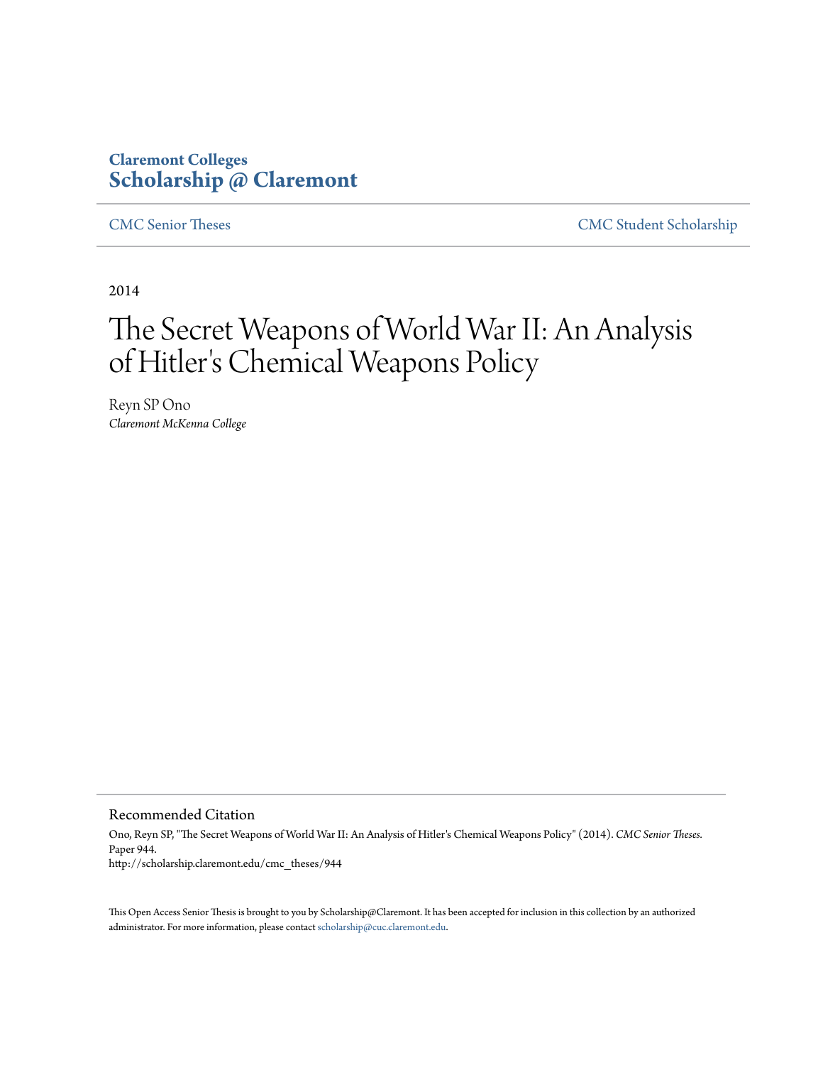**Claremont Colleges**
**Scholarship @ Claremont**

CMC Senior Theses | CMC Student Scholarship

2014

# The Secret Weapons of World War II: An Analysis of Hitler's Chemical Weapons Policy

Reyn SP Ono
*Claremont McKenna College*

## Recommended Citation

Ono, Reyn SP, "The Secret Weapons of World War II: An Analysis of Hitler's Chemical Weapons Policy" (2014). *CMC Senior Theses.* Paper 944.
http://scholarship.claremont.edu/cmc_theses/944

This Open Access Senior Thesis is brought to you by Scholarship@Claremont. It has been accepted for inclusion in this collection by an authorized administrator. For more information, please contact scholarship@cuc.claremont.edu.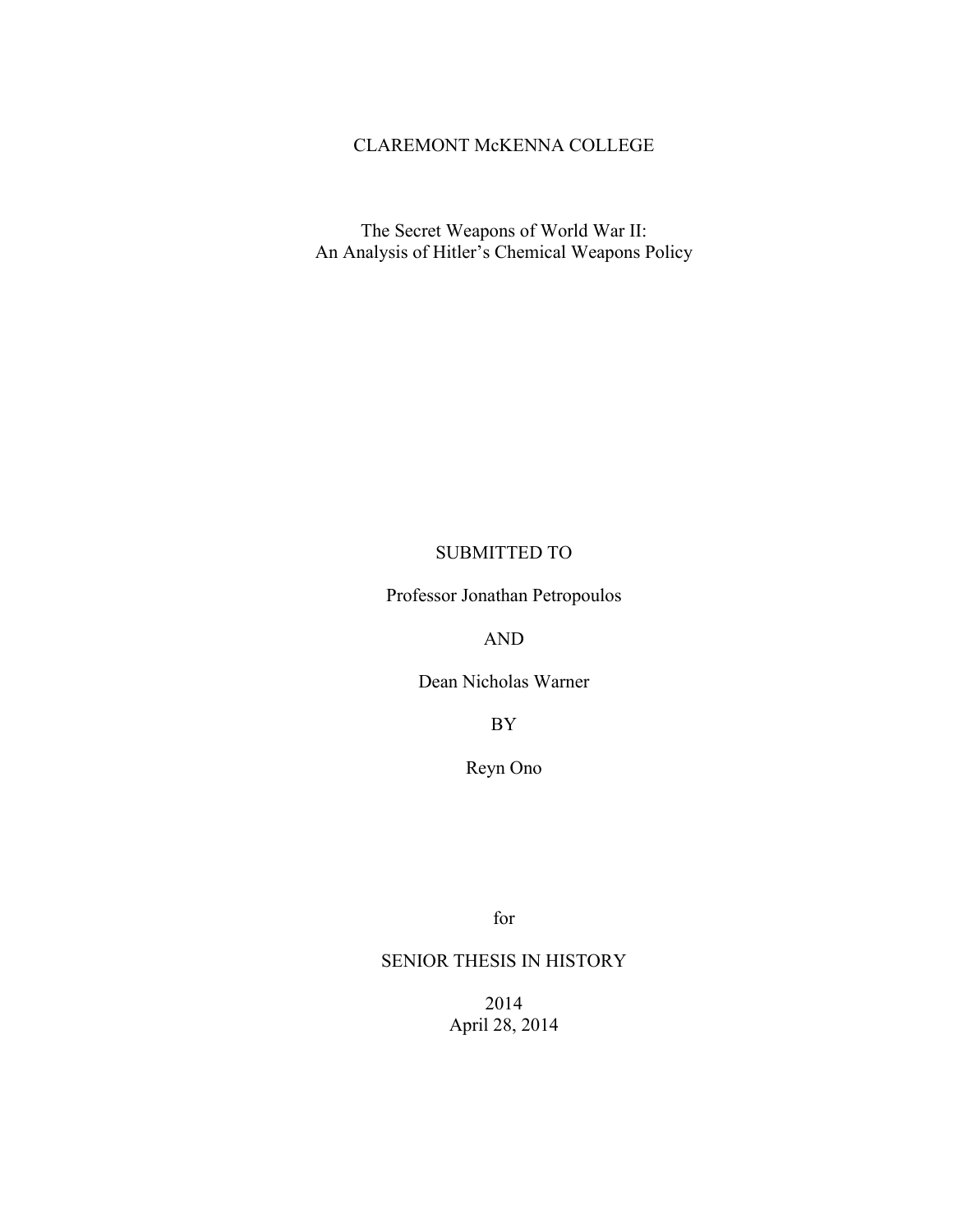CLAREMONT McKENNA COLLEGE

# The Secret Weapons of World War II:
# An Analysis of Hitler's Chemical Weapons Policy

SUBMITTED TO

Professor Jonathan Petropoulos

AND

Dean Nicholas Warner

BY

Reyn Ono

for

SENIOR THESIS IN HISTORY

2014
April 28, 2014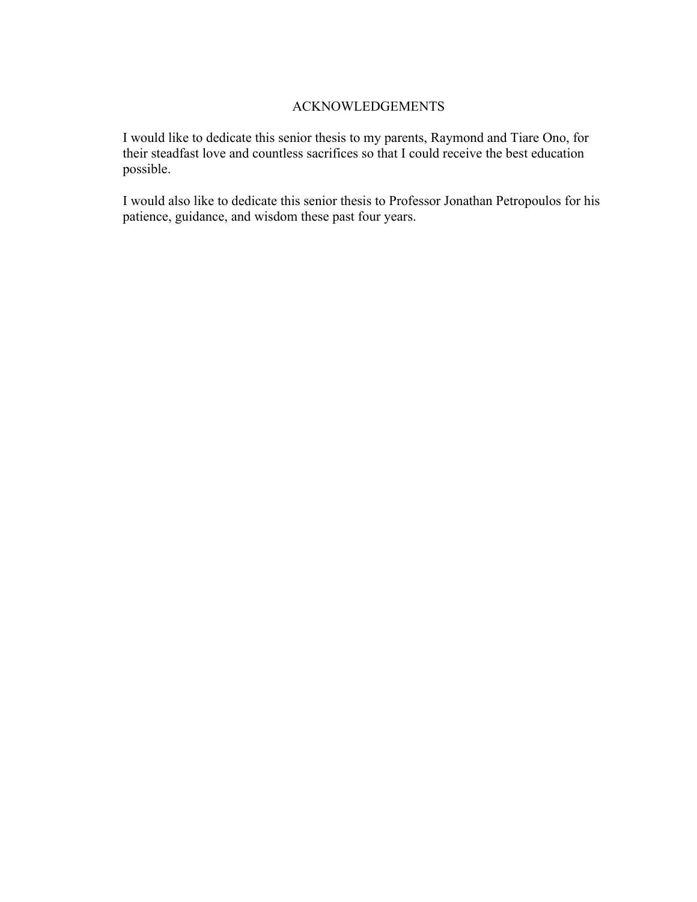# ACKNOWLEDGEMENTS

I would like to dedicate this senior thesis to my parents, Raymond and Tiare Ono, for their steadfast love and countless sacrifices so that I could receive the best education possible.

I would also like to dedicate this senior thesis to Professor Jonathan Petropoulos for his patience, guidance, and wisdom these past four years.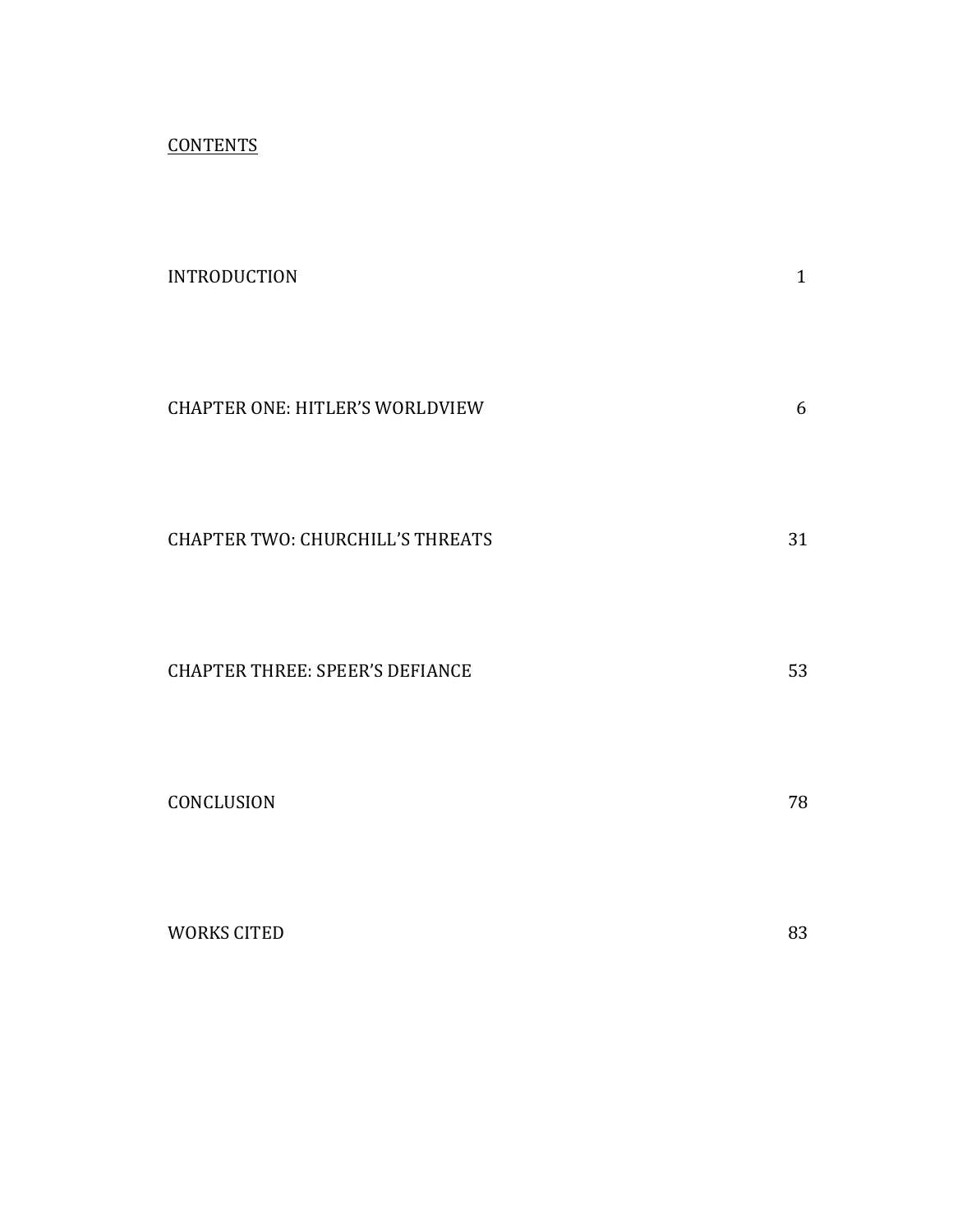# CONTENTS

| | |
|---|---|
| INTRODUCTION | 1 |
| CHAPTER ONE: HITLER'S WORLDVIEW | 6 |
| CHAPTER TWO: CHURCHILL'S THREATS | 31 |
| CHAPTER THREE: SPEER'S DEFIANCE | 53 |
| CONCLUSION | 78 |
| WORKS CITED | 83 |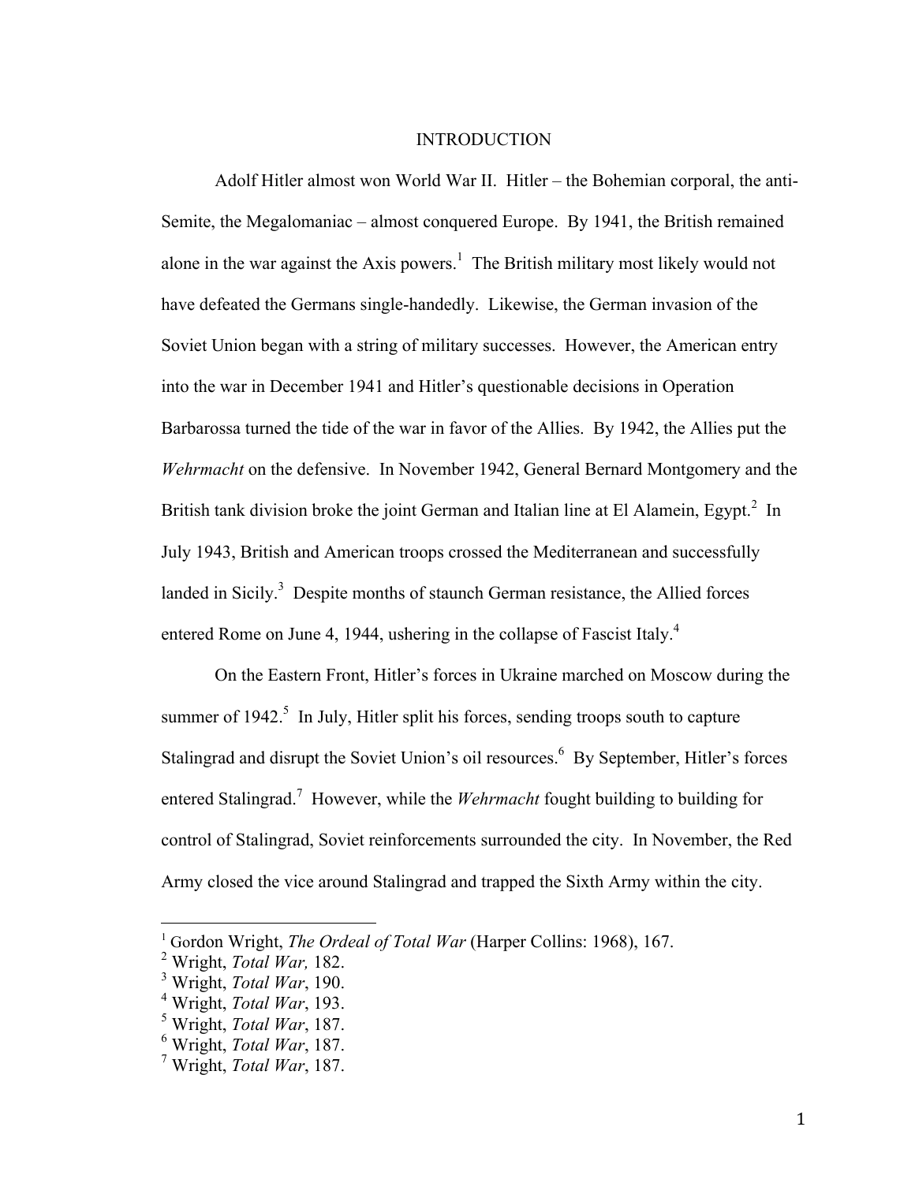# INTRODUCTION

Adolf Hitler almost won World War II. Hitler – the Bohemian corporal, the anti-Semite, the Megalomaniac – almost conquered Europe. By 1941, the British remained alone in the war against the Axis powers.[1] The British military most likely would not have defeated the Germans single-handedly. Likewise, the German invasion of the Soviet Union began with a string of military successes. However, the American entry into the war in December 1941 and Hitler's questionable decisions in Operation Barbarossa turned the tide of the war in favor of the Allies. By 1942, the Allies put the *Wehrmacht* on the defensive. In November 1942, General Bernard Montgomery and the British tank division broke the joint German and Italian line at El Alamein, Egypt.[2] In July 1943, British and American troops crossed the Mediterranean and successfully landed in Sicily.[3] Despite months of staunch German resistance, the Allied forces entered Rome on June 4, 1944, ushering in the collapse of Fascist Italy.[4]

On the Eastern Front, Hitler's forces in Ukraine marched on Moscow during the summer of 1942.[5] In July, Hitler split his forces, sending troops south to capture Stalingrad and disrupt the Soviet Union's oil resources.[6] By September, Hitler's forces entered Stalingrad.[7] However, while the *Wehrmacht* fought building to building for control of Stalingrad, Soviet reinforcements surrounded the city. In November, the Red Army closed the vice around Stalingrad and trapped the Sixth Army within the city.

---

[1] Gordon Wright, *The Ordeal of Total War* (Harper Collins: 1968), 167.
[2] Wright, *Total War,* 182.
[3] Wright, *Total War*, 190.
[4] Wright, *Total War*, 193.
[5] Wright, *Total War*, 187.
[6] Wright, *Total War*, 187.
[7] Wright, *Total War*, 187.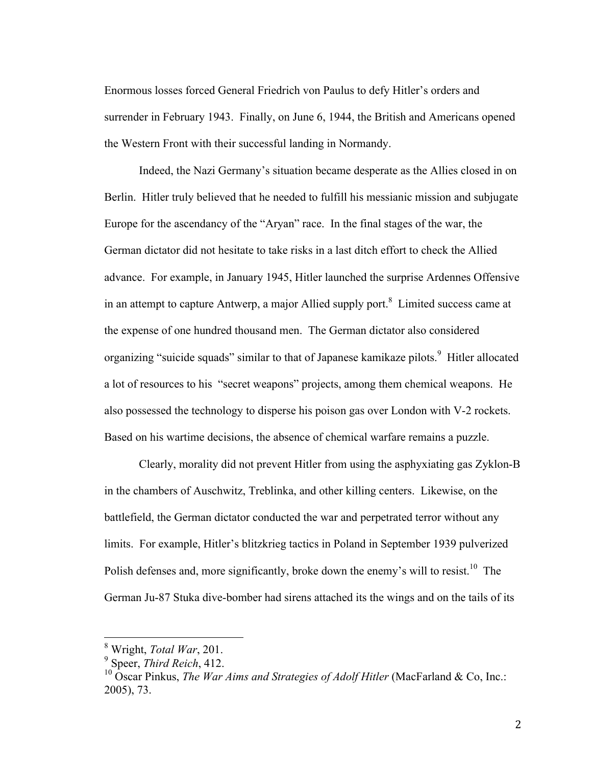Enormous losses forced General Friedrich von Paulus to defy Hitler's orders and surrender in February 1943. Finally, on June 6, 1944, the British and Americans opened the Western Front with their successful landing in Normandy.

Indeed, the Nazi Germany's situation became desperate as the Allies closed in on Berlin. Hitler truly believed that he needed to fulfill his messianic mission and subjugate Europe for the ascendancy of the "Aryan" race. In the final stages of the war, the German dictator did not hesitate to take risks in a last ditch effort to check the Allied advance. For example, in January 1945, Hitler launched the surprise Ardennes Offensive in an attempt to capture Antwerp, a major Allied supply port.[8] Limited success came at the expense of one hundred thousand men. The German dictator also considered organizing "suicide squads" similar to that of Japanese kamikaze pilots.[9] Hitler allocated a lot of resources to his "secret weapons" projects, among them chemical weapons. He also possessed the technology to disperse his poison gas over London with V-2 rockets. Based on his wartime decisions, the absence of chemical warfare remains a puzzle.

Clearly, morality did not prevent Hitler from using the asphyxiating gas Zyklon-B in the chambers of Auschwitz, Treblinka, and other killing centers. Likewise, on the battlefield, the German dictator conducted the war and perpetrated terror without any limits. For example, Hitler's blitzkrieg tactics in Poland in September 1939 pulverized Polish defenses and, more significantly, broke down the enemy's will to resist.[10] The German Ju-87 Stuka dive-bomber had sirens attached its the wings and on the tails of its

---

[8] Wright, *Total War*, 201.

[9] Speer, *Third Reich*, 412.

[10] Oscar Pinkus, *The War Aims and Strategies of Adolf Hitler* (MacFarland & Co, Inc.: 2005), 73.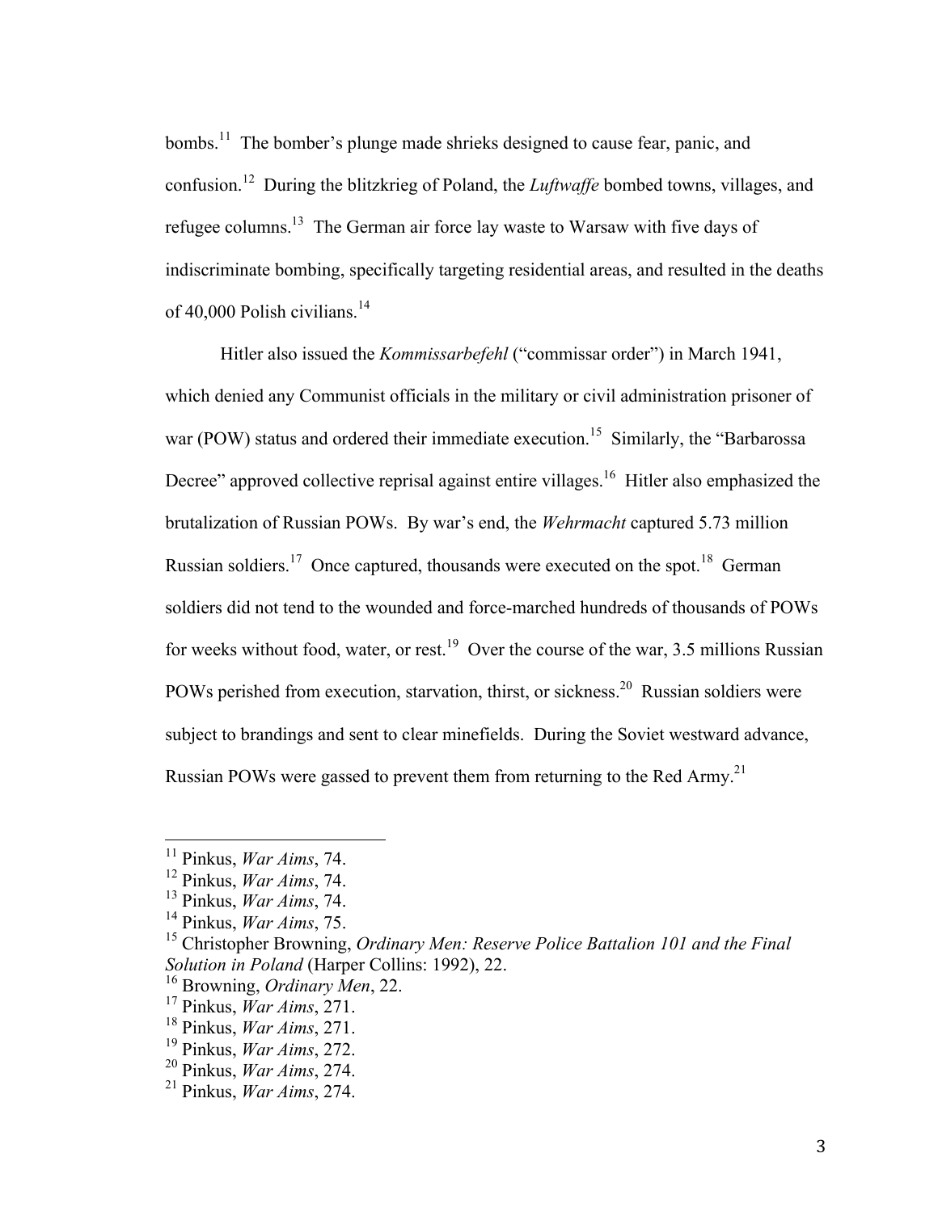bombs.[11] The bomber's plunge made shrieks designed to cause fear, panic, and confusion.[12] During the blitzkrieg of Poland, the *Luftwaffe* bombed towns, villages, and refugee columns.[13] The German air force lay waste to Warsaw with five days of indiscriminate bombing, specifically targeting residential areas, and resulted in the deaths of 40,000 Polish civilians.[14]

Hitler also issued the *Kommissarbefehl* ("commissar order") in March 1941, which denied any Communist officials in the military or civil administration prisoner of war (POW) status and ordered their immediate execution.[15] Similarly, the "Barbarossa Decree" approved collective reprisal against entire villages.[16] Hitler also emphasized the brutalization of Russian POWs. By war's end, the *Wehrmacht* captured 5.73 million Russian soldiers.[17] Once captured, thousands were executed on the spot.[18] German soldiers did not tend to the wounded and force-marched hundreds of thousands of POWs for weeks without food, water, or rest.[19] Over the course of the war, 3.5 millions Russian POWs perished from execution, starvation, thirst, or sickness.[20] Russian soldiers were subject to brandings and sent to clear minefields. During the Soviet westward advance, Russian POWs were gassed to prevent them from returning to the Red Army.[21]

---

[11] Pinkus, *War Aims*, 74.
[12] Pinkus, *War Aims*, 74.
[13] Pinkus, *War Aims*, 74.
[14] Pinkus, *War Aims*, 75.
[15] Christopher Browning, *Ordinary Men: Reserve Police Battalion 101 and the Final Solution in Poland* (Harper Collins: 1992), 22.
[16] Browning, *Ordinary Men*, 22.
[17] Pinkus, *War Aims*, 271.
[18] Pinkus, *War Aims*, 271.
[19] Pinkus, *War Aims*, 272.
[20] Pinkus, *War Aims*, 274.
[21] Pinkus, *War Aims*, 274.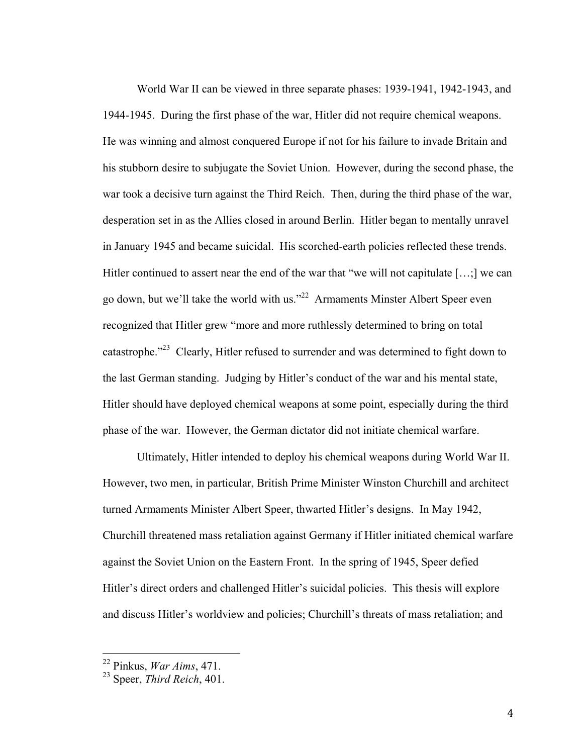World War II can be viewed in three separate phases: 1939-1941, 1942-1943, and 1944-1945. During the first phase of the war, Hitler did not require chemical weapons. He was winning and almost conquered Europe if not for his failure to invade Britain and his stubborn desire to subjugate the Soviet Union. However, during the second phase, the war took a decisive turn against the Third Reich. Then, during the third phase of the war, desperation set in as the Allies closed in around Berlin. Hitler began to mentally unravel in January 1945 and became suicidal. His scorched-earth policies reflected these trends. Hitler continued to assert near the end of the war that "we will not capitulate […;] we can go down, but we'll take the world with us."[22] Armaments Minster Albert Speer even recognized that Hitler grew "more and more ruthlessly determined to bring on total catastrophe."[23] Clearly, Hitler refused to surrender and was determined to fight down to the last German standing. Judging by Hitler's conduct of the war and his mental state, Hitler should have deployed chemical weapons at some point, especially during the third phase of the war. However, the German dictator did not initiate chemical warfare.

Ultimately, Hitler intended to deploy his chemical weapons during World War II. However, two men, in particular, British Prime Minister Winston Churchill and architect turned Armaments Minister Albert Speer, thwarted Hitler's designs. In May 1942, Churchill threatened mass retaliation against Germany if Hitler initiated chemical warfare against the Soviet Union on the Eastern Front. In the spring of 1945, Speer defied Hitler's direct orders and challenged Hitler's suicidal policies. This thesis will explore and discuss Hitler's worldview and policies; Churchill's threats of mass retaliation; and

---

[22] Pinkus, *War Aims*, 471.

[23] Speer, *Third Reich*, 401.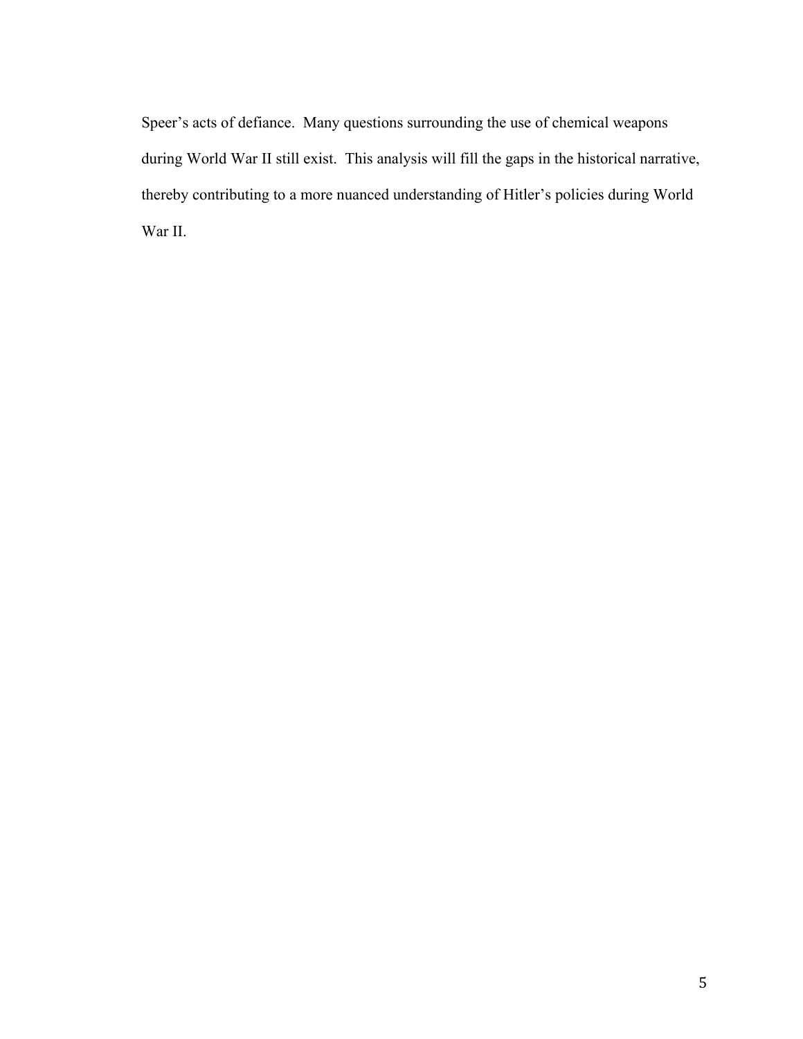Speer's acts of defiance. Many questions surrounding the use of chemical weapons during World War II still exist. This analysis will fill the gaps in the historical narrative, thereby contributing to a more nuanced understanding of Hitler's policies during World War II.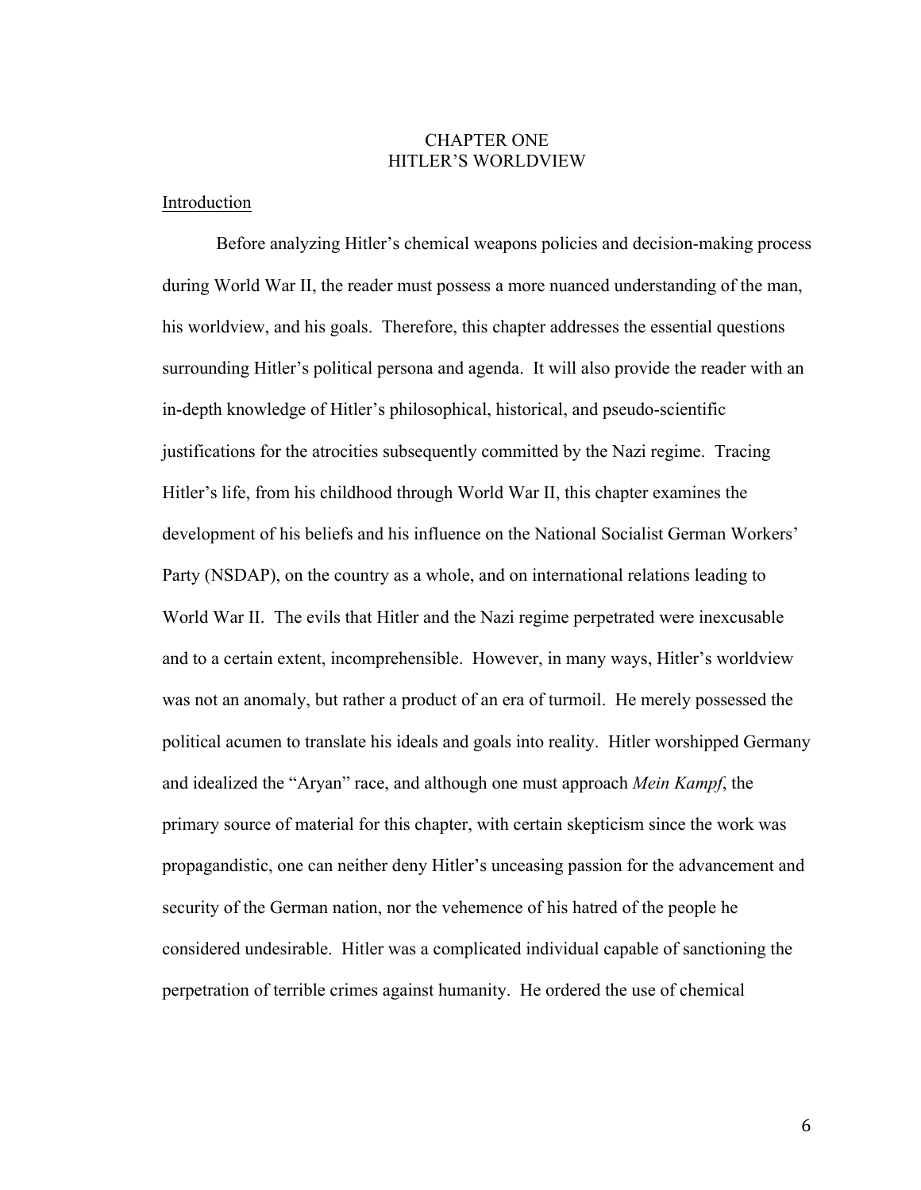# CHAPTER ONE
# HITLER'S WORLDVIEW

Introduction

Before analyzing Hitler's chemical weapons policies and decision-making process during World War II, the reader must possess a more nuanced understanding of the man, his worldview, and his goals. Therefore, this chapter addresses the essential questions surrounding Hitler's political persona and agenda. It will also provide the reader with an in-depth knowledge of Hitler's philosophical, historical, and pseudo-scientific justifications for the atrocities subsequently committed by the Nazi regime. Tracing Hitler's life, from his childhood through World War II, this chapter examines the development of his beliefs and his influence on the National Socialist German Workers' Party (NSDAP), on the country as a whole, and on international relations leading to World War II. The evils that Hitler and the Nazi regime perpetrated were inexcusable and to a certain extent, incomprehensible. However, in many ways, Hitler's worldview was not an anomaly, but rather a product of an era of turmoil. He merely possessed the political acumen to translate his ideals and goals into reality. Hitler worshipped Germany and idealized the "Aryan" race, and although one must approach *Mein Kampf*, the primary source of material for this chapter, with certain skepticism since the work was propagandistic, one can neither deny Hitler's unceasing passion for the advancement and security of the German nation, nor the vehemence of his hatred of the people he considered undesirable. Hitler was a complicated individual capable of sanctioning the perpetration of terrible crimes against humanity. He ordered the use of chemical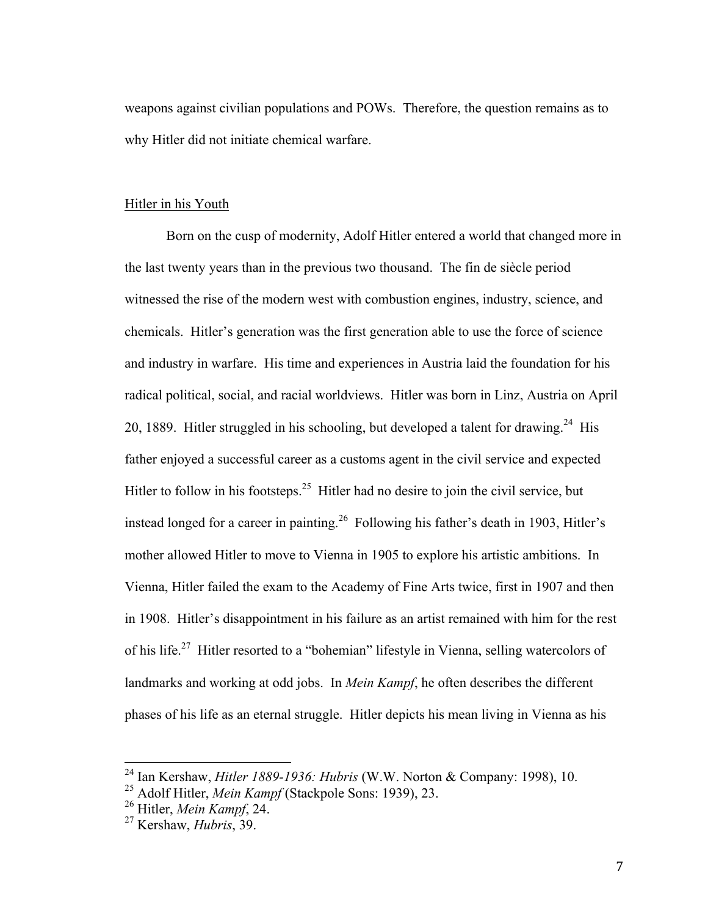weapons against civilian populations and POWs. Therefore, the question remains as to why Hitler did not initiate chemical warfare.

## Hitler in his Youth

Born on the cusp of modernity, Adolf Hitler entered a world that changed more in the last twenty years than in the previous two thousand. The fin de siècle period witnessed the rise of the modern west with combustion engines, industry, science, and chemicals. Hitler's generation was the first generation able to use the force of science and industry in warfare. His time and experiences in Austria laid the foundation for his radical political, social, and racial worldviews. Hitler was born in Linz, Austria on April 20, 1889. Hitler struggled in his schooling, but developed a talent for drawing.[24] His father enjoyed a successful career as a customs agent in the civil service and expected Hitler to follow in his footsteps.[25] Hitler had no desire to join the civil service, but instead longed for a career in painting.[26] Following his father's death in 1903, Hitler's mother allowed Hitler to move to Vienna in 1905 to explore his artistic ambitions. In Vienna, Hitler failed the exam to the Academy of Fine Arts twice, first in 1907 and then in 1908. Hitler's disappointment in his failure as an artist remained with him for the rest of his life.[27] Hitler resorted to a "bohemian" lifestyle in Vienna, selling watercolors of landmarks and working at odd jobs. In *Mein Kampf*, he often describes the different phases of his life as an eternal struggle. Hitler depicts his mean living in Vienna as his

---

[24] Ian Kershaw, *Hitler 1889-1936: Hubris* (W.W. Norton & Company: 1998), 10.

[25] Adolf Hitler, *Mein Kampf* (Stackpole Sons: 1939), 23.

[26] Hitler, *Mein Kampf*, 24.

[27] Kershaw, *Hubris*, 39.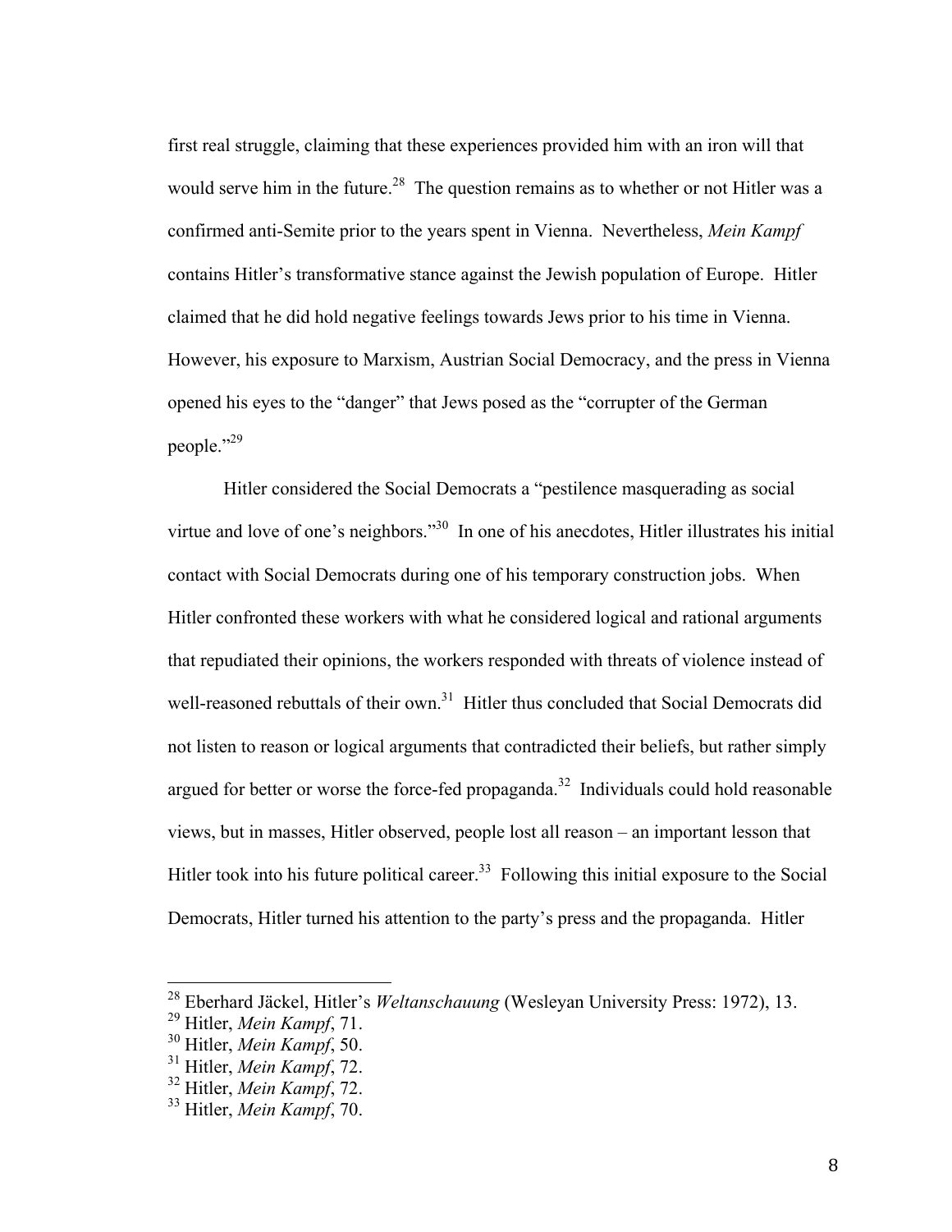first real struggle, claiming that these experiences provided him with an iron will that would serve him in the future.[28] The question remains as to whether or not Hitler was a confirmed anti-Semite prior to the years spent in Vienna. Nevertheless, *Mein Kampf* contains Hitler's transformative stance against the Jewish population of Europe. Hitler claimed that he did hold negative feelings towards Jews prior to his time in Vienna. However, his exposure to Marxism, Austrian Social Democracy, and the press in Vienna opened his eyes to the "danger" that Jews posed as the "corrupter of the German people."[29]

Hitler considered the Social Democrats a "pestilence masquerading as social virtue and love of one's neighbors."[30] In one of his anecdotes, Hitler illustrates his initial contact with Social Democrats during one of his temporary construction jobs. When Hitler confronted these workers with what he considered logical and rational arguments that repudiated their opinions, the workers responded with threats of violence instead of well-reasoned rebuttals of their own.[31] Hitler thus concluded that Social Democrats did not listen to reason or logical arguments that contradicted their beliefs, but rather simply argued for better or worse the force-fed propaganda.[32] Individuals could hold reasonable views, but in masses, Hitler observed, people lost all reason – an important lesson that Hitler took into his future political career.[33] Following this initial exposure to the Social Democrats, Hitler turned his attention to the party's press and the propaganda. Hitler

---

[28] Eberhard Jäckel, Hitler's *Weltanschauung* (Wesleyan University Press: 1972), 13.
[29] Hitler, *Mein Kampf*, 71.
[30] Hitler, *Mein Kampf*, 50.
[31] Hitler, *Mein Kampf*, 72.
[32] Hitler, *Mein Kampf*, 72.
[33] Hitler, *Mein Kampf*, 70.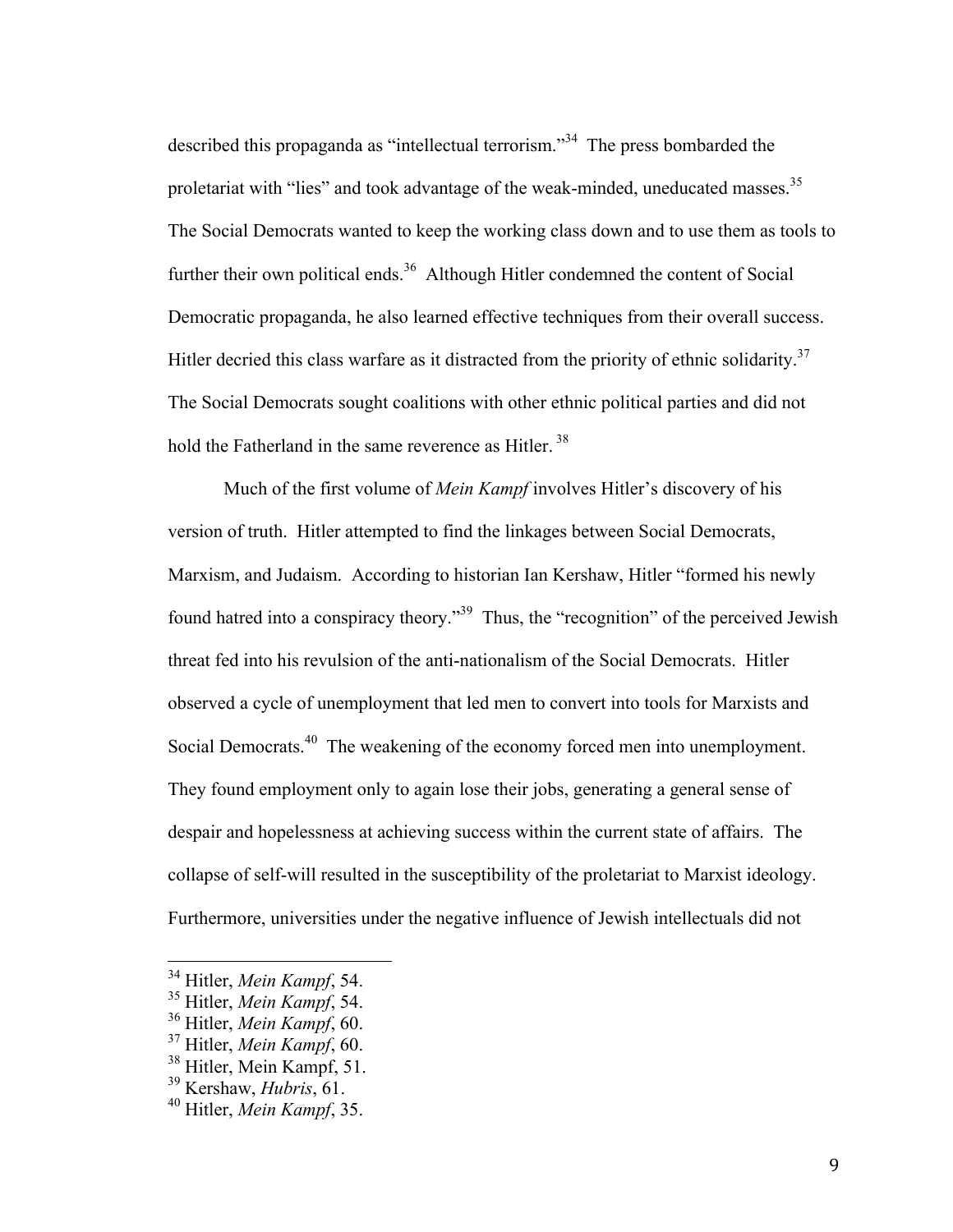described this propaganda as "intellectual terrorism."[34] The press bombarded the proletariat with "lies" and took advantage of the weak-minded, uneducated masses.[35] The Social Democrats wanted to keep the working class down and to use them as tools to further their own political ends.[36] Although Hitler condemned the content of Social Democratic propaganda, he also learned effective techniques from their overall success. Hitler decried this class warfare as it distracted from the priority of ethnic solidarity.[37] The Social Democrats sought coalitions with other ethnic political parties and did not hold the Fatherland in the same reverence as Hitler.[38]

Much of the first volume of *Mein Kampf* involves Hitler's discovery of his version of truth. Hitler attempted to find the linkages between Social Democrats, Marxism, and Judaism. According to historian Ian Kershaw, Hitler "formed his newly found hatred into a conspiracy theory."[39] Thus, the "recognition" of the perceived Jewish threat fed into his revulsion of the anti-nationalism of the Social Democrats. Hitler observed a cycle of unemployment that led men to convert into tools for Marxists and Social Democrats.[40] The weakening of the economy forced men into unemployment. They found employment only to again lose their jobs, generating a general sense of despair and hopelessness at achieving success within the current state of affairs. The collapse of self-will resulted in the susceptibility of the proletariat to Marxist ideology. Furthermore, universities under the negative influence of Jewish intellectuals did not

---

[34] Hitler, *Mein Kampf*, 54.
[35] Hitler, *Mein Kampf*, 54.
[36] Hitler, *Mein Kampf*, 60.
[37] Hitler, *Mein Kampf*, 60.
[38] Hitler, Mein Kampf, 51.
[39] Kershaw, *Hubris*, 61.
[40] Hitler, *Mein Kampf*, 35.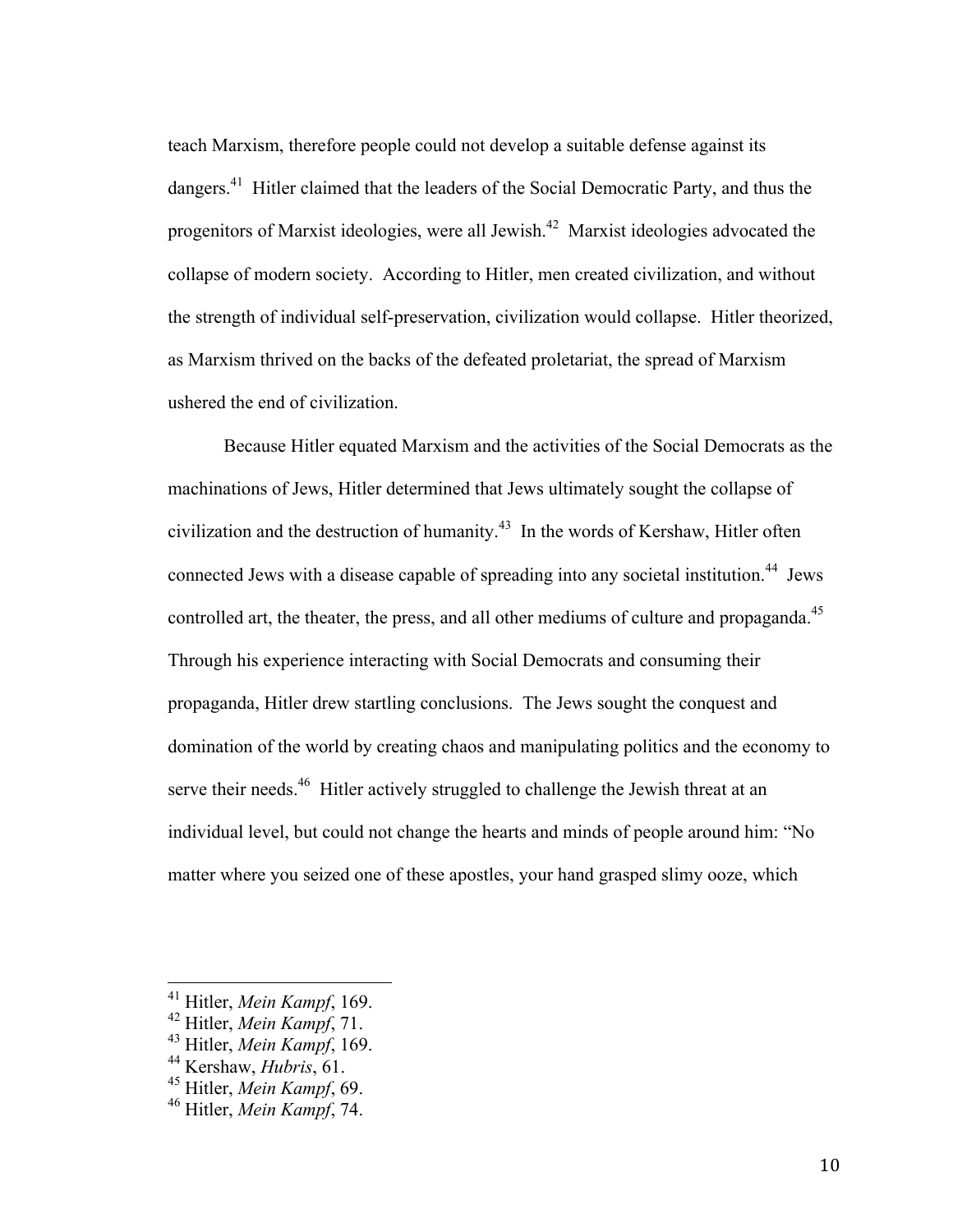teach Marxism, therefore people could not develop a suitable defense against its dangers.[41] Hitler claimed that the leaders of the Social Democratic Party, and thus the progenitors of Marxist ideologies, were all Jewish.[42] Marxist ideologies advocated the collapse of modern society. According to Hitler, men created civilization, and without the strength of individual self-preservation, civilization would collapse. Hitler theorized, as Marxism thrived on the backs of the defeated proletariat, the spread of Marxism ushered the end of civilization.

Because Hitler equated Marxism and the activities of the Social Democrats as the machinations of Jews, Hitler determined that Jews ultimately sought the collapse of civilization and the destruction of humanity.[43] In the words of Kershaw, Hitler often connected Jews with a disease capable of spreading into any societal institution.[44] Jews controlled art, the theater, the press, and all other mediums of culture and propaganda.[45] Through his experience interacting with Social Democrats and consuming their propaganda, Hitler drew startling conclusions. The Jews sought the conquest and domination of the world by creating chaos and manipulating politics and the economy to serve their needs.[46] Hitler actively struggled to challenge the Jewish threat at an individual level, but could not change the hearts and minds of people around him: "No matter where you seized one of these apostles, your hand grasped slimy ooze, which

---

[41] Hitler, *Mein Kampf*, 169.
[42] Hitler, *Mein Kampf*, 71.
[43] Hitler, *Mein Kampf*, 169.
[44] Kershaw, *Hubris*, 61.
[45] Hitler, *Mein Kampf*, 69.
[46] Hitler, *Mein Kampf*, 74.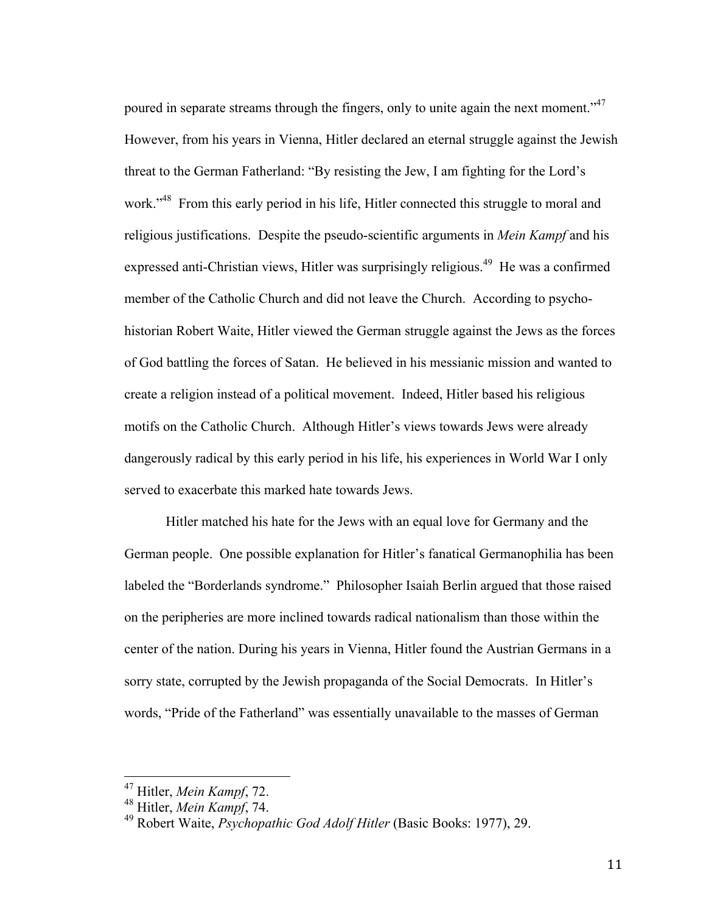poured in separate streams through the fingers, only to unite again the next moment."[47] However, from his years in Vienna, Hitler declared an eternal struggle against the Jewish threat to the German Fatherland: "By resisting the Jew, I am fighting for the Lord's work."[48] From this early period in his life, Hitler connected this struggle to moral and religious justifications. Despite the pseudo-scientific arguments in *Mein Kampf* and his expressed anti-Christian views, Hitler was surprisingly religious.[49] He was a confirmed member of the Catholic Church and did not leave the Church. According to psycho-historian Robert Waite, Hitler viewed the German struggle against the Jews as the forces of God battling the forces of Satan. He believed in his messianic mission and wanted to create a religion instead of a political movement. Indeed, Hitler based his religious motifs on the Catholic Church. Although Hitler's views towards Jews were already dangerously radical by this early period in his life, his experiences in World War I only served to exacerbate this marked hate towards Jews.

Hitler matched his hate for the Jews with an equal love for Germany and the German people. One possible explanation for Hitler's fanatical Germanophilia has been labeled the "Borderlands syndrome." Philosopher Isaiah Berlin argued that those raised on the peripheries are more inclined towards radical nationalism than those within the center of the nation. During his years in Vienna, Hitler found the Austrian Germans in a sorry state, corrupted by the Jewish propaganda of the Social Democrats. In Hitler's words, "Pride of the Fatherland" was essentially unavailable to the masses of German

---

[47] Hitler, *Mein Kampf*, 72.

[48] Hitler, *Mein Kampf*, 74.

[49] Robert Waite, *Psychopathic God Adolf Hitler* (Basic Books: 1977), 29.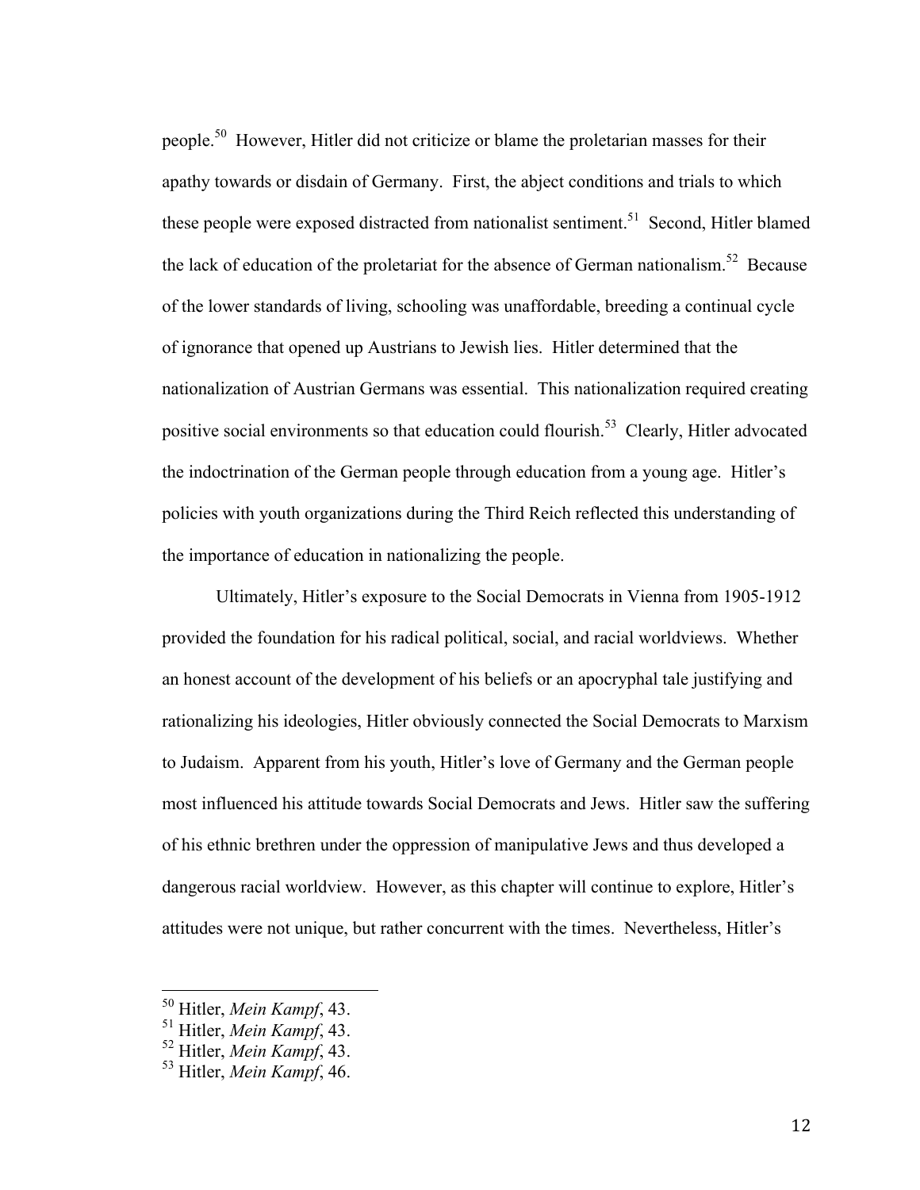people.[50] However, Hitler did not criticize or blame the proletarian masses for their apathy towards or disdain of Germany. First, the abject conditions and trials to which these people were exposed distracted from nationalist sentiment.[51] Second, Hitler blamed the lack of education of the proletariat for the absence of German nationalism.[52] Because of the lower standards of living, schooling was unaffordable, breeding a continual cycle of ignorance that opened up Austrians to Jewish lies. Hitler determined that the nationalization of Austrian Germans was essential. This nationalization required creating positive social environments so that education could flourish.[53] Clearly, Hitler advocated the indoctrination of the German people through education from a young age. Hitler's policies with youth organizations during the Third Reich reflected this understanding of the importance of education in nationalizing the people.

Ultimately, Hitler's exposure to the Social Democrats in Vienna from 1905-1912 provided the foundation for his radical political, social, and racial worldviews. Whether an honest account of the development of his beliefs or an apocryphal tale justifying and rationalizing his ideologies, Hitler obviously connected the Social Democrats to Marxism to Judaism. Apparent from his youth, Hitler's love of Germany and the German people most influenced his attitude towards Social Democrats and Jews. Hitler saw the suffering of his ethnic brethren under the oppression of manipulative Jews and thus developed a dangerous racial worldview. However, as this chapter will continue to explore, Hitler's attitudes were not unique, but rather concurrent with the times. Nevertheless, Hitler's

---

[50] Hitler, *Mein Kampf*, 43.
[51] Hitler, *Mein Kampf*, 43.
[52] Hitler, *Mein Kampf*, 43.
[53] Hitler, *Mein Kampf*, 46.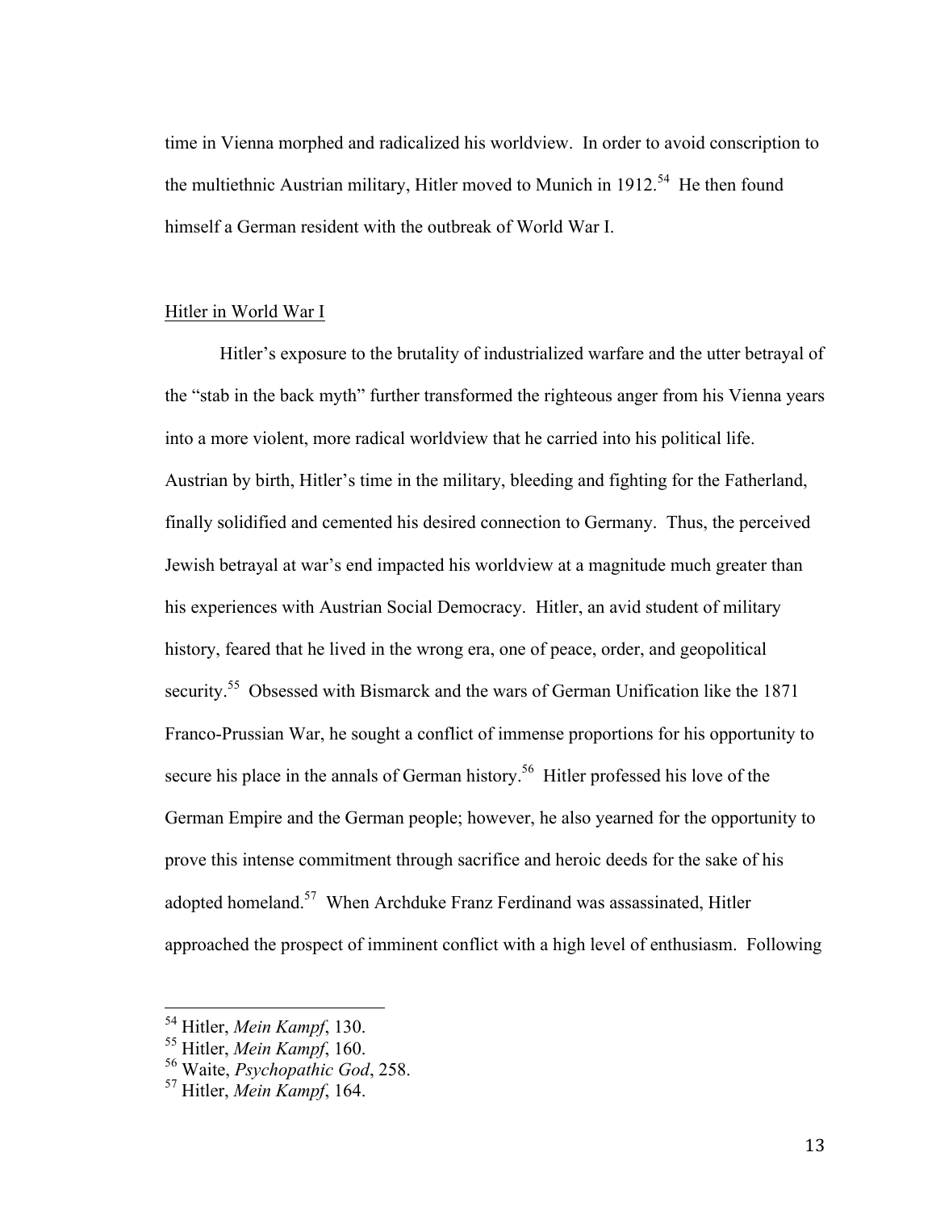time in Vienna morphed and radicalized his worldview. In order to avoid conscription to the multiethnic Austrian military, Hitler moved to Munich in 1912.[54] He then found himself a German resident with the outbreak of World War I.

## Hitler in World War I

Hitler's exposure to the brutality of industrialized warfare and the utter betrayal of the "stab in the back myth" further transformed the righteous anger from his Vienna years into a more violent, more radical worldview that he carried into his political life. Austrian by birth, Hitler's time in the military, bleeding and fighting for the Fatherland, finally solidified and cemented his desired connection to Germany. Thus, the perceived Jewish betrayal at war's end impacted his worldview at a magnitude much greater than his experiences with Austrian Social Democracy. Hitler, an avid student of military history, feared that he lived in the wrong era, one of peace, order, and geopolitical security.[55] Obsessed with Bismarck and the wars of German Unification like the 1871 Franco-Prussian War, he sought a conflict of immense proportions for his opportunity to secure his place in the annals of German history.[56] Hitler professed his love of the German Empire and the German people; however, he also yearned for the opportunity to prove this intense commitment through sacrifice and heroic deeds for the sake of his adopted homeland.[57] When Archduke Franz Ferdinand was assassinated, Hitler approached the prospect of imminent conflict with a high level of enthusiasm. Following

---

[54] Hitler, *Mein Kampf*, 130.
[55] Hitler, *Mein Kampf*, 160.
[56] Waite, *Psychopathic God*, 258.
[57] Hitler, *Mein Kampf*, 164.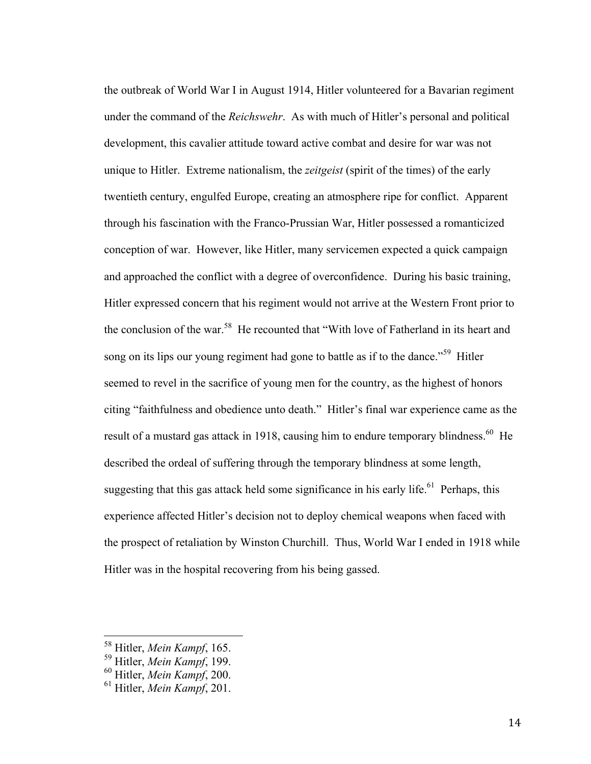the outbreak of World War I in August 1914, Hitler volunteered for a Bavarian regiment under the command of the *Reichswehr*. As with much of Hitler's personal and political development, this cavalier attitude toward active combat and desire for war was not unique to Hitler. Extreme nationalism, the *zeitgeist* (spirit of the times) of the early twentieth century, engulfed Europe, creating an atmosphere ripe for conflict. Apparent through his fascination with the Franco-Prussian War, Hitler possessed a romanticized conception of war. However, like Hitler, many servicemen expected a quick campaign and approached the conflict with a degree of overconfidence. During his basic training, Hitler expressed concern that his regiment would not arrive at the Western Front prior to the conclusion of the war.[58] He recounted that "With love of Fatherland in its heart and song on its lips our young regiment had gone to battle as if to the dance."[59] Hitler seemed to revel in the sacrifice of young men for the country, as the highest of honors citing "faithfulness and obedience unto death." Hitler's final war experience came as the result of a mustard gas attack in 1918, causing him to endure temporary blindness.[60] He described the ordeal of suffering through the temporary blindness at some length, suggesting that this gas attack held some significance in his early life.[61] Perhaps, this experience affected Hitler's decision not to deploy chemical weapons when faced with the prospect of retaliation by Winston Churchill. Thus, World War I ended in 1918 while Hitler was in the hospital recovering from his being gassed.

---

[58] Hitler, *Mein Kampf*, 165.

[59] Hitler, *Mein Kampf*, 199.

[60] Hitler, *Mein Kampf*, 200.

[61] Hitler, *Mein Kampf*, 201.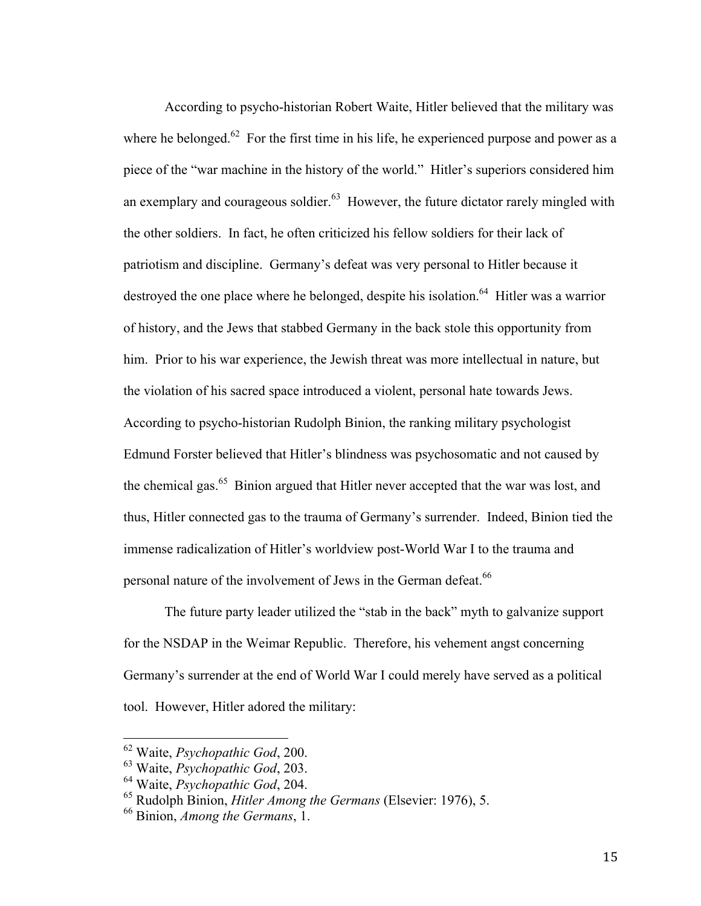According to psycho-historian Robert Waite, Hitler believed that the military was where he belonged.[62] For the first time in his life, he experienced purpose and power as a piece of the "war machine in the history of the world." Hitler's superiors considered him an exemplary and courageous soldier.[63] However, the future dictator rarely mingled with the other soldiers. In fact, he often criticized his fellow soldiers for their lack of patriotism and discipline. Germany's defeat was very personal to Hitler because it destroyed the one place where he belonged, despite his isolation.[64] Hitler was a warrior of history, and the Jews that stabbed Germany in the back stole this opportunity from him. Prior to his war experience, the Jewish threat was more intellectual in nature, but the violation of his sacred space introduced a violent, personal hate towards Jews. According to psycho-historian Rudolph Binion, the ranking military psychologist Edmund Forster believed that Hitler's blindness was psychosomatic and not caused by the chemical gas.[65] Binion argued that Hitler never accepted that the war was lost, and thus, Hitler connected gas to the trauma of Germany's surrender. Indeed, Binion tied the immense radicalization of Hitler's worldview post-World War I to the trauma and personal nature of the involvement of Jews in the German defeat.[66]

The future party leader utilized the "stab in the back" myth to galvanize support for the NSDAP in the Weimar Republic. Therefore, his vehement angst concerning Germany's surrender at the end of World War I could merely have served as a political tool. However, Hitler adored the military:

---

[62] Waite, *Psychopathic God*, 200.

[63] Waite, *Psychopathic God*, 203.

[64] Waite, *Psychopathic God*, 204.

[65] Rudolph Binion, *Hitler Among the Germans* (Elsevier: 1976), 5.

[66] Binion, *Among the Germans*, 1.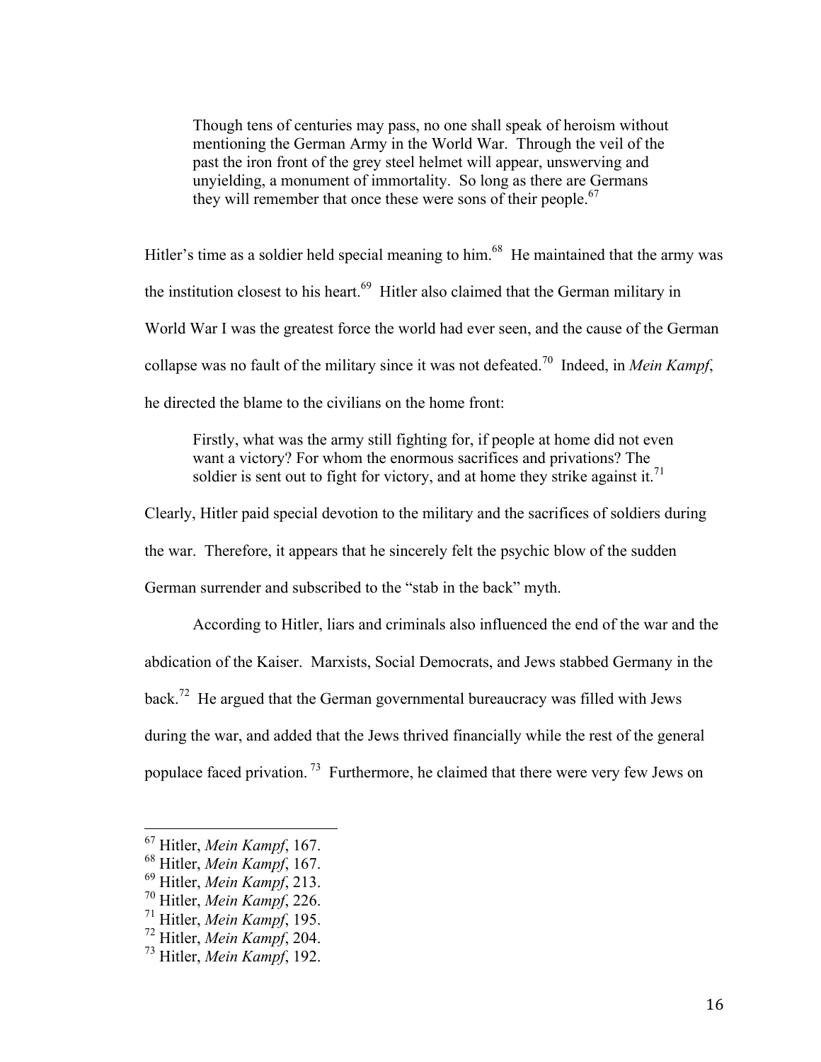> Though tens of centuries may pass, no one shall speak of heroism without mentioning the German Army in the World War. Through the veil of the past the iron front of the grey steel helmet will appear, unswerving and unyielding, a monument of immortality. So long as there are Germans they will remember that once these were sons of their people.[67]

Hitler's time as a soldier held special meaning to him.[68] He maintained that the army was the institution closest to his heart.[69] Hitler also claimed that the German military in World War I was the greatest force the world had ever seen, and the cause of the German collapse was no fault of the military since it was not defeated.[70] Indeed, in *Mein Kampf*, he directed the blame to the civilians on the home front:

> Firstly, what was the army still fighting for, if people at home did not even want a victory? For whom the enormous sacrifices and privations? The soldier is sent out to fight for victory, and at home they strike against it.[71]

Clearly, Hitler paid special devotion to the military and the sacrifices of soldiers during the war. Therefore, it appears that he sincerely felt the psychic blow of the sudden German surrender and subscribed to the "stab in the back" myth.

According to Hitler, liars and criminals also influenced the end of the war and the abdication of the Kaiser. Marxists, Social Democrats, and Jews stabbed Germany in the back.[72] He argued that the German governmental bureaucracy was filled with Jews during the war, and added that the Jews thrived financially while the rest of the general populace faced privation.[73] Furthermore, he claimed that there were very few Jews on

---

[67] Hitler, *Mein Kampf*, 167.
[68] Hitler, *Mein Kampf*, 167.
[69] Hitler, *Mein Kampf*, 213.
[70] Hitler, *Mein Kampf*, 226.
[71] Hitler, *Mein Kampf*, 195.
[72] Hitler, *Mein Kampf*, 204.
[73] Hitler, *Mein Kampf*, 192.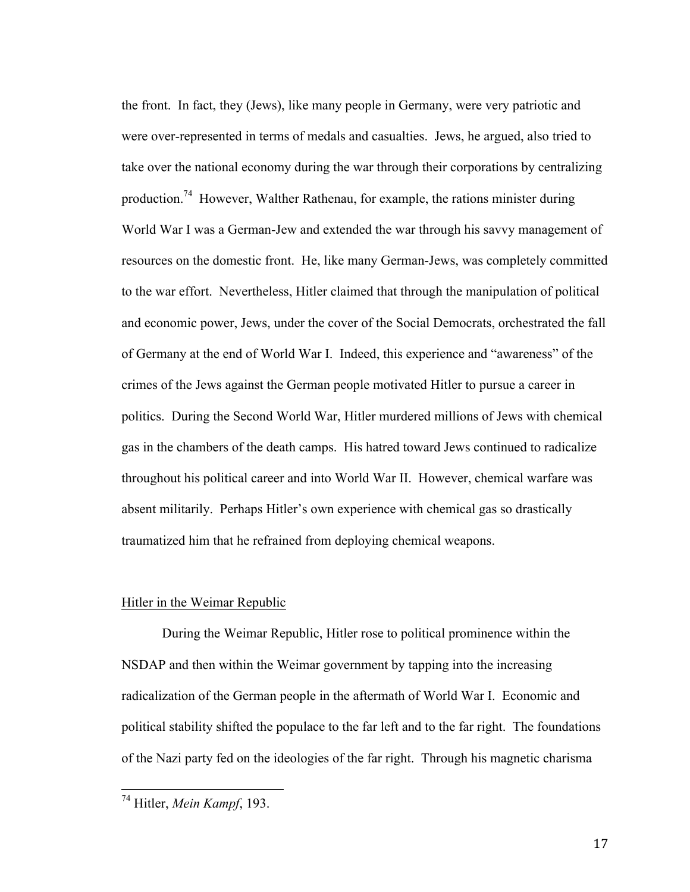the front. In fact, they (Jews), like many people in Germany, were very patriotic and were over-represented in terms of medals and casualties. Jews, he argued, also tried to take over the national economy during the war through their corporations by centralizing production.[74] However, Walther Rathenau, for example, the rations minister during World War I was a German-Jew and extended the war through his savvy management of resources on the domestic front. He, like many German-Jews, was completely committed to the war effort. Nevertheless, Hitler claimed that through the manipulation of political and economic power, Jews, under the cover of the Social Democrats, orchestrated the fall of Germany at the end of World War I. Indeed, this experience and "awareness" of the crimes of the Jews against the German people motivated Hitler to pursue a career in politics. During the Second World War, Hitler murdered millions of Jews with chemical gas in the chambers of the death camps. His hatred toward Jews continued to radicalize throughout his political career and into World War II. However, chemical warfare was absent militarily. Perhaps Hitler's own experience with chemical gas so drastically traumatized him that he refrained from deploying chemical weapons.

## Hitler in the Weimar Republic

During the Weimar Republic, Hitler rose to political prominence within the NSDAP and then within the Weimar government by tapping into the increasing radicalization of the German people in the aftermath of World War I. Economic and political stability shifted the populace to the far left and to the far right. The foundations of the Nazi party fed on the ideologies of the far right. Through his magnetic charisma

---

[74] Hitler, *Mein Kampf*, 193.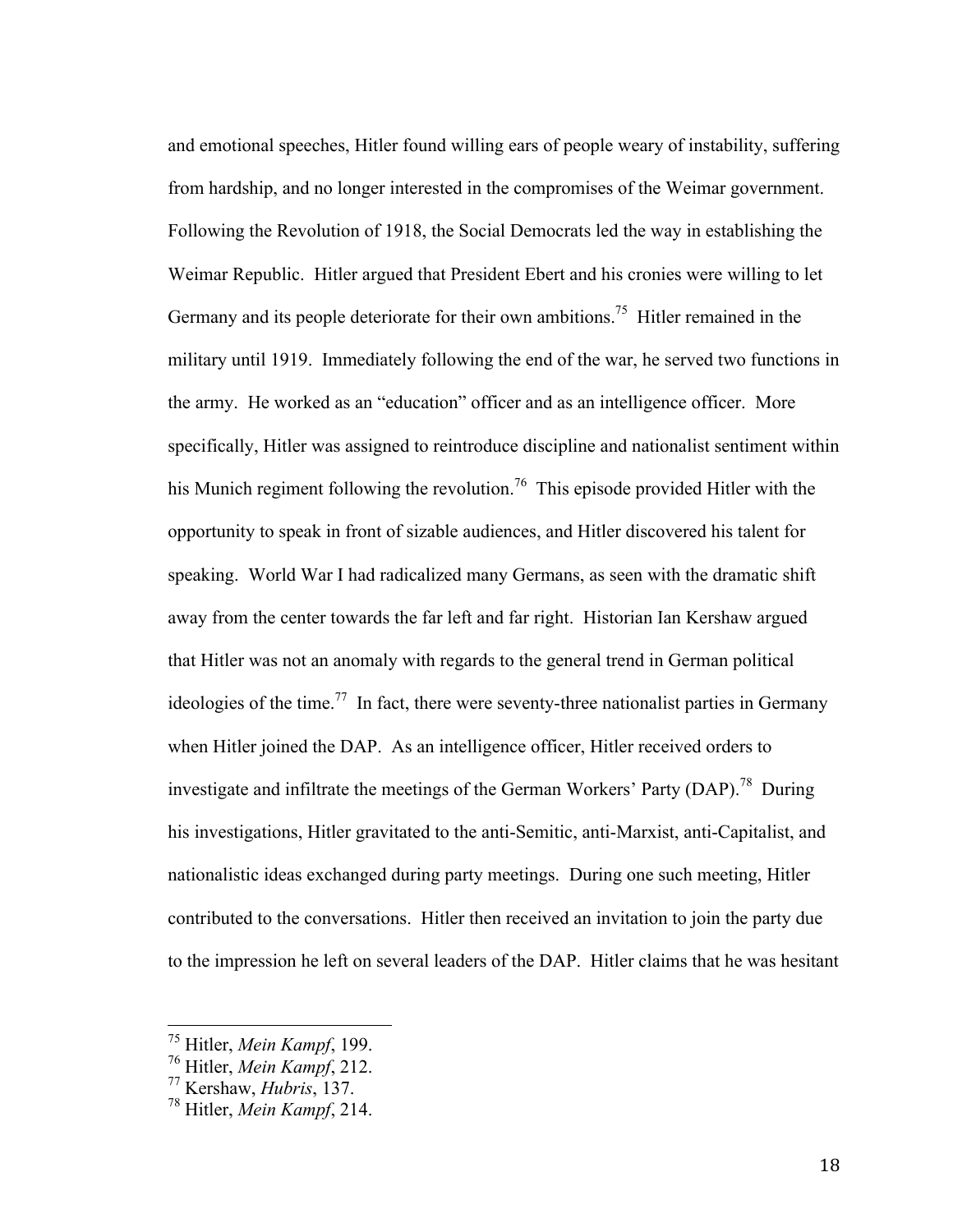and emotional speeches, Hitler found willing ears of people weary of instability, suffering from hardship, and no longer interested in the compromises of the Weimar government. Following the Revolution of 1918, the Social Democrats led the way in establishing the Weimar Republic. Hitler argued that President Ebert and his cronies were willing to let Germany and its people deteriorate for their own ambitions.[75] Hitler remained in the military until 1919. Immediately following the end of the war, he served two functions in the army. He worked as an "education" officer and as an intelligence officer. More specifically, Hitler was assigned to reintroduce discipline and nationalist sentiment within his Munich regiment following the revolution.[76] This episode provided Hitler with the opportunity to speak in front of sizable audiences, and Hitler discovered his talent for speaking. World War I had radicalized many Germans, as seen with the dramatic shift away from the center towards the far left and far right. Historian Ian Kershaw argued that Hitler was not an anomaly with regards to the general trend in German political ideologies of the time.[77] In fact, there were seventy-three nationalist parties in Germany when Hitler joined the DAP. As an intelligence officer, Hitler received orders to investigate and infiltrate the meetings of the German Workers' Party (DAP).[78] During his investigations, Hitler gravitated to the anti-Semitic, anti-Marxist, anti-Capitalist, and nationalistic ideas exchanged during party meetings. During one such meeting, Hitler contributed to the conversations. Hitler then received an invitation to join the party due to the impression he left on several leaders of the DAP. Hitler claims that he was hesitant

---

[75] Hitler, *Mein Kampf*, 199.

[76] Hitler, *Mein Kampf*, 212.

[77] Kershaw, *Hubris*, 137.

[78] Hitler, *Mein Kampf*, 214.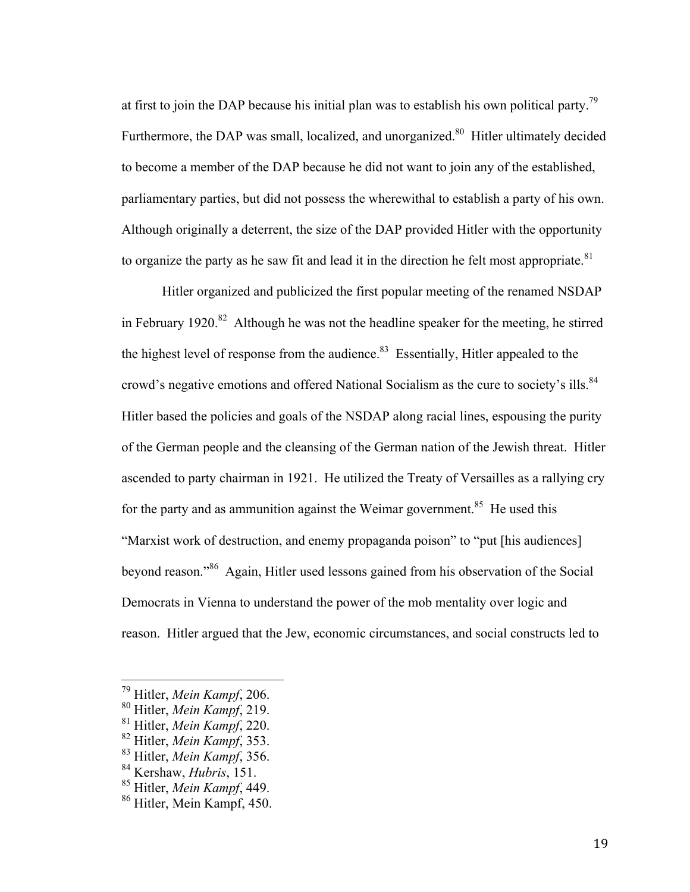at first to join the DAP because his initial plan was to establish his own political party.[79] Furthermore, the DAP was small, localized, and unorganized.[80] Hitler ultimately decided to become a member of the DAP because he did not want to join any of the established, parliamentary parties, but did not possess the wherewithal to establish a party of his own. Although originally a deterrent, the size of the DAP provided Hitler with the opportunity to organize the party as he saw fit and lead it in the direction he felt most appropriate.[81]

Hitler organized and publicized the first popular meeting of the renamed NSDAP in February 1920.[82] Although he was not the headline speaker for the meeting, he stirred the highest level of response from the audience.[83] Essentially, Hitler appealed to the crowd's negative emotions and offered National Socialism as the cure to society's ills.[84] Hitler based the policies and goals of the NSDAP along racial lines, espousing the purity of the German people and the cleansing of the German nation of the Jewish threat. Hitler ascended to party chairman in 1921. He utilized the Treaty of Versailles as a rallying cry for the party and as ammunition against the Weimar government.[85] He used this "Marxist work of destruction, and enemy propaganda poison" to "put [his audiences] beyond reason."[86] Again, Hitler used lessons gained from his observation of the Social Democrats in Vienna to understand the power of the mob mentality over logic and reason. Hitler argued that the Jew, economic circumstances, and social constructs led to

---

[79] Hitler, *Mein Kampf*, 206.
[80] Hitler, *Mein Kampf*, 219.
[81] Hitler, *Mein Kampf*, 220.
[82] Hitler, *Mein Kampf*, 353.
[83] Hitler, *Mein Kampf*, 356.
[84] Kershaw, *Hubris*, 151.
[85] Hitler, *Mein Kampf*, 449.
[86] Hitler, Mein Kampf, 450.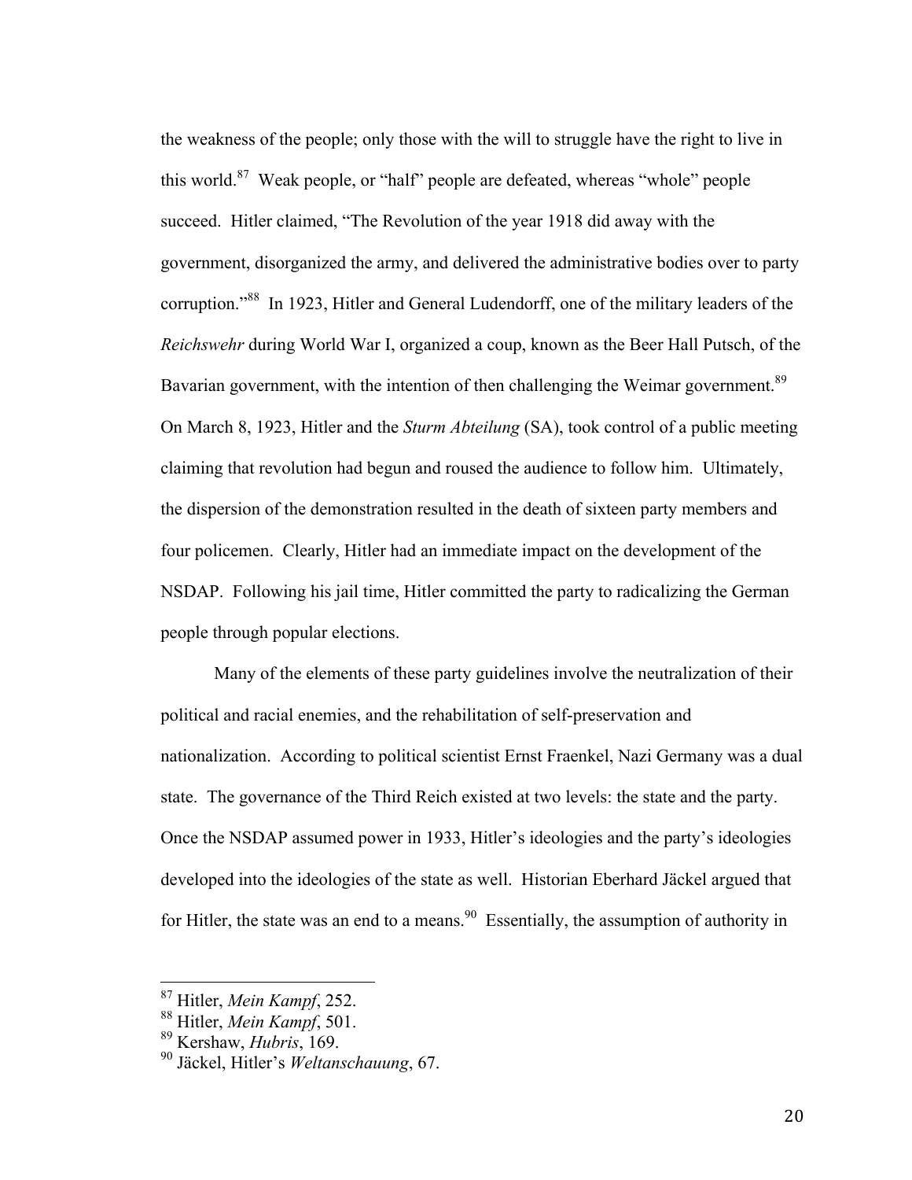the weakness of the people; only those with the will to struggle have the right to live in this world.[87] Weak people, or “half” people are defeated, whereas “whole” people succeed. Hitler claimed, “The Revolution of the year 1918 did away with the government, disorganized the army, and delivered the administrative bodies over to party corruption.”[88] In 1923, Hitler and General Ludendorff, one of the military leaders of the *Reichswehr* during World War I, organized a coup, known as the Beer Hall Putsch, of the Bavarian government, with the intention of then challenging the Weimar government.[89] On March 8, 1923, Hitler and the *Sturm Abteilung* (SA), took control of a public meeting claiming that revolution had begun and roused the audience to follow him. Ultimately, the dispersion of the demonstration resulted in the death of sixteen party members and four policemen. Clearly, Hitler had an immediate impact on the development of the NSDAP. Following his jail time, Hitler committed the party to radicalizing the German people through popular elections.

Many of the elements of these party guidelines involve the neutralization of their political and racial enemies, and the rehabilitation of self-preservation and nationalization. According to political scientist Ernst Fraenkel, Nazi Germany was a dual state. The governance of the Third Reich existed at two levels: the state and the party. Once the NSDAP assumed power in 1933, Hitler’s ideologies and the party’s ideologies developed into the ideologies of the state as well. Historian Eberhard Jäckel argued that for Hitler, the state was an end to a means.[90] Essentially, the assumption of authority in

---

[87] Hitler, *Mein Kampf*, 252.
[88] Hitler, *Mein Kampf*, 501.
[89] Kershaw, *Hubris*, 169.
[90] Jäckel, Hitler’s *Weltanschauung*, 67.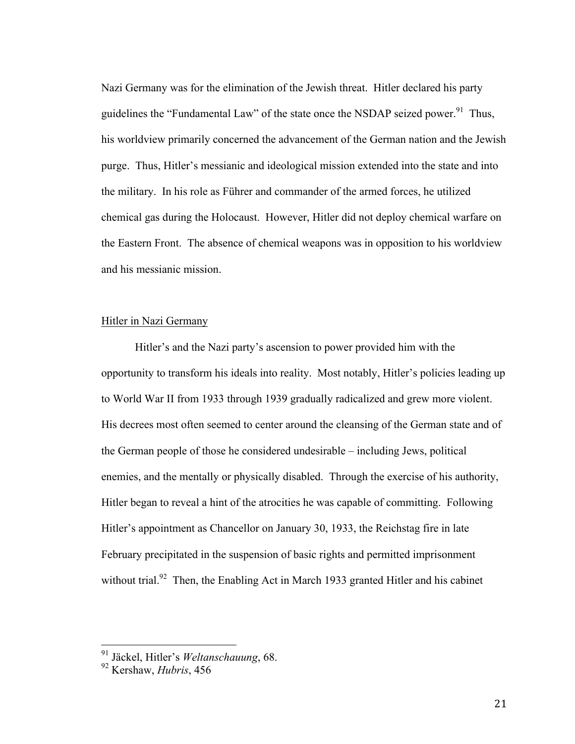Nazi Germany was for the elimination of the Jewish threat. Hitler declared his party guidelines the "Fundamental Law" of the state once the NSDAP seized power.[91] Thus, his worldview primarily concerned the advancement of the German nation and the Jewish purge. Thus, Hitler's messianic and ideological mission extended into the state and into the military. In his role as Führer and commander of the armed forces, he utilized chemical gas during the Holocaust. However, Hitler did not deploy chemical warfare on the Eastern Front. The absence of chemical weapons was in opposition to his worldview and his messianic mission.

## Hitler in Nazi Germany

Hitler's and the Nazi party's ascension to power provided him with the opportunity to transform his ideals into reality. Most notably, Hitler's policies leading up to World War II from 1933 through 1939 gradually radicalized and grew more violent. His decrees most often seemed to center around the cleansing of the German state and of the German people of those he considered undesirable – including Jews, political enemies, and the mentally or physically disabled. Through the exercise of his authority, Hitler began to reveal a hint of the atrocities he was capable of committing. Following Hitler's appointment as Chancellor on January 30, 1933, the Reichstag fire in late February precipitated in the suspension of basic rights and permitted imprisonment without trial.[92] Then, the Enabling Act in March 1933 granted Hitler and his cabinet

---

[91] Jäckel, Hitler's *Weltanschauung*, 68.

[92] Kershaw, *Hubris*, 456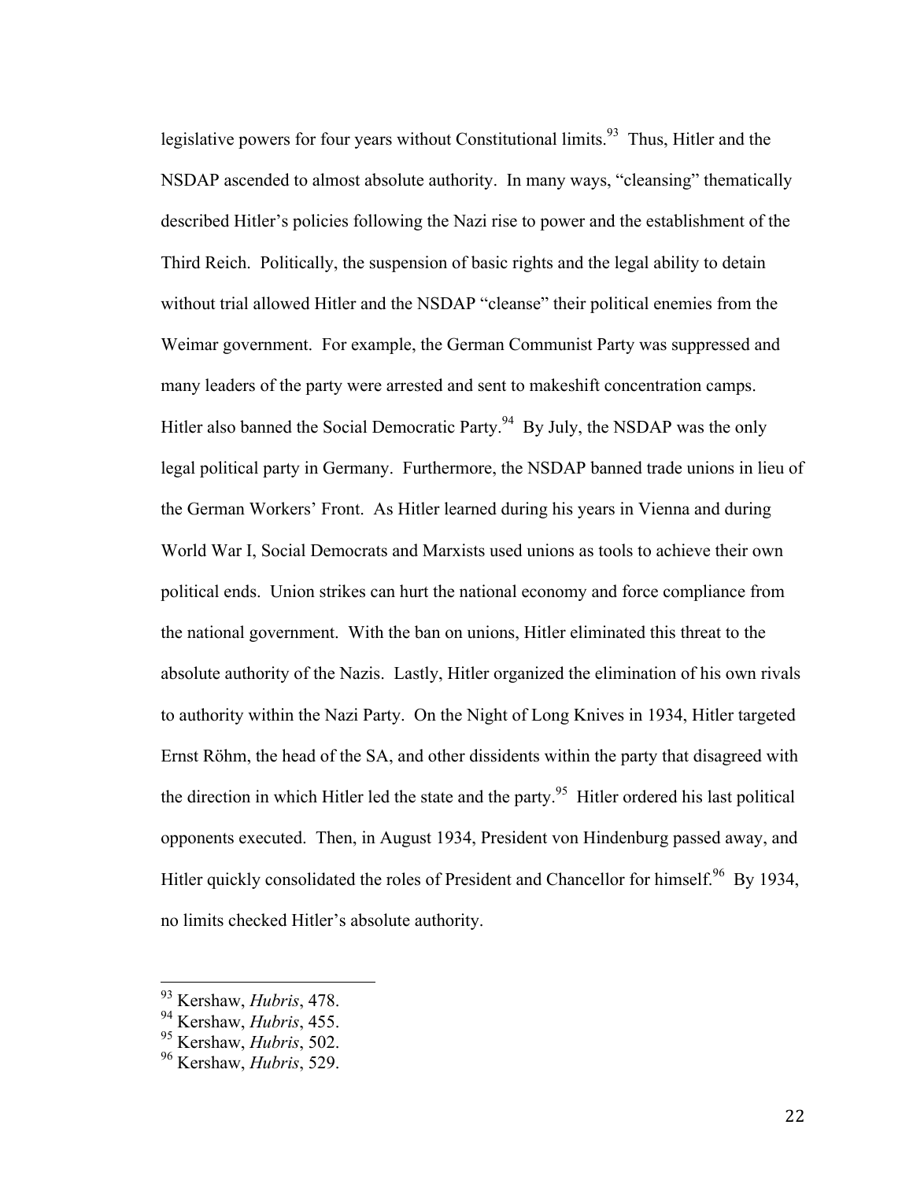legislative powers for four years without Constitutional limits.[93] Thus, Hitler and the NSDAP ascended to almost absolute authority. In many ways, "cleansing" thematically described Hitler's policies following the Nazi rise to power and the establishment of the Third Reich. Politically, the suspension of basic rights and the legal ability to detain without trial allowed Hitler and the NSDAP "cleanse" their political enemies from the Weimar government. For example, the German Communist Party was suppressed and many leaders of the party were arrested and sent to makeshift concentration camps. Hitler also banned the Social Democratic Party.[94] By July, the NSDAP was the only legal political party in Germany. Furthermore, the NSDAP banned trade unions in lieu of the German Workers' Front. As Hitler learned during his years in Vienna and during World War I, Social Democrats and Marxists used unions as tools to achieve their own political ends. Union strikes can hurt the national economy and force compliance from the national government. With the ban on unions, Hitler eliminated this threat to the absolute authority of the Nazis. Lastly, Hitler organized the elimination of his own rivals to authority within the Nazi Party. On the Night of Long Knives in 1934, Hitler targeted Ernst Röhm, the head of the SA, and other dissidents within the party that disagreed with the direction in which Hitler led the state and the party.[95] Hitler ordered his last political opponents executed. Then, in August 1934, President von Hindenburg passed away, and Hitler quickly consolidated the roles of President and Chancellor for himself.[96] By 1934, no limits checked Hitler's absolute authority.

---

[93] Kershaw, *Hubris*, 478.
[94] Kershaw, *Hubris*, 455.
[95] Kershaw, *Hubris*, 502.
[96] Kershaw, *Hubris*, 529.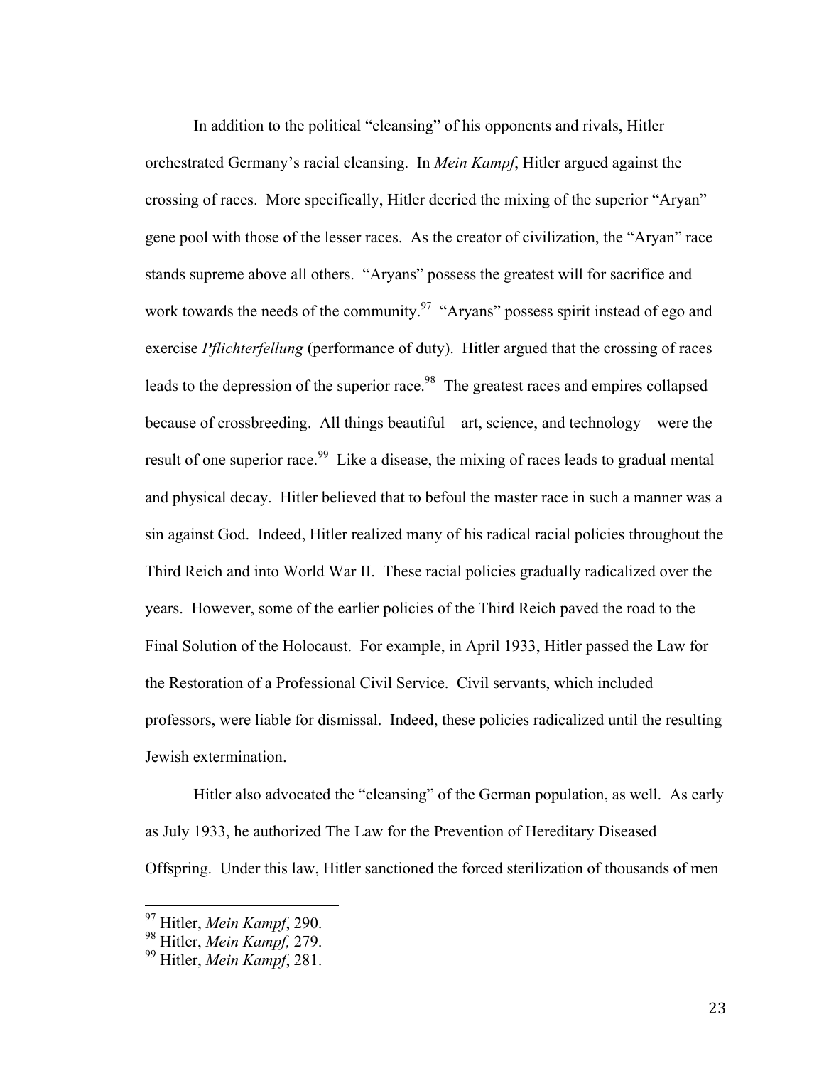In addition to the political "cleansing" of his opponents and rivals, Hitler orchestrated Germany's racial cleansing. In *Mein Kampf*, Hitler argued against the crossing of races. More specifically, Hitler decried the mixing of the superior "Aryan" gene pool with those of the lesser races. As the creator of civilization, the "Aryan" race stands supreme above all others. "Aryans" possess the greatest will for sacrifice and work towards the needs of the community.[97] "Aryans" possess spirit instead of ego and exercise *Pflichterfellung* (performance of duty). Hitler argued that the crossing of races leads to the depression of the superior race.[98] The greatest races and empires collapsed because of crossbreeding. All things beautiful – art, science, and technology – were the result of one superior race.[99] Like a disease, the mixing of races leads to gradual mental and physical decay. Hitler believed that to befoul the master race in such a manner was a sin against God. Indeed, Hitler realized many of his radical racial policies throughout the Third Reich and into World War II. These racial policies gradually radicalized over the years. However, some of the earlier policies of the Third Reich paved the road to the Final Solution of the Holocaust. For example, in April 1933, Hitler passed the Law for the Restoration of a Professional Civil Service. Civil servants, which included professors, were liable for dismissal. Indeed, these policies radicalized until the resulting Jewish extermination.

Hitler also advocated the "cleansing" of the German population, as well. As early as July 1933, he authorized The Law for the Prevention of Hereditary Diseased Offspring. Under this law, Hitler sanctioned the forced sterilization of thousands of men

---

[97] Hitler, *Mein Kampf*, 290.
[98] Hitler, *Mein Kampf,* 279.
[99] Hitler, *Mein Kampf*, 281.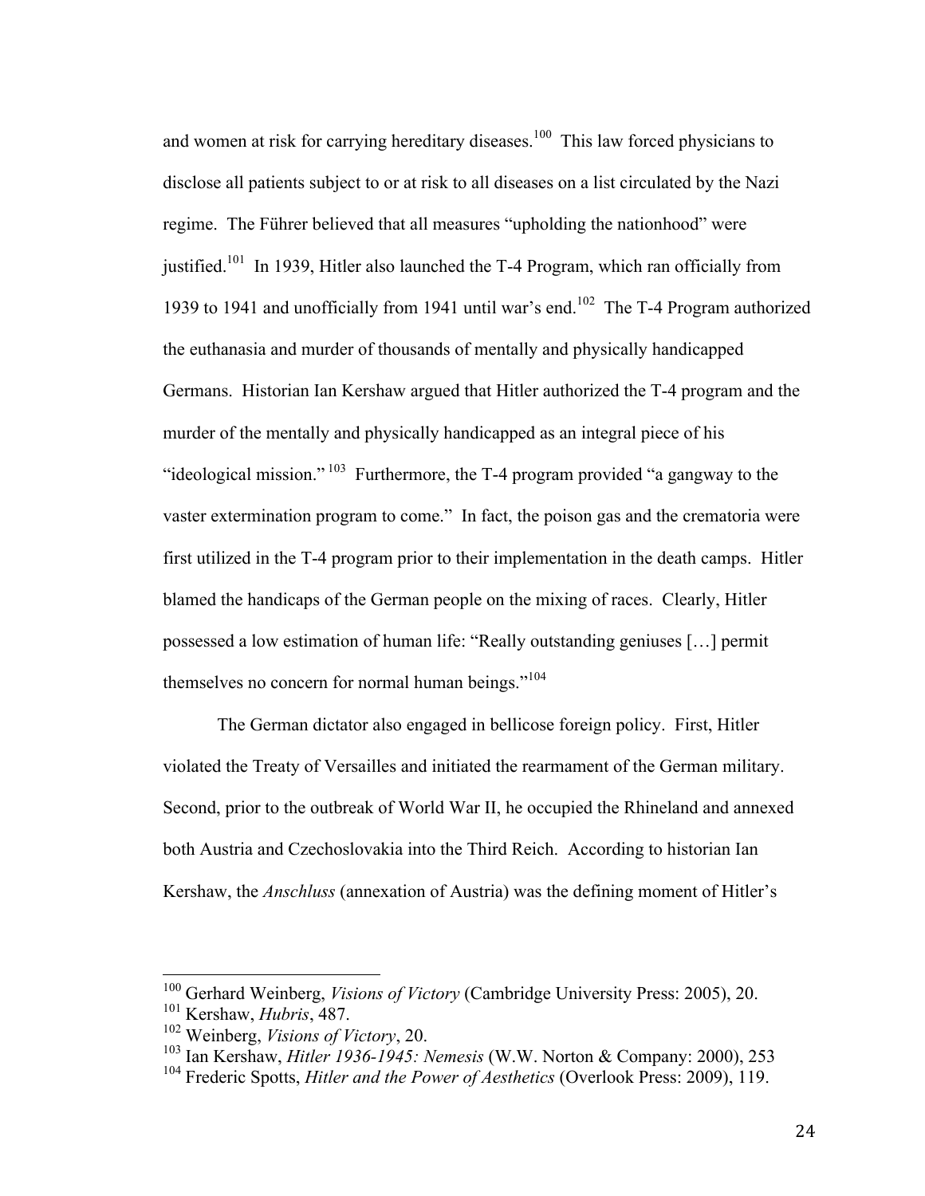and women at risk for carrying hereditary diseases.[100] This law forced physicians to disclose all patients subject to or at risk to all diseases on a list circulated by the Nazi regime. The Führer believed that all measures "upholding the nationhood" were justified.[101] In 1939, Hitler also launched the T-4 Program, which ran officially from 1939 to 1941 and unofficially from 1941 until war's end.[102] The T-4 Program authorized the euthanasia and murder of thousands of mentally and physically handicapped Germans. Historian Ian Kershaw argued that Hitler authorized the T-4 program and the murder of the mentally and physically handicapped as an integral piece of his "ideological mission."[103] Furthermore, the T-4 program provided "a gangway to the vaster extermination program to come." In fact, the poison gas and the crematoria were first utilized in the T-4 program prior to their implementation in the death camps. Hitler blamed the handicaps of the German people on the mixing of races. Clearly, Hitler possessed a low estimation of human life: "Really outstanding geniuses […] permit themselves no concern for normal human beings."[104]

The German dictator also engaged in bellicose foreign policy. First, Hitler violated the Treaty of Versailles and initiated the rearmament of the German military. Second, prior to the outbreak of World War II, he occupied the Rhineland and annexed both Austria and Czechoslovakia into the Third Reich. According to historian Ian Kershaw, the *Anschluss* (annexation of Austria) was the defining moment of Hitler's

---

[100] Gerhard Weinberg, *Visions of Victory* (Cambridge University Press: 2005), 20.
[101] Kershaw, *Hubris*, 487.
[102] Weinberg, *Visions of Victory*, 20.
[103] Ian Kershaw, *Hitler 1936-1945: Nemesis* (W.W. Norton & Company: 2000), 253
[104] Frederic Spotts, *Hitler and the Power of Aesthetics* (Overlook Press: 2009), 119.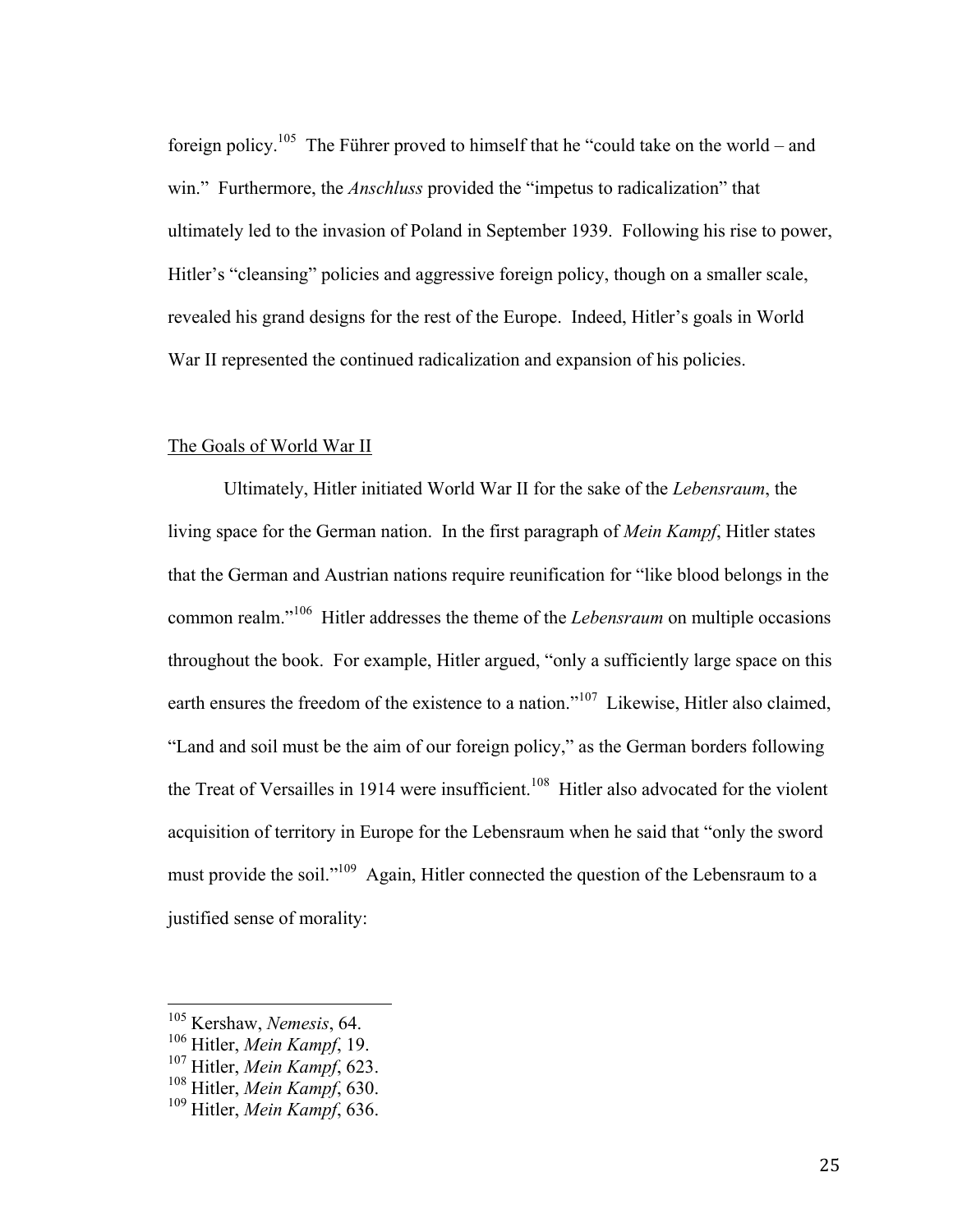foreign policy.[105] The Führer proved to himself that he "could take on the world – and win." Furthermore, the *Anschluss* provided the "impetus to radicalization" that ultimately led to the invasion of Poland in September 1939. Following his rise to power, Hitler's "cleansing" policies and aggressive foreign policy, though on a smaller scale, revealed his grand designs for the rest of the Europe. Indeed, Hitler's goals in World War II represented the continued radicalization and expansion of his policies.

## The Goals of World War II

Ultimately, Hitler initiated World War II for the sake of the *Lebensraum*, the living space for the German nation. In the first paragraph of *Mein Kampf*, Hitler states that the German and Austrian nations require reunification for "like blood belongs in the common realm."[106] Hitler addresses the theme of the *Lebensraum* on multiple occasions throughout the book. For example, Hitler argued, "only a sufficiently large space on this earth ensures the freedom of the existence to a nation."[107] Likewise, Hitler also claimed, "Land and soil must be the aim of our foreign policy," as the German borders following the Treat of Versailles in 1914 were insufficient.[108] Hitler also advocated for the violent acquisition of territory in Europe for the Lebensraum when he said that "only the sword must provide the soil."[109] Again, Hitler connected the question of the Lebensraum to a justified sense of morality:

---

[105] Kershaw, *Nemesis*, 64.
[106] Hitler, *Mein Kampf*, 19.
[107] Hitler, *Mein Kampf*, 623.
[108] Hitler, *Mein Kampf*, 630.
[109] Hitler, *Mein Kampf*, 636.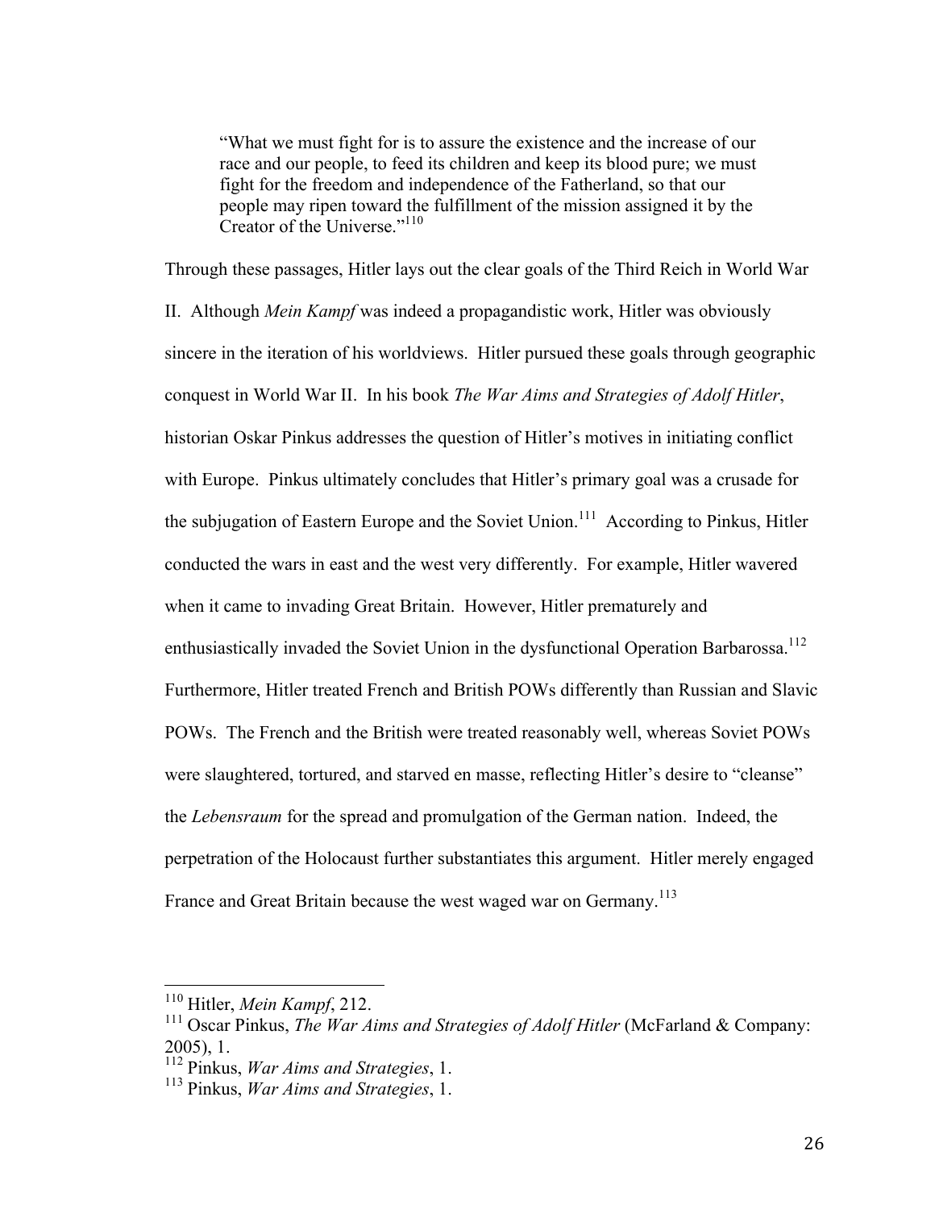> "What we must fight for is to assure the existence and the increase of our race and our people, to feed its children and keep its blood pure; we must fight for the freedom and independence of the Fatherland, so that our people may ripen toward the fulfillment of the mission assigned it by the Creator of the Universe."[110]

Through these passages, Hitler lays out the clear goals of the Third Reich in World War II. Although *Mein Kampf* was indeed a propagandistic work, Hitler was obviously sincere in the iteration of his worldviews. Hitler pursued these goals through geographic conquest in World War II. In his book *The War Aims and Strategies of Adolf Hitler*, historian Oskar Pinkus addresses the question of Hitler's motives in initiating conflict with Europe. Pinkus ultimately concludes that Hitler's primary goal was a crusade for the subjugation of Eastern Europe and the Soviet Union.[111] According to Pinkus, Hitler conducted the wars in east and the west very differently. For example, Hitler wavered when it came to invading Great Britain. However, Hitler prematurely and enthusiastically invaded the Soviet Union in the dysfunctional Operation Barbarossa.[112] Furthermore, Hitler treated French and British POWs differently than Russian and Slavic POWs. The French and the British were treated reasonably well, whereas Soviet POWs were slaughtered, tortured, and starved en masse, reflecting Hitler's desire to "cleanse" the *Lebensraum* for the spread and promulgation of the German nation. Indeed, the perpetration of the Holocaust further substantiates this argument. Hitler merely engaged France and Great Britain because the west waged war on Germany.[113]

---

[110] Hitler, *Mein Kampf*, 212.

[111] Oscar Pinkus, *The War Aims and Strategies of Adolf Hitler* (McFarland & Company: 2005), 1.

[112] Pinkus, *War Aims and Strategies*, 1.

[113] Pinkus, *War Aims and Strategies*, 1.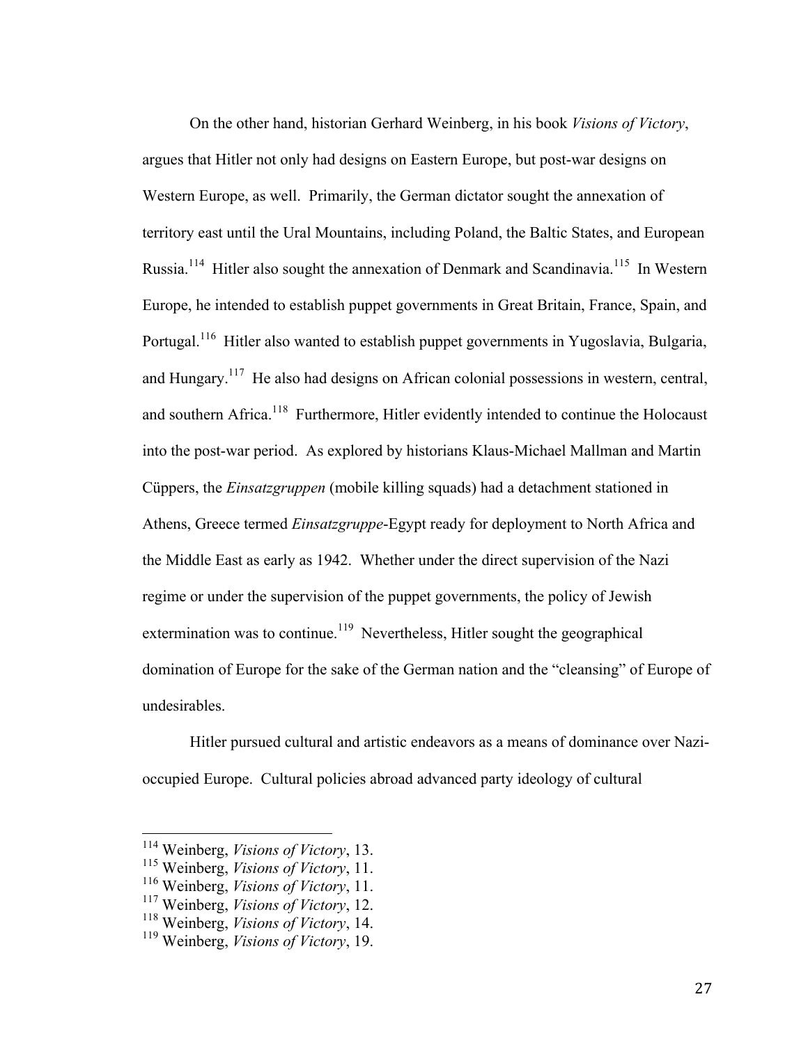On the other hand, historian Gerhard Weinberg, in his book *Visions of Victory*, argues that Hitler not only had designs on Eastern Europe, but post-war designs on Western Europe, as well. Primarily, the German dictator sought the annexation of territory east until the Ural Mountains, including Poland, the Baltic States, and European Russia.[114] Hitler also sought the annexation of Denmark and Scandinavia.[115] In Western Europe, he intended to establish puppet governments in Great Britain, France, Spain, and Portugal.[116] Hitler also wanted to establish puppet governments in Yugoslavia, Bulgaria, and Hungary.[117] He also had designs on African colonial possessions in western, central, and southern Africa.[118] Furthermore, Hitler evidently intended to continue the Holocaust into the post-war period. As explored by historians Klaus-Michael Mallman and Martin Cüppers, the *Einsatzgruppen* (mobile killing squads) had a detachment stationed in Athens, Greece termed *Einsatzgruppe*-Egypt ready for deployment to North Africa and the Middle East as early as 1942. Whether under the direct supervision of the Nazi regime or under the supervision of the puppet governments, the policy of Jewish extermination was to continue.[119] Nevertheless, Hitler sought the geographical domination of Europe for the sake of the German nation and the "cleansing" of Europe of undesirables.

Hitler pursued cultural and artistic endeavors as a means of dominance over Nazi-occupied Europe. Cultural policies abroad advanced party ideology of cultural

---

[114] Weinberg, *Visions of Victory*, 13.
[115] Weinberg, *Visions of Victory*, 11.
[116] Weinberg, *Visions of Victory*, 11.
[117] Weinberg, *Visions of Victory*, 12.
[118] Weinberg, *Visions of Victory*, 14.
[119] Weinberg, *Visions of Victory*, 19.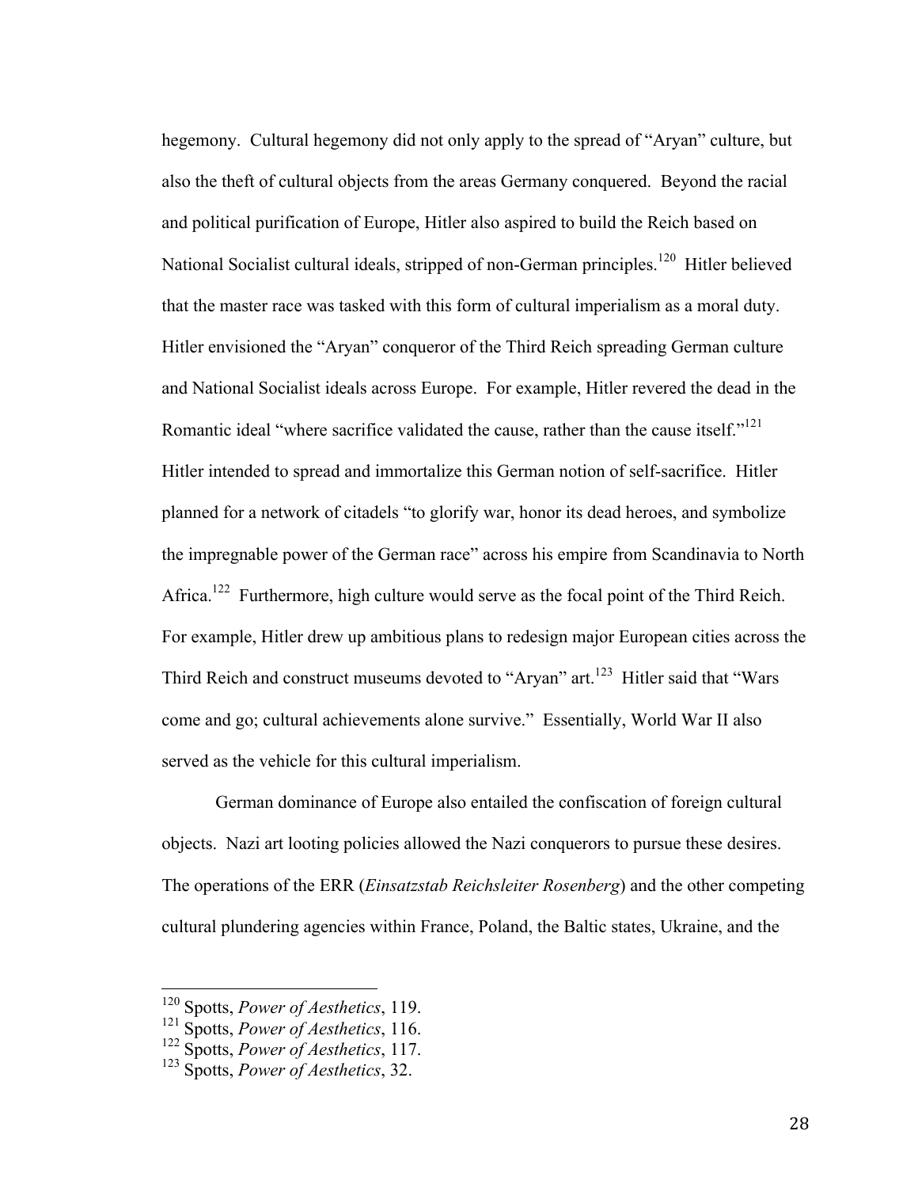hegemony. Cultural hegemony did not only apply to the spread of "Aryan" culture, but also the theft of cultural objects from the areas Germany conquered. Beyond the racial and political purification of Europe, Hitler also aspired to build the Reich based on National Socialist cultural ideals, stripped of non-German principles.[120] Hitler believed that the master race was tasked with this form of cultural imperialism as a moral duty. Hitler envisioned the "Aryan" conqueror of the Third Reich spreading German culture and National Socialist ideals across Europe. For example, Hitler revered the dead in the Romantic ideal "where sacrifice validated the cause, rather than the cause itself."[121] Hitler intended to spread and immortalize this German notion of self-sacrifice. Hitler planned for a network of citadels "to glorify war, honor its dead heroes, and symbolize the impregnable power of the German race" across his empire from Scandinavia to North Africa.[122] Furthermore, high culture would serve as the focal point of the Third Reich. For example, Hitler drew up ambitious plans to redesign major European cities across the Third Reich and construct museums devoted to "Aryan" art.[123] Hitler said that "Wars come and go; cultural achievements alone survive." Essentially, World War II also served as the vehicle for this cultural imperialism.

German dominance of Europe also entailed the confiscation of foreign cultural objects. Nazi art looting policies allowed the Nazi conquerors to pursue these desires. The operations of the ERR (*Einsatzstab Reichsleiter Rosenberg*) and the other competing cultural plundering agencies within France, Poland, the Baltic states, Ukraine, and the

---

[120] Spotts, *Power of Aesthetics*, 119.
[121] Spotts, *Power of Aesthetics*, 116.
[122] Spotts, *Power of Aesthetics*, 117.
[123] Spotts, *Power of Aesthetics*, 32.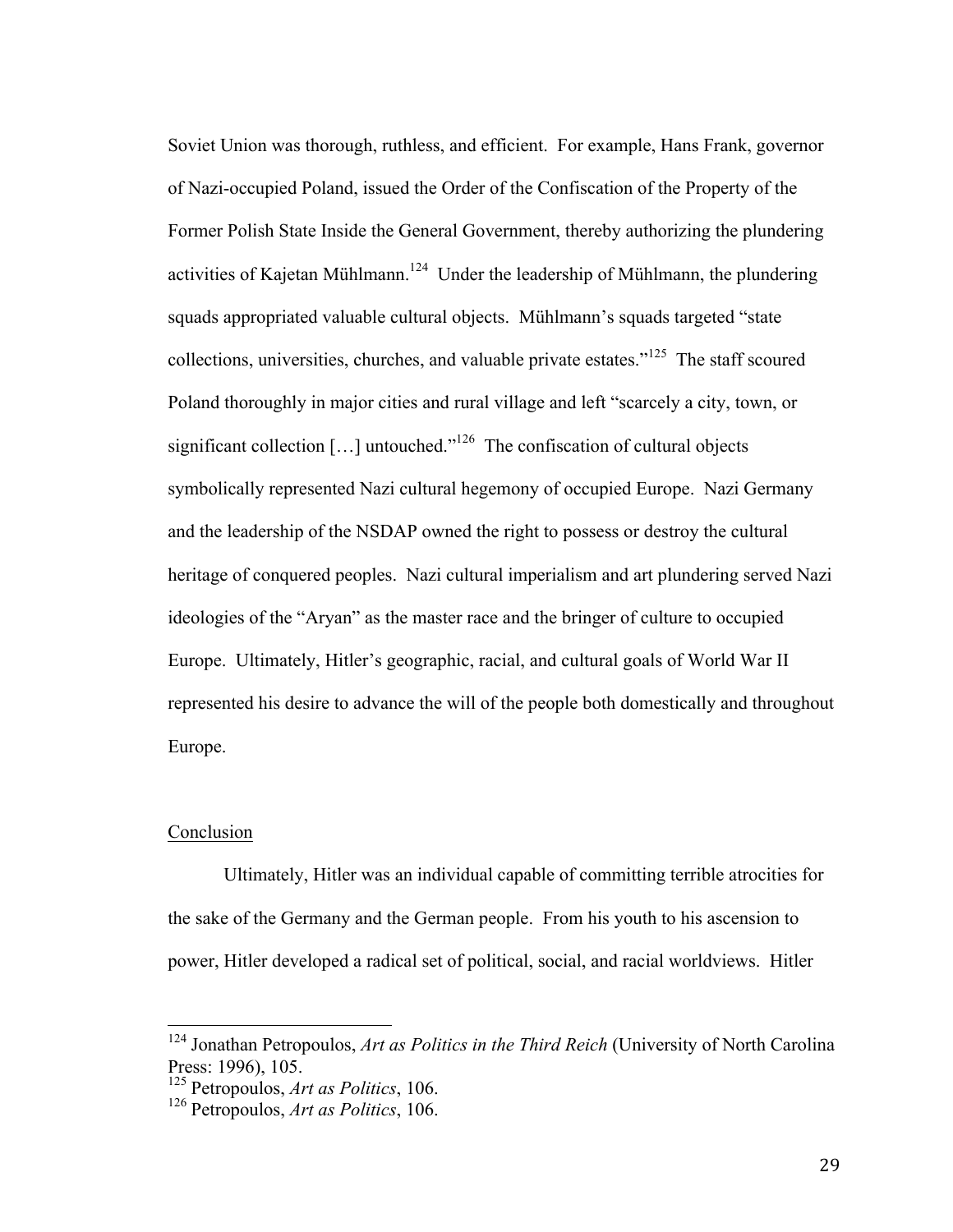Soviet Union was thorough, ruthless, and efficient. For example, Hans Frank, governor of Nazi-occupied Poland, issued the Order of the Confiscation of the Property of the Former Polish State Inside the General Government, thereby authorizing the plundering activities of Kajetan Mühlmann.[124] Under the leadership of Mühlmann, the plundering squads appropriated valuable cultural objects. Mühlmann's squads targeted "state collections, universities, churches, and valuable private estates."[125] The staff scoured Poland thoroughly in major cities and rural village and left "scarcely a city, town, or significant collection […] untouched."[126] The confiscation of cultural objects symbolically represented Nazi cultural hegemony of occupied Europe. Nazi Germany and the leadership of the NSDAP owned the right to possess or destroy the cultural heritage of conquered peoples. Nazi cultural imperialism and art plundering served Nazi ideologies of the "Aryan" as the master race and the bringer of culture to occupied Europe. Ultimately, Hitler's geographic, racial, and cultural goals of World War II represented his desire to advance the will of the people both domestically and throughout Europe.

## Conclusion

Ultimately, Hitler was an individual capable of committing terrible atrocities for the sake of the Germany and the German people. From his youth to his ascension to power, Hitler developed a radical set of political, social, and racial worldviews. Hitler

---

[124] Jonathan Petropoulos, *Art as Politics in the Third Reich* (University of North Carolina Press: 1996), 105.

[125] Petropoulos, *Art as Politics*, 106.

[126] Petropoulos, *Art as Politics*, 106.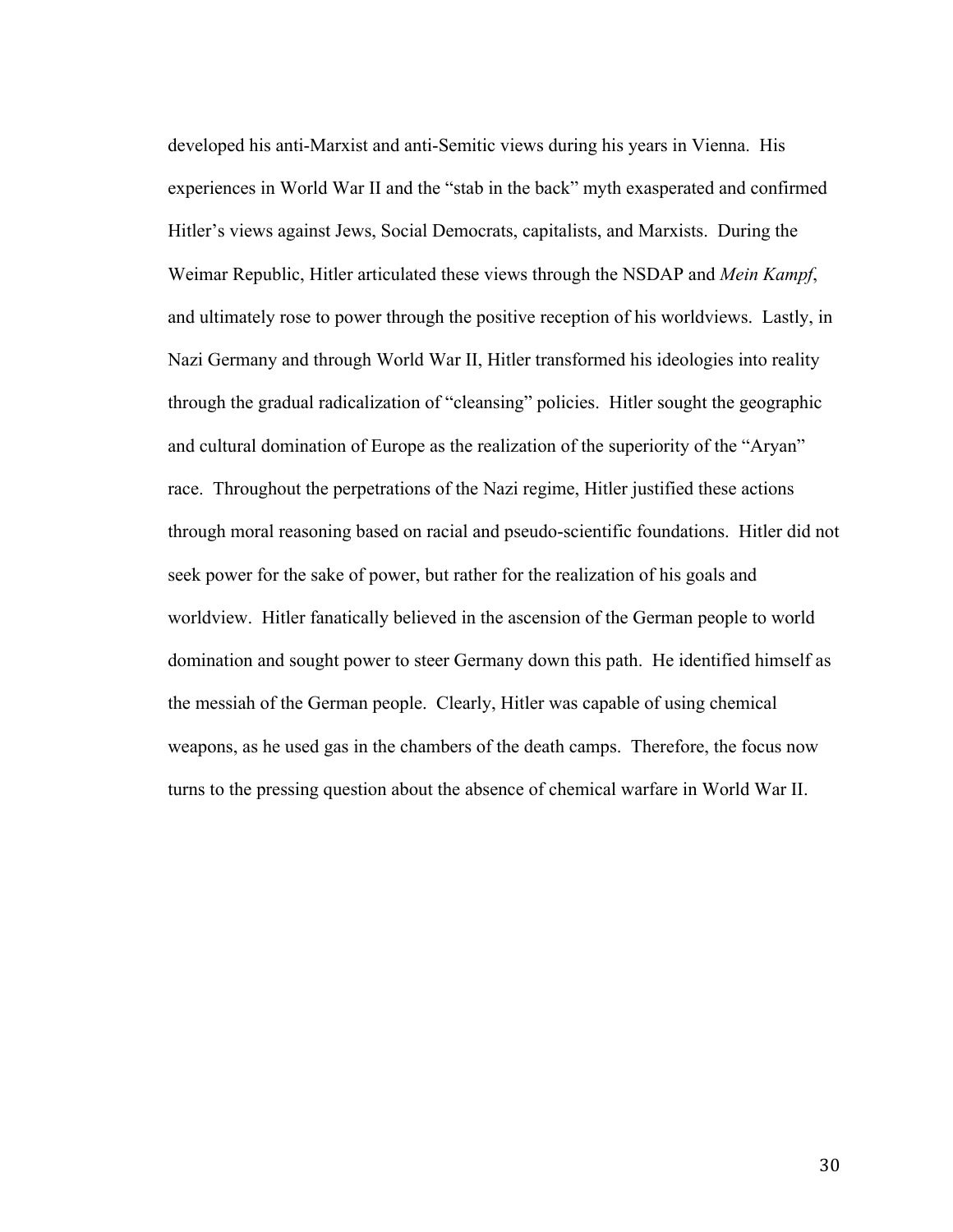developed his anti-Marxist and anti-Semitic views during his years in Vienna. His experiences in World War II and the "stab in the back" myth exasperated and confirmed Hitler's views against Jews, Social Democrats, capitalists, and Marxists. During the Weimar Republic, Hitler articulated these views through the NSDAP and *Mein Kampf*, and ultimately rose to power through the positive reception of his worldviews. Lastly, in Nazi Germany and through World War II, Hitler transformed his ideologies into reality through the gradual radicalization of "cleansing" policies. Hitler sought the geographic and cultural domination of Europe as the realization of the superiority of the "Aryan" race. Throughout the perpetrations of the Nazi regime, Hitler justified these actions through moral reasoning based on racial and pseudo-scientific foundations. Hitler did not seek power for the sake of power, but rather for the realization of his goals and worldview. Hitler fanatically believed in the ascension of the German people to world domination and sought power to steer Germany down this path. He identified himself as the messiah of the German people. Clearly, Hitler was capable of using chemical weapons, as he used gas in the chambers of the death camps. Therefore, the focus now turns to the pressing question about the absence of chemical warfare in World War II.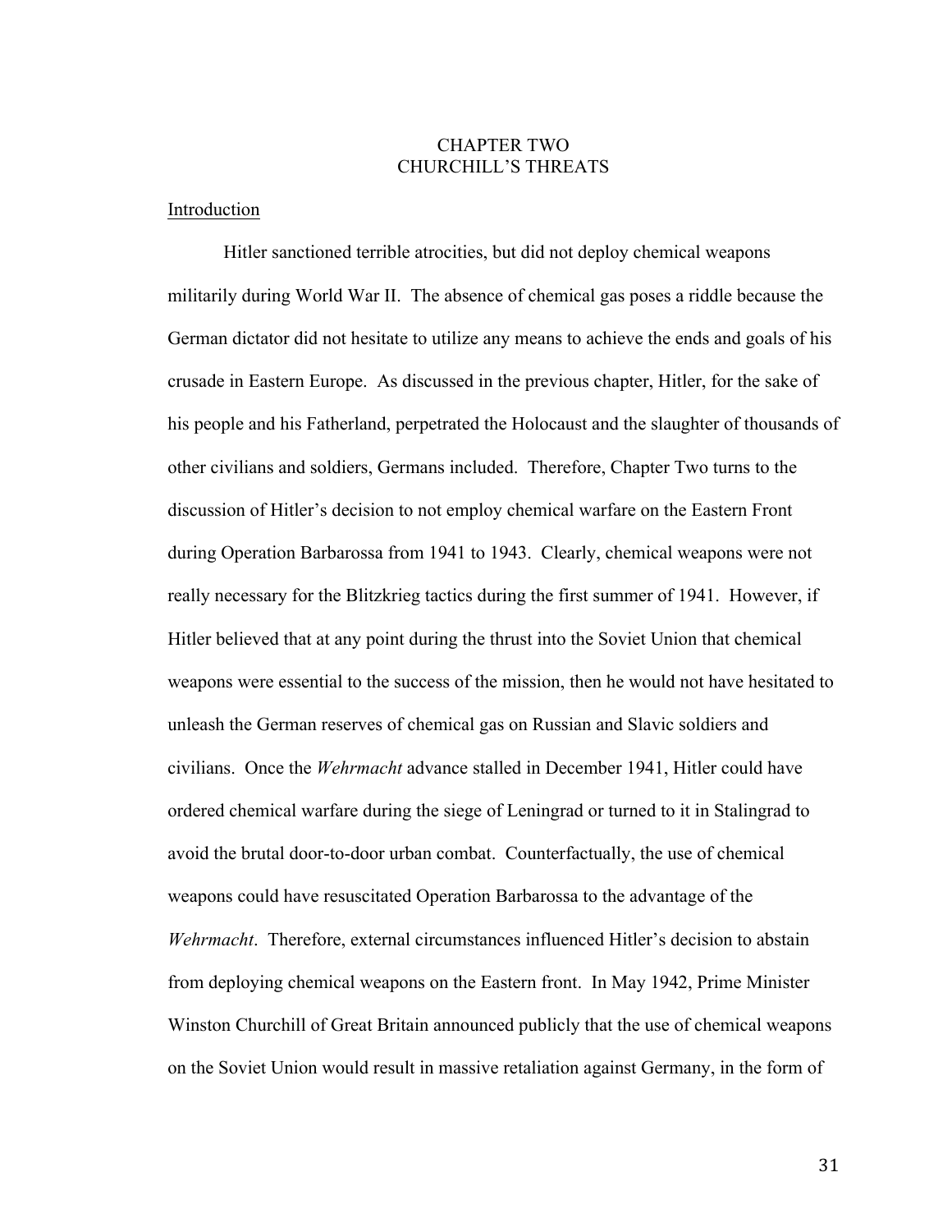# CHAPTER TWO
# CHURCHILL'S THREATS

## Introduction

Hitler sanctioned terrible atrocities, but did not deploy chemical weapons militarily during World War II. The absence of chemical gas poses a riddle because the German dictator did not hesitate to utilize any means to achieve the ends and goals of his crusade in Eastern Europe. As discussed in the previous chapter, Hitler, for the sake of his people and his Fatherland, perpetrated the Holocaust and the slaughter of thousands of other civilians and soldiers, Germans included. Therefore, Chapter Two turns to the discussion of Hitler's decision to not employ chemical warfare on the Eastern Front during Operation Barbarossa from 1941 to 1943. Clearly, chemical weapons were not really necessary for the Blitzkrieg tactics during the first summer of 1941. However, if Hitler believed that at any point during the thrust into the Soviet Union that chemical weapons were essential to the success of the mission, then he would not have hesitated to unleash the German reserves of chemical gas on Russian and Slavic soldiers and civilians. Once the *Wehrmacht* advance stalled in December 1941, Hitler could have ordered chemical warfare during the siege of Leningrad or turned to it in Stalingrad to avoid the brutal door-to-door urban combat. Counterfactually, the use of chemical weapons could have resuscitated Operation Barbarossa to the advantage of the *Wehrmacht*. Therefore, external circumstances influenced Hitler's decision to abstain from deploying chemical weapons on the Eastern front. In May 1942, Prime Minister Winston Churchill of Great Britain announced publicly that the use of chemical weapons on the Soviet Union would result in massive retaliation against Germany, in the form of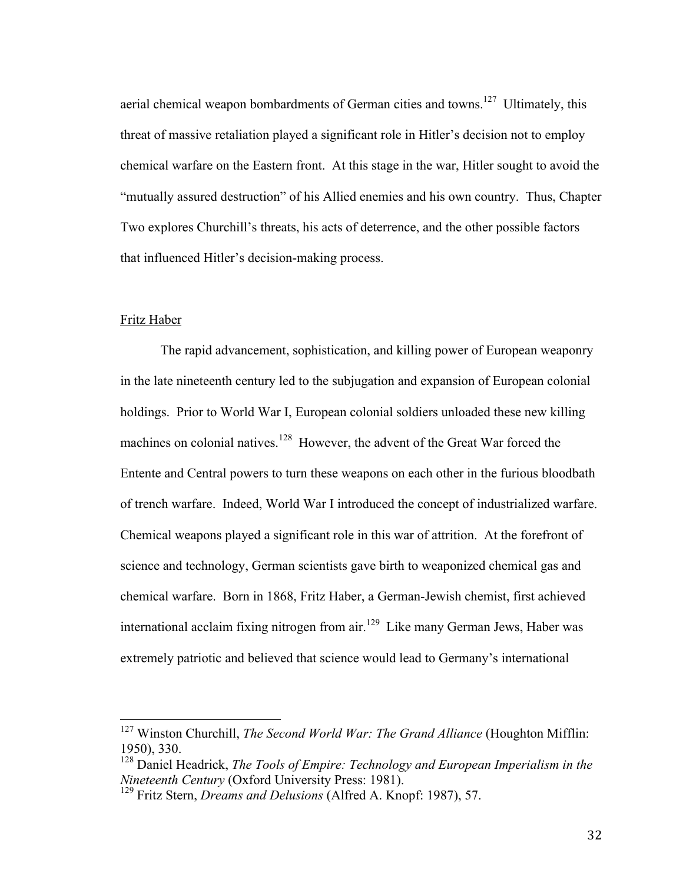aerial chemical weapon bombardments of German cities and towns.[127] Ultimately, this threat of massive retaliation played a significant role in Hitler's decision not to employ chemical warfare on the Eastern front. At this stage in the war, Hitler sought to avoid the "mutually assured destruction" of his Allied enemies and his own country. Thus, Chapter Two explores Churchill's threats, his acts of deterrence, and the other possible factors that influenced Hitler's decision-making process.

## Fritz Haber

The rapid advancement, sophistication, and killing power of European weaponry in the late nineteenth century led to the subjugation and expansion of European colonial holdings. Prior to World War I, European colonial soldiers unloaded these new killing machines on colonial natives.[128] However, the advent of the Great War forced the Entente and Central powers to turn these weapons on each other in the furious bloodbath of trench warfare. Indeed, World War I introduced the concept of industrialized warfare. Chemical weapons played a significant role in this war of attrition. At the forefront of science and technology, German scientists gave birth to weaponized chemical gas and chemical warfare. Born in 1868, Fritz Haber, a German-Jewish chemist, first achieved international acclaim fixing nitrogen from air.[129] Like many German Jews, Haber was extremely patriotic and believed that science would lead to Germany's international

---

[127] Winston Churchill, *The Second World War: The Grand Alliance* (Houghton Mifflin: 1950), 330.

[128] Daniel Headrick, *The Tools of Empire: Technology and European Imperialism in the Nineteenth Century* (Oxford University Press: 1981).

[129] Fritz Stern, *Dreams and Delusions* (Alfred A. Knopf: 1987), 57.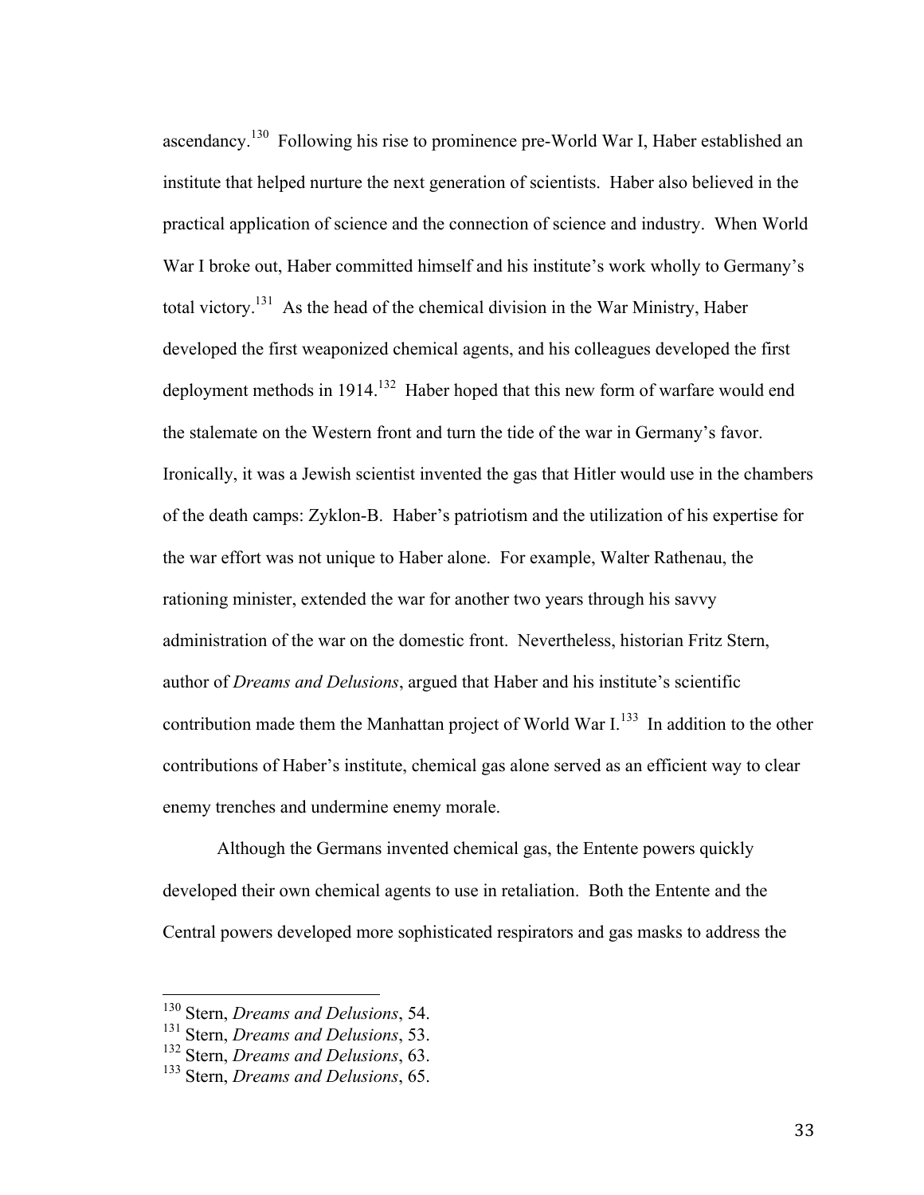ascendancy.[130] Following his rise to prominence pre-World War I, Haber established an institute that helped nurture the next generation of scientists. Haber also believed in the practical application of science and the connection of science and industry. When World War I broke out, Haber committed himself and his institute's work wholly to Germany's total victory.[131] As the head of the chemical division in the War Ministry, Haber developed the first weaponized chemical agents, and his colleagues developed the first deployment methods in 1914.[132] Haber hoped that this new form of warfare would end the stalemate on the Western front and turn the tide of the war in Germany's favor. Ironically, it was a Jewish scientist invented the gas that Hitler would use in the chambers of the death camps: Zyklon-B. Haber's patriotism and the utilization of his expertise for the war effort was not unique to Haber alone. For example, Walter Rathenau, the rationing minister, extended the war for another two years through his savvy administration of the war on the domestic front. Nevertheless, historian Fritz Stern, author of *Dreams and Delusions*, argued that Haber and his institute's scientific contribution made them the Manhattan project of World War I.[133] In addition to the other contributions of Haber's institute, chemical gas alone served as an efficient way to clear enemy trenches and undermine enemy morale.

Although the Germans invented chemical gas, the Entente powers quickly developed their own chemical agents to use in retaliation. Both the Entente and the Central powers developed more sophisticated respirators and gas masks to address the

---

[130] Stern, *Dreams and Delusions*, 54.
[131] Stern, *Dreams and Delusions*, 53.
[132] Stern, *Dreams and Delusions*, 63.
[133] Stern, *Dreams and Delusions*, 65.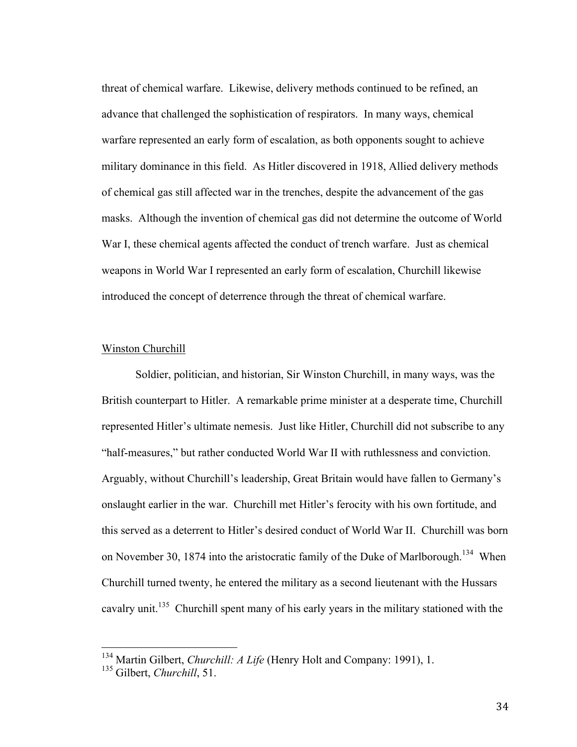threat of chemical warfare. Likewise, delivery methods continued to be refined, an advance that challenged the sophistication of respirators. In many ways, chemical warfare represented an early form of escalation, as both opponents sought to achieve military dominance in this field. As Hitler discovered in 1918, Allied delivery methods of chemical gas still affected war in the trenches, despite the advancement of the gas masks. Although the invention of chemical gas did not determine the outcome of World War I, these chemical agents affected the conduct of trench warfare. Just as chemical weapons in World War I represented an early form of escalation, Churchill likewise introduced the concept of deterrence through the threat of chemical warfare.

## Winston Churchill

Soldier, politician, and historian, Sir Winston Churchill, in many ways, was the British counterpart to Hitler. A remarkable prime minister at a desperate time, Churchill represented Hitler's ultimate nemesis. Just like Hitler, Churchill did not subscribe to any "half-measures," but rather conducted World War II with ruthlessness and conviction. Arguably, without Churchill's leadership, Great Britain would have fallen to Germany's onslaught earlier in the war. Churchill met Hitler's ferocity with his own fortitude, and this served as a deterrent to Hitler's desired conduct of World War II. Churchill was born on November 30, 1874 into the aristocratic family of the Duke of Marlborough.[134] When Churchill turned twenty, he entered the military as a second lieutenant with the Hussars cavalry unit.[135] Churchill spent many of his early years in the military stationed with the

---

[134] Martin Gilbert, *Churchill: A Life* (Henry Holt and Company: 1991), 1.

[135] Gilbert, *Churchill*, 51.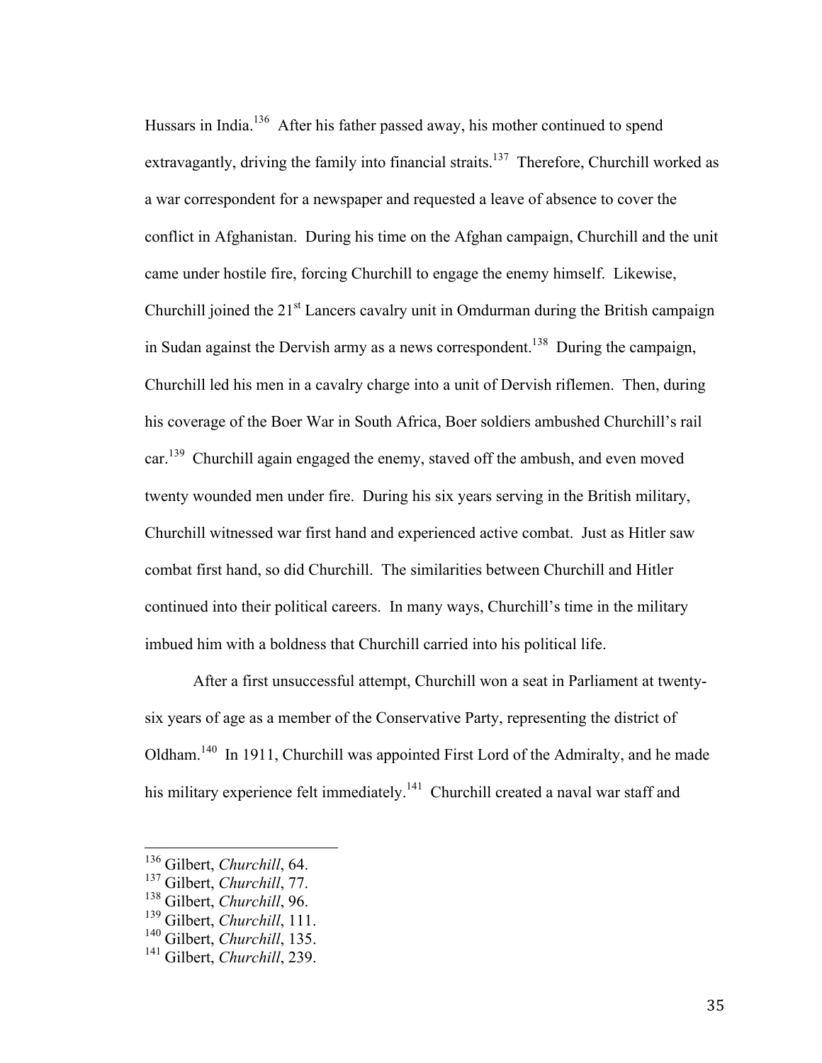Hussars in India.[136] After his father passed away, his mother continued to spend extravagantly, driving the family into financial straits.[137] Therefore, Churchill worked as a war correspondent for a newspaper and requested a leave of absence to cover the conflict in Afghanistan. During his time on the Afghan campaign, Churchill and the unit came under hostile fire, forcing Churchill to engage the enemy himself. Likewise, Churchill joined the 21st Lancers cavalry unit in Omdurman during the British campaign in Sudan against the Dervish army as a news correspondent.[138] During the campaign, Churchill led his men in a cavalry charge into a unit of Dervish riflemen. Then, during his coverage of the Boer War in South Africa, Boer soldiers ambushed Churchill's rail car.[139] Churchill again engaged the enemy, staved off the ambush, and even moved twenty wounded men under fire. During his six years serving in the British military, Churchill witnessed war first hand and experienced active combat. Just as Hitler saw combat first hand, so did Churchill. The similarities between Churchill and Hitler continued into their political careers. In many ways, Churchill's time in the military imbued him with a boldness that Churchill carried into his political life.

After a first unsuccessful attempt, Churchill won a seat in Parliament at twenty-six years of age as a member of the Conservative Party, representing the district of Oldham.[140] In 1911, Churchill was appointed First Lord of the Admiralty, and he made his military experience felt immediately.[141] Churchill created a naval war staff and

---

[136] Gilbert, *Churchill*, 64.
[137] Gilbert, *Churchill*, 77.
[138] Gilbert, *Churchill*, 96.
[139] Gilbert, *Churchill*, 111.
[140] Gilbert, *Churchill*, 135.
[141] Gilbert, *Churchill*, 239.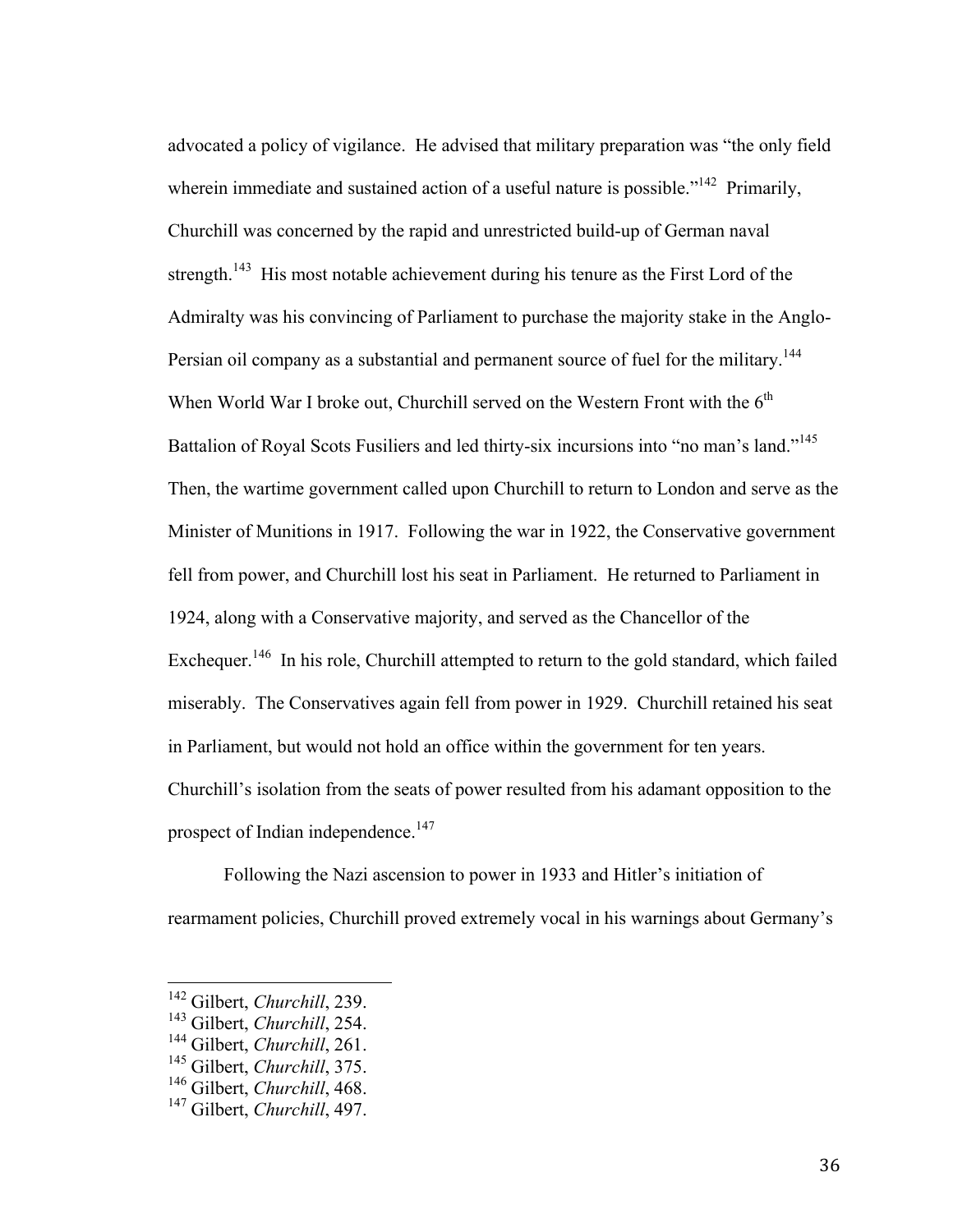advocated a policy of vigilance. He advised that military preparation was "the only field wherein immediate and sustained action of a useful nature is possible."[142] Primarily, Churchill was concerned by the rapid and unrestricted build-up of German naval strength.[143] His most notable achievement during his tenure as the First Lord of the Admiralty was his convincing of Parliament to purchase the majority stake in the Anglo-Persian oil company as a substantial and permanent source of fuel for the military.[144] When World War I broke out, Churchill served on the Western Front with the 6th Battalion of Royal Scots Fusiliers and led thirty-six incursions into "no man's land."[145] Then, the wartime government called upon Churchill to return to London and serve as the Minister of Munitions in 1917. Following the war in 1922, the Conservative government fell from power, and Churchill lost his seat in Parliament. He returned to Parliament in 1924, along with a Conservative majority, and served as the Chancellor of the Exchequer.[146] In his role, Churchill attempted to return to the gold standard, which failed miserably. The Conservatives again fell from power in 1929. Churchill retained his seat in Parliament, but would not hold an office within the government for ten years. Churchill's isolation from the seats of power resulted from his adamant opposition to the prospect of Indian independence.[147]

Following the Nazi ascension to power in 1933 and Hitler's initiation of rearmament policies, Churchill proved extremely vocal in his warnings about Germany's

---

[142] Gilbert, *Churchill*, 239.
[143] Gilbert, *Churchill*, 254.
[144] Gilbert, *Churchill*, 261.
[145] Gilbert, *Churchill*, 375.
[146] Gilbert, *Churchill*, 468.
[147] Gilbert, *Churchill*, 497.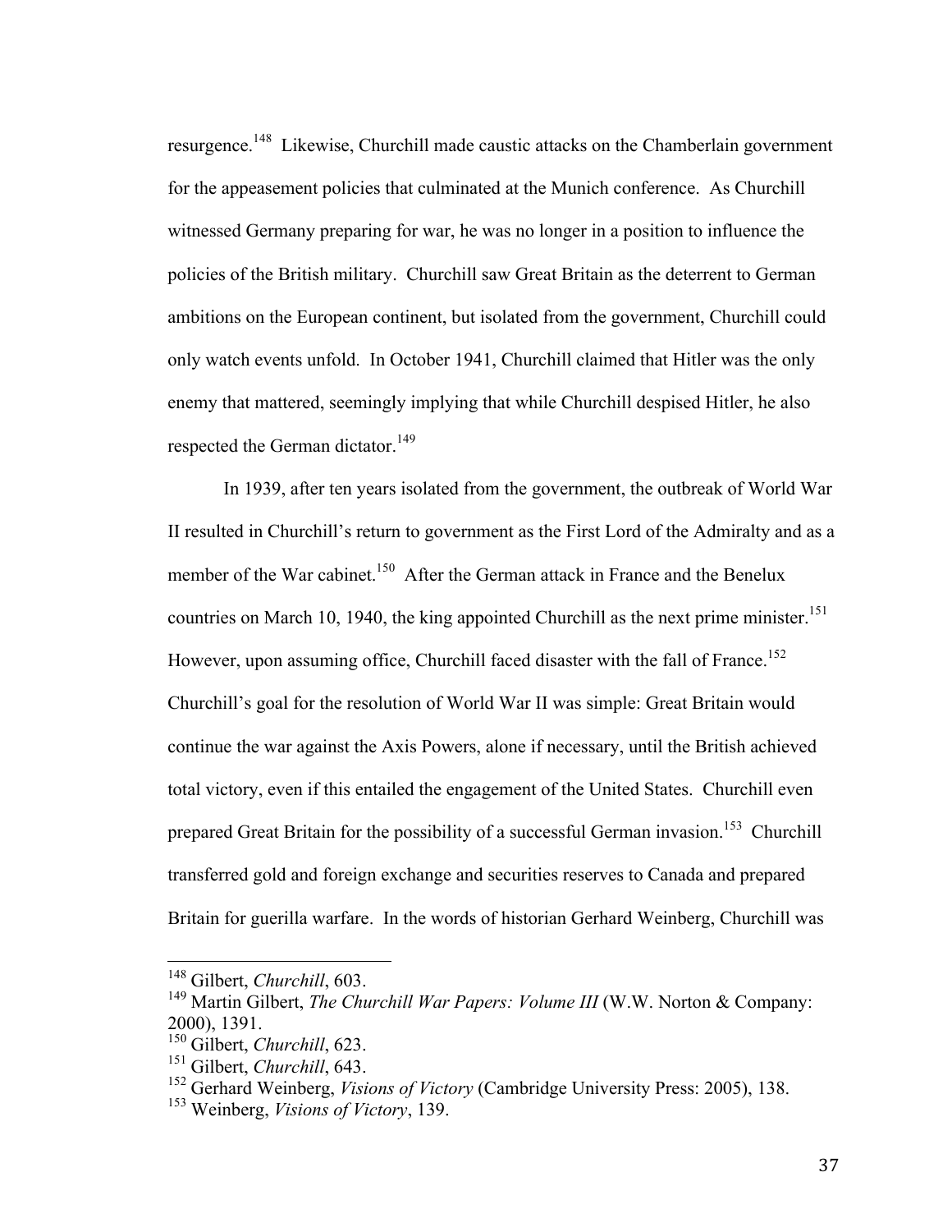resurgence.[148] Likewise, Churchill made caustic attacks on the Chamberlain government for the appeasement policies that culminated at the Munich conference. As Churchill witnessed Germany preparing for war, he was no longer in a position to influence the policies of the British military. Churchill saw Great Britain as the deterrent to German ambitions on the European continent, but isolated from the government, Churchill could only watch events unfold. In October 1941, Churchill claimed that Hitler was the only enemy that mattered, seemingly implying that while Churchill despised Hitler, he also respected the German dictator.[149]

In 1939, after ten years isolated from the government, the outbreak of World War II resulted in Churchill's return to government as the First Lord of the Admiralty and as a member of the War cabinet.[150] After the German attack in France and the Benelux countries on March 10, 1940, the king appointed Churchill as the next prime minister.[151] However, upon assuming office, Churchill faced disaster with the fall of France.[152] Churchill's goal for the resolution of World War II was simple: Great Britain would continue the war against the Axis Powers, alone if necessary, until the British achieved total victory, even if this entailed the engagement of the United States. Churchill even prepared Great Britain for the possibility of a successful German invasion.[153] Churchill transferred gold and foreign exchange and securities reserves to Canada and prepared Britain for guerilla warfare. In the words of historian Gerhard Weinberg, Churchill was

---

[148] Gilbert, *Churchill*, 603.

[149] Martin Gilbert, *The Churchill War Papers: Volume III* (W.W. Norton & Company: 2000), 1391.

[150] Gilbert, *Churchill*, 623.

[151] Gilbert, *Churchill*, 643.

[152] Gerhard Weinberg, *Visions of Victory* (Cambridge University Press: 2005), 138.

[153] Weinberg, *Visions of Victory*, 139.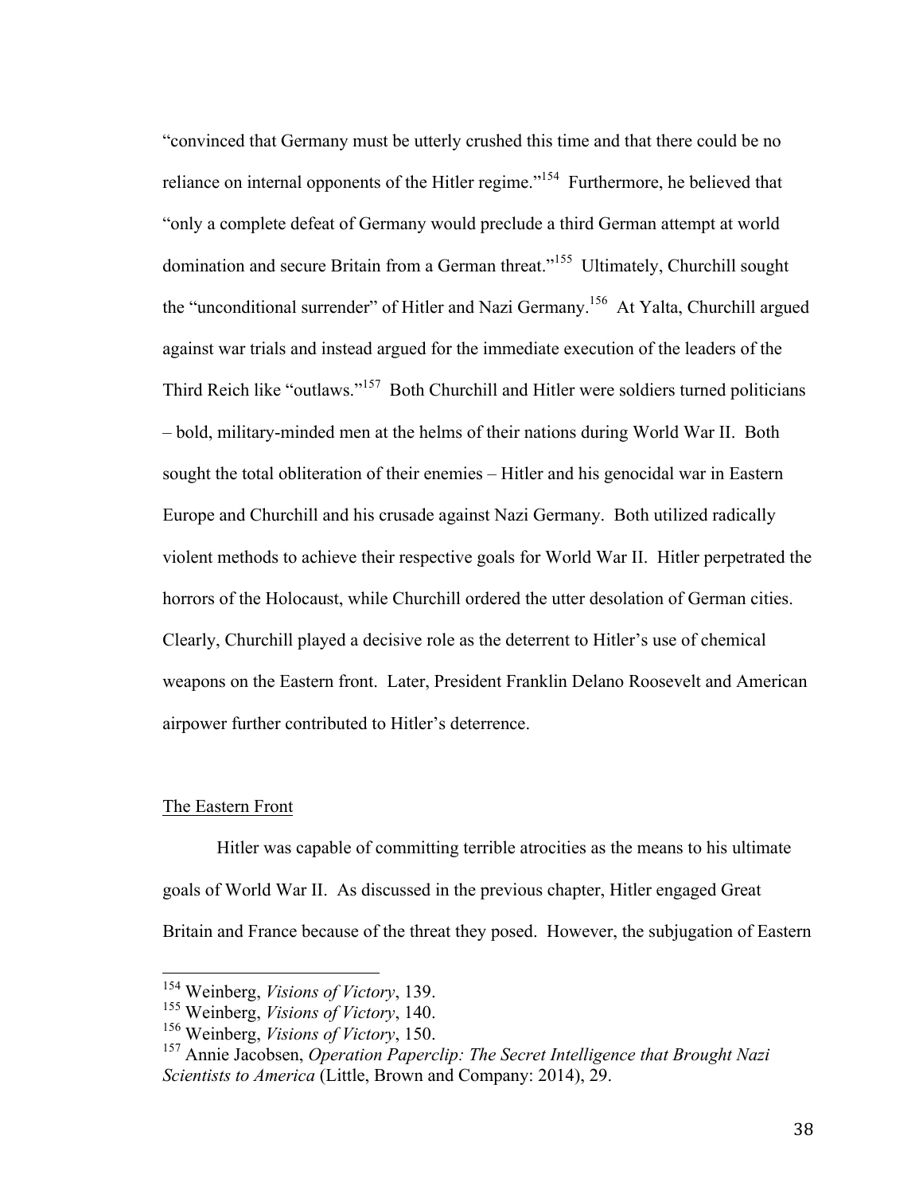"convinced that Germany must be utterly crushed this time and that there could be no reliance on internal opponents of the Hitler regime."[154] Furthermore, he believed that "only a complete defeat of Germany would preclude a third German attempt at world domination and secure Britain from a German threat."[155] Ultimately, Churchill sought the "unconditional surrender" of Hitler and Nazi Germany.[156] At Yalta, Churchill argued against war trials and instead argued for the immediate execution of the leaders of the Third Reich like "outlaws."[157] Both Churchill and Hitler were soldiers turned politicians – bold, military-minded men at the helms of their nations during World War II. Both sought the total obliteration of their enemies – Hitler and his genocidal war in Eastern Europe and Churchill and his crusade against Nazi Germany. Both utilized radically violent methods to achieve their respective goals for World War II. Hitler perpetrated the horrors of the Holocaust, while Churchill ordered the utter desolation of German cities. Clearly, Churchill played a decisive role as the deterrent to Hitler's use of chemical weapons on the Eastern front. Later, President Franklin Delano Roosevelt and American airpower further contributed to Hitler's deterrence.

## The Eastern Front

Hitler was capable of committing terrible atrocities as the means to his ultimate goals of World War II. As discussed in the previous chapter, Hitler engaged Great Britain and France because of the threat they posed. However, the subjugation of Eastern

---

[154] Weinberg, *Visions of Victory*, 139.
[155] Weinberg, *Visions of Victory*, 140.
[156] Weinberg, *Visions of Victory*, 150.
[157] Annie Jacobsen, *Operation Paperclip: The Secret Intelligence that Brought Nazi Scientists to America* (Little, Brown and Company: 2014), 29.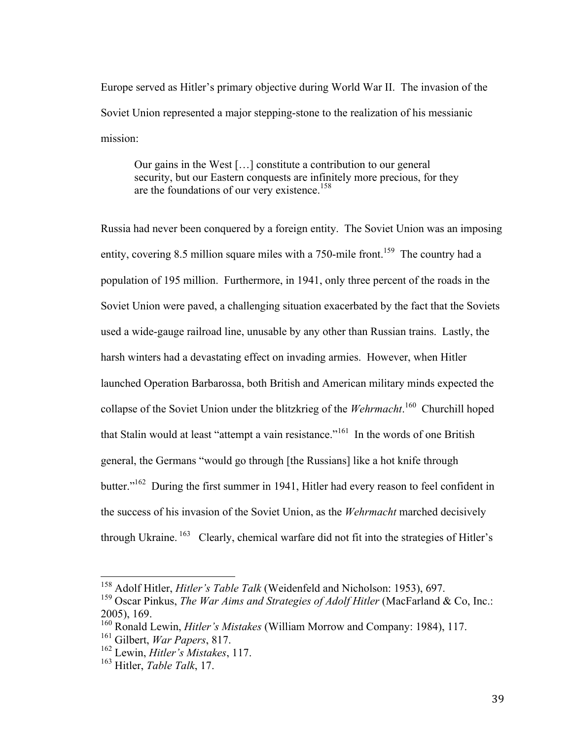Europe served as Hitler's primary objective during World War II. The invasion of the Soviet Union represented a major stepping-stone to the realization of his messianic mission:

> Our gains in the West […] constitute a contribution to our general security, but our Eastern conquests are infinitely more precious, for they are the foundations of our very existence.[158]

Russia had never been conquered by a foreign entity. The Soviet Union was an imposing entity, covering 8.5 million square miles with a 750-mile front.[159] The country had a population of 195 million. Furthermore, in 1941, only three percent of the roads in the Soviet Union were paved, a challenging situation exacerbated by the fact that the Soviets used a wide-gauge railroad line, unusable by any other than Russian trains. Lastly, the harsh winters had a devastating effect on invading armies. However, when Hitler launched Operation Barbarossa, both British and American military minds expected the collapse of the Soviet Union under the blitzkrieg of the *Wehrmacht*.[160] Churchill hoped that Stalin would at least "attempt a vain resistance."[161] In the words of one British general, the Germans "would go through [the Russians] like a hot knife through butter."[162] During the first summer in 1941, Hitler had every reason to feel confident in the success of his invasion of the Soviet Union, as the *Wehrmacht* marched decisively through Ukraine.[163] Clearly, chemical warfare did not fit into the strategies of Hitler's

---

[158] Adolf Hitler, *Hitler's Table Talk* (Weidenfeld and Nicholson: 1953), 697.
[159] Oscar Pinkus, *The War Aims and Strategies of Adolf Hitler* (MacFarland & Co, Inc.: 2005), 169.
[160] Ronald Lewin, *Hitler's Mistakes* (William Morrow and Company: 1984), 117.
[161] Gilbert, *War Papers*, 817.
[162] Lewin, *Hitler's Mistakes*, 117.
[163] Hitler, *Table Talk*, 17.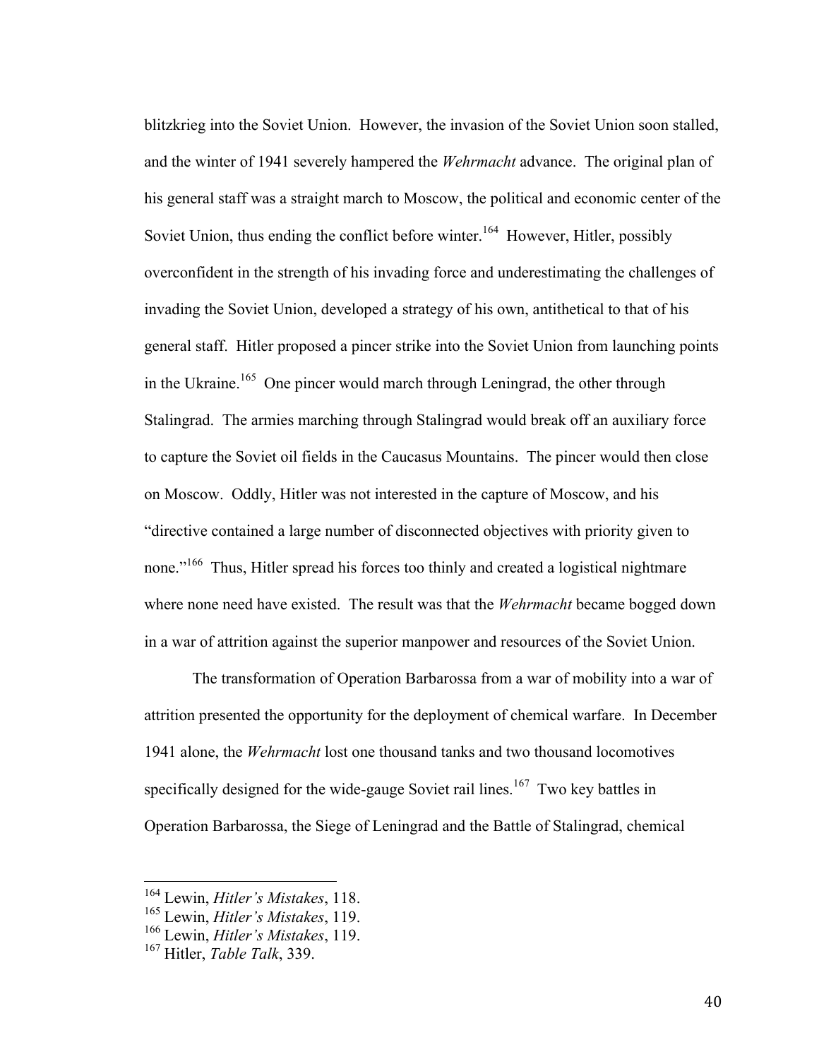blitzkrieg into the Soviet Union. However, the invasion of the Soviet Union soon stalled, and the winter of 1941 severely hampered the *Wehrmacht* advance. The original plan of his general staff was a straight march to Moscow, the political and economic center of the Soviet Union, thus ending the conflict before winter.[164] However, Hitler, possibly overconfident in the strength of his invading force and underestimating the challenges of invading the Soviet Union, developed a strategy of his own, antithetical to that of his general staff. Hitler proposed a pincer strike into the Soviet Union from launching points in the Ukraine.[165] One pincer would march through Leningrad, the other through Stalingrad. The armies marching through Stalingrad would break off an auxiliary force to capture the Soviet oil fields in the Caucasus Mountains. The pincer would then close on Moscow. Oddly, Hitler was not interested in the capture of Moscow, and his "directive contained a large number of disconnected objectives with priority given to none."[166] Thus, Hitler spread his forces too thinly and created a logistical nightmare where none need have existed. The result was that the *Wehrmacht* became bogged down in a war of attrition against the superior manpower and resources of the Soviet Union.

The transformation of Operation Barbarossa from a war of mobility into a war of attrition presented the opportunity for the deployment of chemical warfare. In December 1941 alone, the *Wehrmacht* lost one thousand tanks and two thousand locomotives specifically designed for the wide-gauge Soviet rail lines.[167] Two key battles in Operation Barbarossa, the Siege of Leningrad and the Battle of Stalingrad, chemical

---

[164] Lewin, *Hitler's Mistakes*, 118.
[165] Lewin, *Hitler's Mistakes*, 119.
[166] Lewin, *Hitler's Mistakes*, 119.
[167] Hitler, *Table Talk*, 339.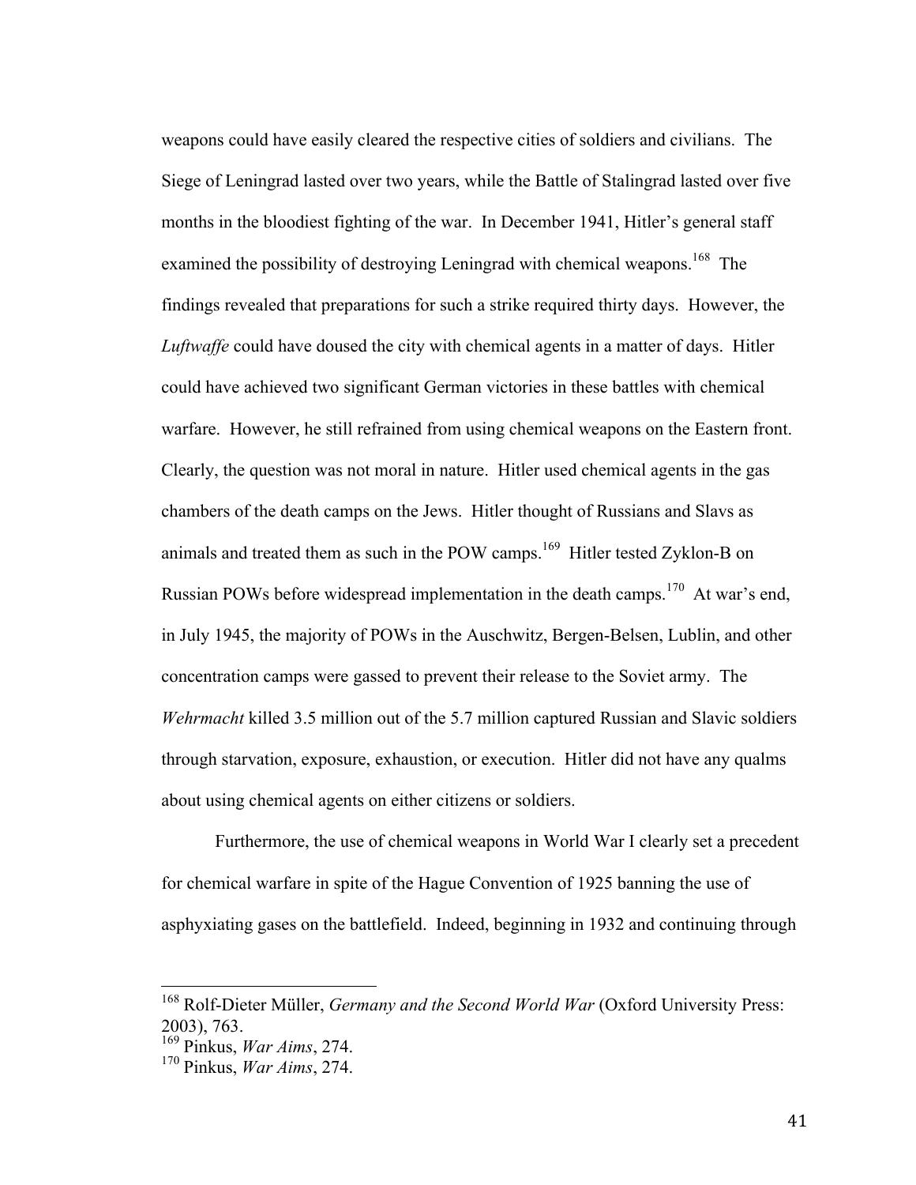weapons could have easily cleared the respective cities of soldiers and civilians. The Siege of Leningrad lasted over two years, while the Battle of Stalingrad lasted over five months in the bloodiest fighting of the war. In December 1941, Hitler's general staff examined the possibility of destroying Leningrad with chemical weapons.[168] The findings revealed that preparations for such a strike required thirty days. However, the *Luftwaffe* could have doused the city with chemical agents in a matter of days. Hitler could have achieved two significant German victories in these battles with chemical warfare. However, he still refrained from using chemical weapons on the Eastern front. Clearly, the question was not moral in nature. Hitler used chemical agents in the gas chambers of the death camps on the Jews. Hitler thought of Russians and Slavs as animals and treated them as such in the POW camps.[169] Hitler tested Zyklon-B on Russian POWs before widespread implementation in the death camps.[170] At war's end, in July 1945, the majority of POWs in the Auschwitz, Bergen-Belsen, Lublin, and other concentration camps were gassed to prevent their release to the Soviet army. The *Wehrmacht* killed 3.5 million out of the 5.7 million captured Russian and Slavic soldiers through starvation, exposure, exhaustion, or execution. Hitler did not have any qualms about using chemical agents on either citizens or soldiers.

Furthermore, the use of chemical weapons in World War I clearly set a precedent for chemical warfare in spite of the Hague Convention of 1925 banning the use of asphyxiating gases on the battlefield. Indeed, beginning in 1932 and continuing through

---

[168] Rolf-Dieter Müller, *Germany and the Second World War* (Oxford University Press: 2003), 763.

[169] Pinkus, *War Aims*, 274.

[170] Pinkus, *War Aims*, 274.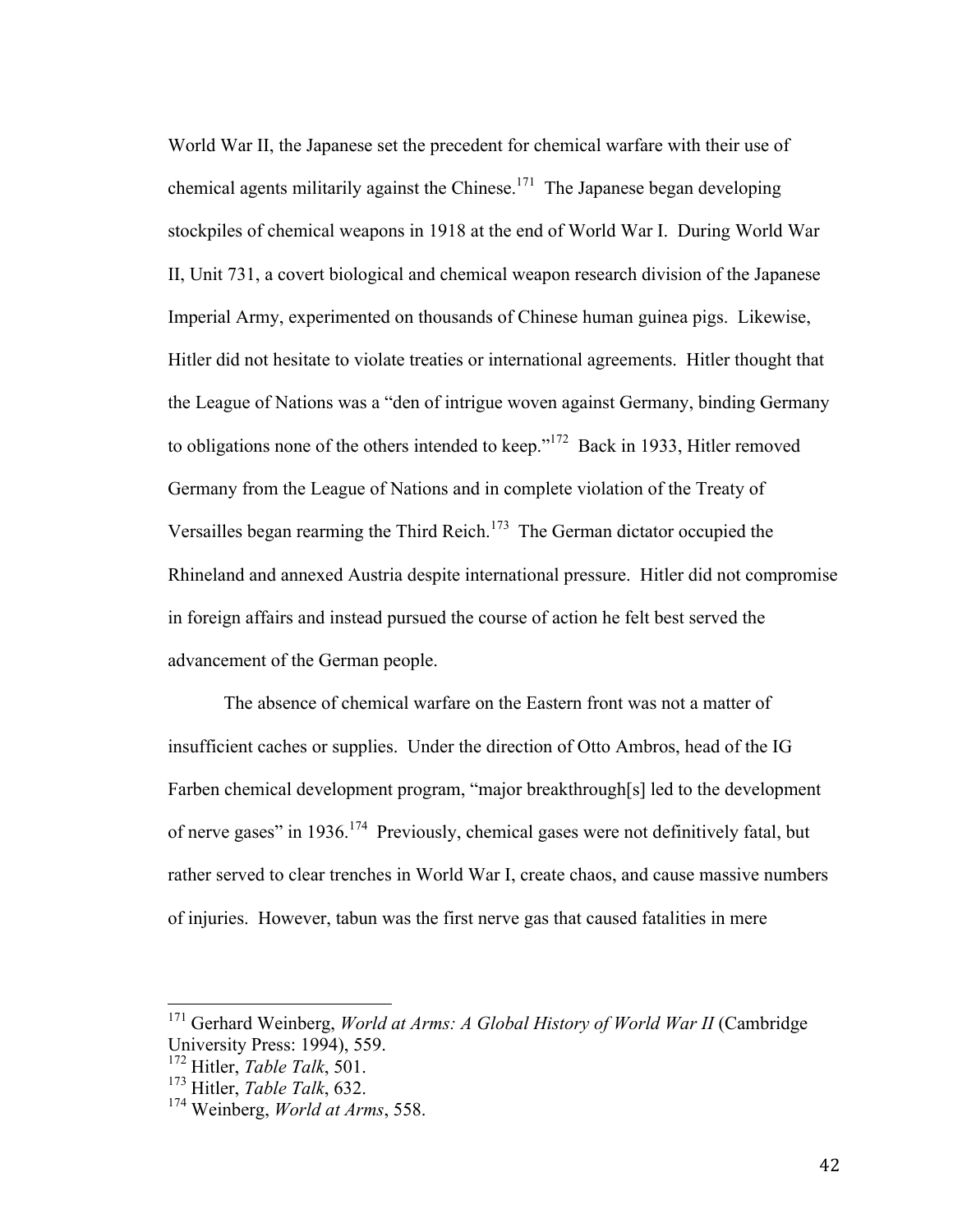World War II, the Japanese set the precedent for chemical warfare with their use of chemical agents militarily against the Chinese.[171] The Japanese began developing stockpiles of chemical weapons in 1918 at the end of World War I. During World War II, Unit 731, a covert biological and chemical weapon research division of the Japanese Imperial Army, experimented on thousands of Chinese human guinea pigs. Likewise, Hitler did not hesitate to violate treaties or international agreements. Hitler thought that the League of Nations was a "den of intrigue woven against Germany, binding Germany to obligations none of the others intended to keep."[172] Back in 1933, Hitler removed Germany from the League of Nations and in complete violation of the Treaty of Versailles began rearming the Third Reich.[173] The German dictator occupied the Rhineland and annexed Austria despite international pressure. Hitler did not compromise in foreign affairs and instead pursued the course of action he felt best served the advancement of the German people.

The absence of chemical warfare on the Eastern front was not a matter of insufficient caches or supplies. Under the direction of Otto Ambros, head of the IG Farben chemical development program, "major breakthrough[s] led to the development of nerve gases" in 1936.[174] Previously, chemical gases were not definitively fatal, but rather served to clear trenches in World War I, create chaos, and cause massive numbers of injuries. However, tabun was the first nerve gas that caused fatalities in mere

---

[171] Gerhard Weinberg, *World at Arms: A Global History of World War II* (Cambridge University Press: 1994), 559.

[172] Hitler, *Table Talk*, 501.

[173] Hitler, *Table Talk*, 632.

[174] Weinberg, *World at Arms*, 558.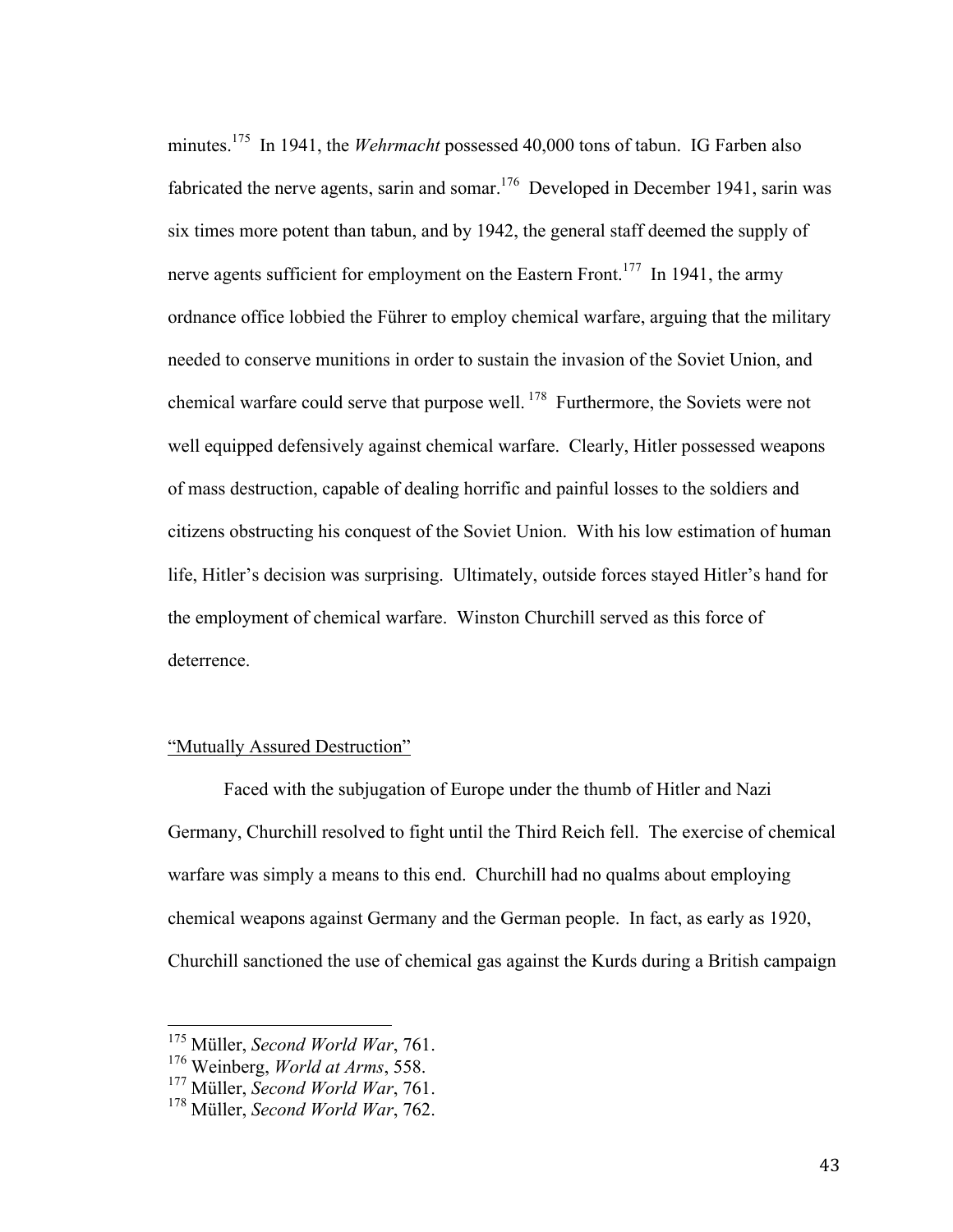minutes.[175] In 1941, the *Wehrmacht* possessed 40,000 tons of tabun. IG Farben also fabricated the nerve agents, sarin and somar.[176] Developed in December 1941, sarin was six times more potent than tabun, and by 1942, the general staff deemed the supply of nerve agents sufficient for employment on the Eastern Front.[177] In 1941, the army ordnance office lobbied the Führer to employ chemical warfare, arguing that the military needed to conserve munitions in order to sustain the invasion of the Soviet Union, and chemical warfare could serve that purpose well.[178] Furthermore, the Soviets were not well equipped defensively against chemical warfare. Clearly, Hitler possessed weapons of mass destruction, capable of dealing horrific and painful losses to the soldiers and citizens obstructing his conquest of the Soviet Union. With his low estimation of human life, Hitler's decision was surprising. Ultimately, outside forces stayed Hitler's hand for the employment of chemical warfare. Winston Churchill served as this force of deterrence.

## "Mutually Assured Destruction"

Faced with the subjugation of Europe under the thumb of Hitler and Nazi Germany, Churchill resolved to fight until the Third Reich fell. The exercise of chemical warfare was simply a means to this end. Churchill had no qualms about employing chemical weapons against Germany and the German people. In fact, as early as 1920, Churchill sanctioned the use of chemical gas against the Kurds during a British campaign

---

[175] Müller, *Second World War*, 761.
[176] Weinberg, *World at Arms*, 558.
[177] Müller, *Second World War*, 761.
[178] Müller, *Second World War*, 762.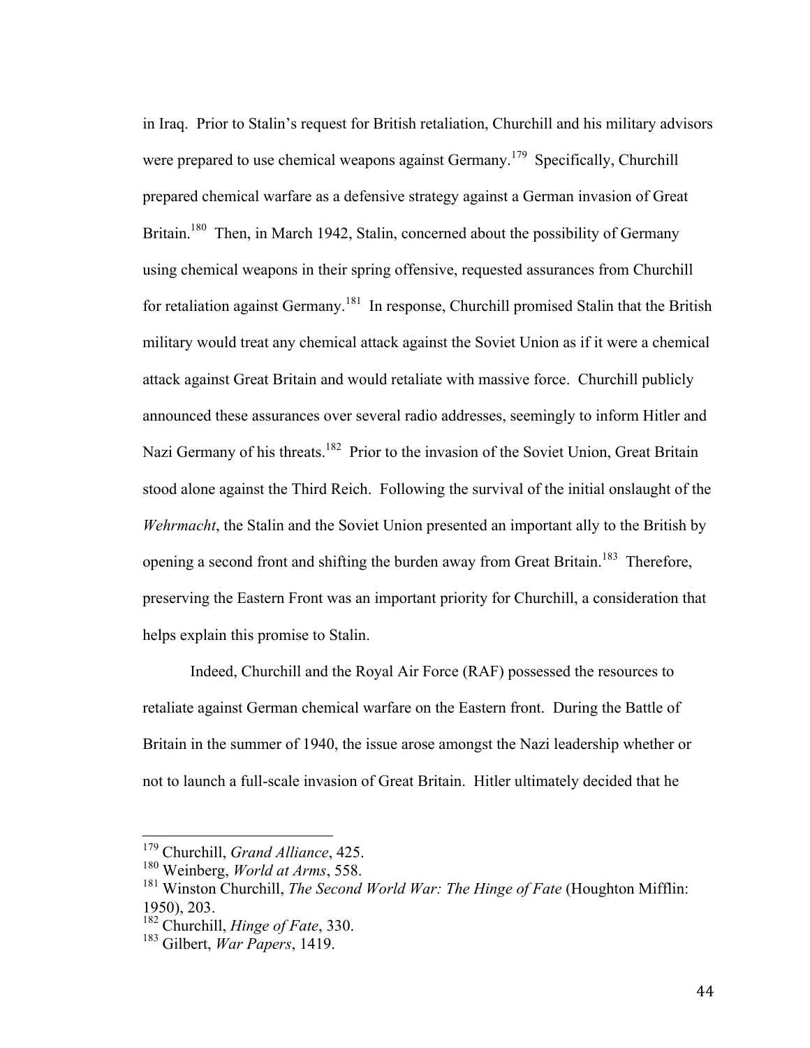in Iraq. Prior to Stalin's request for British retaliation, Churchill and his military advisors were prepared to use chemical weapons against Germany.[179] Specifically, Churchill prepared chemical warfare as a defensive strategy against a German invasion of Great Britain.[180] Then, in March 1942, Stalin, concerned about the possibility of Germany using chemical weapons in their spring offensive, requested assurances from Churchill for retaliation against Germany.[181] In response, Churchill promised Stalin that the British military would treat any chemical attack against the Soviet Union as if it were a chemical attack against Great Britain and would retaliate with massive force. Churchill publicly announced these assurances over several radio addresses, seemingly to inform Hitler and Nazi Germany of his threats.[182] Prior to the invasion of the Soviet Union, Great Britain stood alone against the Third Reich. Following the survival of the initial onslaught of the *Wehrmacht*, the Stalin and the Soviet Union presented an important ally to the British by opening a second front and shifting the burden away from Great Britain.[183] Therefore, preserving the Eastern Front was an important priority for Churchill, a consideration that helps explain this promise to Stalin.

Indeed, Churchill and the Royal Air Force (RAF) possessed the resources to retaliate against German chemical warfare on the Eastern front. During the Battle of Britain in the summer of 1940, the issue arose amongst the Nazi leadership whether or not to launch a full-scale invasion of Great Britain. Hitler ultimately decided that he

---

[179] Churchill, *Grand Alliance*, 425.

[180] Weinberg, *World at Arms*, 558.

[181] Winston Churchill, *The Second World War: The Hinge of Fate* (Houghton Mifflin: 1950), 203.

[182] Churchill, *Hinge of Fate*, 330.

[183] Gilbert, *War Papers*, 1419.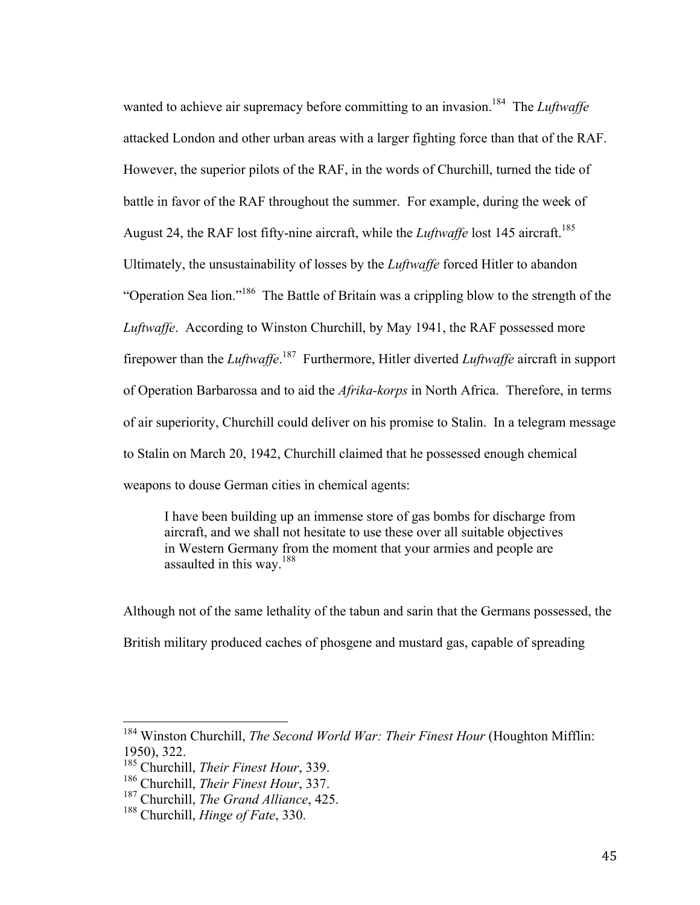wanted to achieve air supremacy before committing to an invasion.[184] The *Luftwaffe* attacked London and other urban areas with a larger fighting force than that of the RAF. However, the superior pilots of the RAF, in the words of Churchill, turned the tide of battle in favor of the RAF throughout the summer. For example, during the week of August 24, the RAF lost fifty-nine aircraft, while the *Luftwaffe* lost 145 aircraft.[185] Ultimately, the unsustainability of losses by the *Luftwaffe* forced Hitler to abandon "Operation Sea lion."[186] The Battle of Britain was a crippling blow to the strength of the *Luftwaffe*. According to Winston Churchill, by May 1941, the RAF possessed more firepower than the *Luftwaffe*.[187] Furthermore, Hitler diverted *Luftwaffe* aircraft in support of Operation Barbarossa and to aid the *Afrika-korps* in North Africa. Therefore, in terms of air superiority, Churchill could deliver on his promise to Stalin. In a telegram message to Stalin on March 20, 1942, Churchill claimed that he possessed enough chemical weapons to douse German cities in chemical agents:

> I have been building up an immense store of gas bombs for discharge from aircraft, and we shall not hesitate to use these over all suitable objectives in Western Germany from the moment that your armies and people are assaulted in this way.[188]

Although not of the same lethality of the tabun and sarin that the Germans possessed, the British military produced caches of phosgene and mustard gas, capable of spreading

---

[184] Winston Churchill, *The Second World War: Their Finest Hour* (Houghton Mifflin: 1950), 322.

[185] Churchill, *Their Finest Hour*, 339.

[186] Churchill, *Their Finest Hour*, 337.

[187] Churchill, *The Grand Alliance*, 425.

[188] Churchill, *Hinge of Fate*, 330.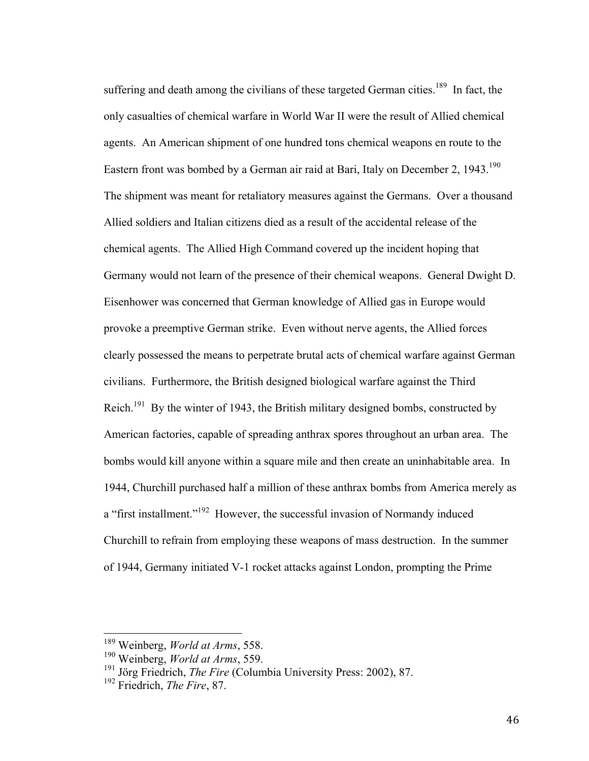suffering and death among the civilians of these targeted German cities.[189] In fact, the only casualties of chemical warfare in World War II were the result of Allied chemical agents. An American shipment of one hundred tons chemical weapons en route to the Eastern front was bombed by a German air raid at Bari, Italy on December 2, 1943.[190] The shipment was meant for retaliatory measures against the Germans. Over a thousand Allied soldiers and Italian citizens died as a result of the accidental release of the chemical agents. The Allied High Command covered up the incident hoping that Germany would not learn of the presence of their chemical weapons. General Dwight D. Eisenhower was concerned that German knowledge of Allied gas in Europe would provoke a preemptive German strike. Even without nerve agents, the Allied forces clearly possessed the means to perpetrate brutal acts of chemical warfare against German civilians. Furthermore, the British designed biological warfare against the Third Reich.[191] By the winter of 1943, the British military designed bombs, constructed by American factories, capable of spreading anthrax spores throughout an urban area. The bombs would kill anyone within a square mile and then create an uninhabitable area. In 1944, Churchill purchased half a million of these anthrax bombs from America merely as a "first installment."[192] However, the successful invasion of Normandy induced Churchill to refrain from employing these weapons of mass destruction. In the summer of 1944, Germany initiated V-1 rocket attacks against London, prompting the Prime

---

[189] Weinberg, *World at Arms*, 558.
[190] Weinberg, *World at Arms*, 559.
[191] Jörg Friedrich, *The Fire* (Columbia University Press: 2002), 87.
[192] Friedrich, *The Fire*, 87.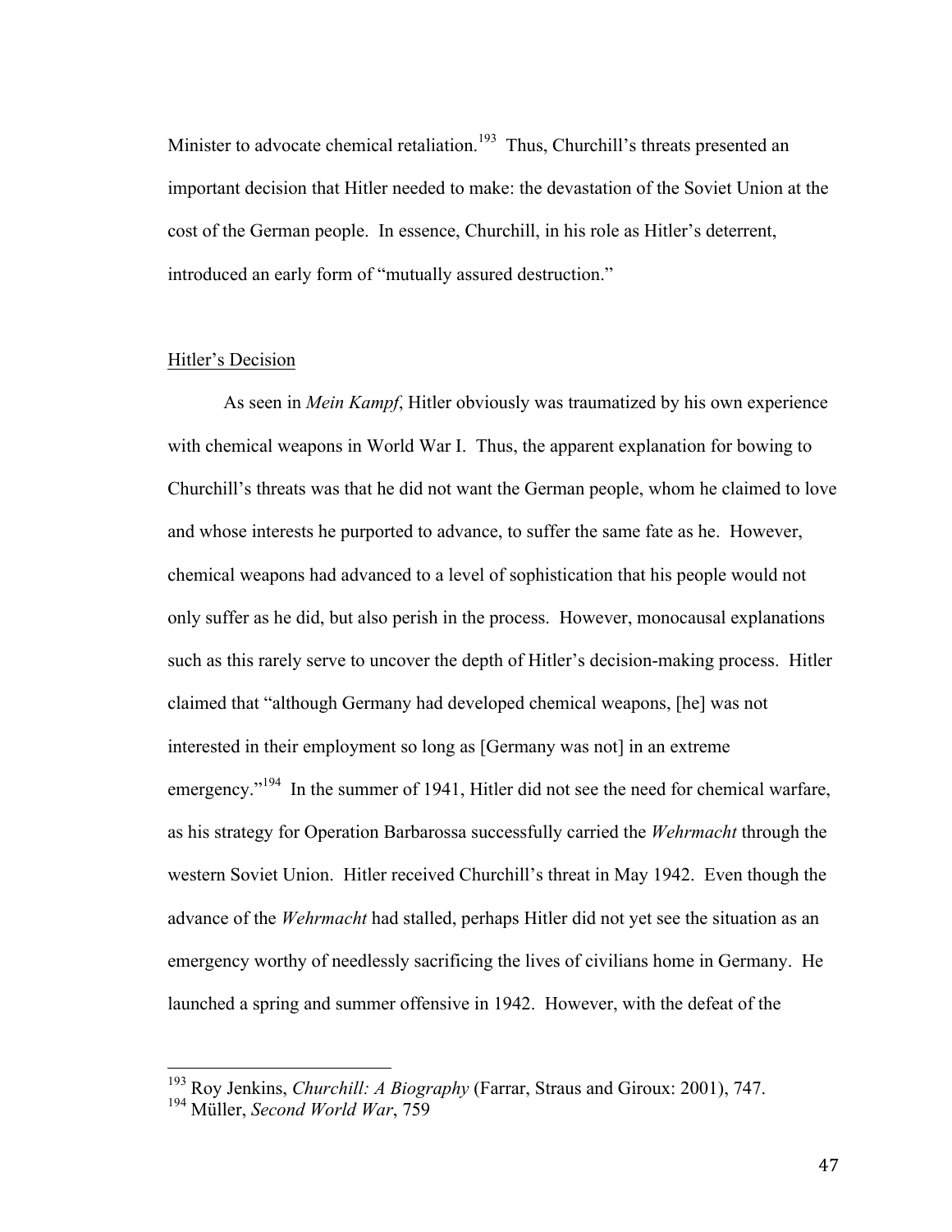Minister to advocate chemical retaliation.[193] Thus, Churchill's threats presented an important decision that Hitler needed to make: the devastation of the Soviet Union at the cost of the German people. In essence, Churchill, in his role as Hitler's deterrent, introduced an early form of "mutually assured destruction."

## Hitler's Decision

As seen in *Mein Kampf*, Hitler obviously was traumatized by his own experience with chemical weapons in World War I. Thus, the apparent explanation for bowing to Churchill's threats was that he did not want the German people, whom he claimed to love and whose interests he purported to advance, to suffer the same fate as he. However, chemical weapons had advanced to a level of sophistication that his people would not only suffer as he did, but also perish in the process. However, monocausal explanations such as this rarely serve to uncover the depth of Hitler's decision-making process. Hitler claimed that "although Germany had developed chemical weapons, [he] was not interested in their employment so long as [Germany was not] in an extreme emergency."[194] In the summer of 1941, Hitler did not see the need for chemical warfare, as his strategy for Operation Barbarossa successfully carried the *Wehrmacht* through the western Soviet Union. Hitler received Churchill's threat in May 1942. Even though the advance of the *Wehrmacht* had stalled, perhaps Hitler did not yet see the situation as an emergency worthy of needlessly sacrificing the lives of civilians home in Germany. He launched a spring and summer offensive in 1942. However, with the defeat of the

[193] Roy Jenkins, *Churchill: A Biography* (Farrar, Straus and Giroux: 2001), 747.
[194] Müller, *Second World War*, 759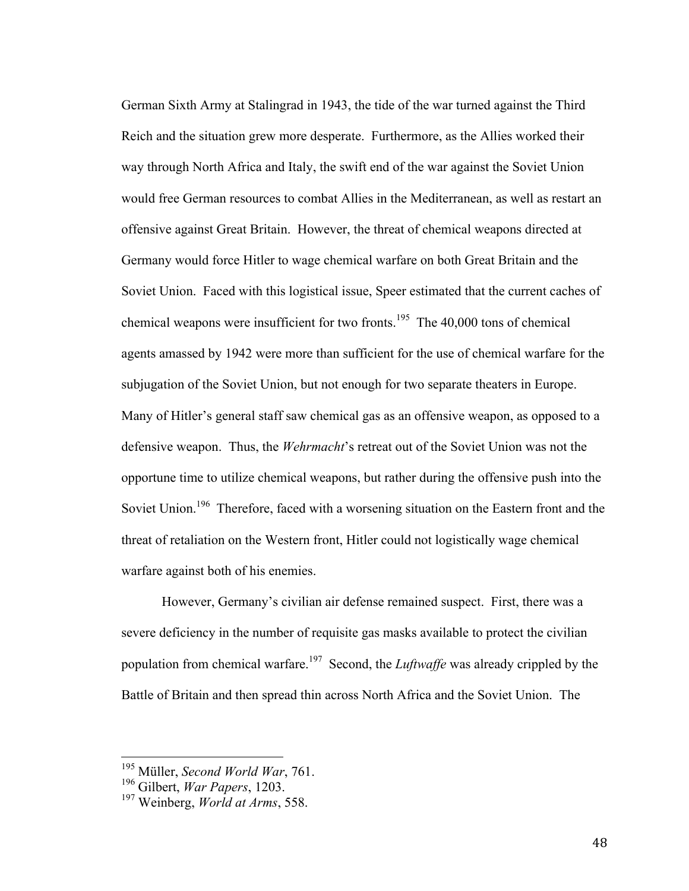German Sixth Army at Stalingrad in 1943, the tide of the war turned against the Third Reich and the situation grew more desperate. Furthermore, as the Allies worked their way through North Africa and Italy, the swift end of the war against the Soviet Union would free German resources to combat Allies in the Mediterranean, as well as restart an offensive against Great Britain. However, the threat of chemical weapons directed at Germany would force Hitler to wage chemical warfare on both Great Britain and the Soviet Union. Faced with this logistical issue, Speer estimated that the current caches of chemical weapons were insufficient for two fronts.[195] The 40,000 tons of chemical agents amassed by 1942 were more than sufficient for the use of chemical warfare for the subjugation of the Soviet Union, but not enough for two separate theaters in Europe. Many of Hitler's general staff saw chemical gas as an offensive weapon, as opposed to a defensive weapon. Thus, the *Wehrmacht*'s retreat out of the Soviet Union was not the opportune time to utilize chemical weapons, but rather during the offensive push into the Soviet Union.[196] Therefore, faced with a worsening situation on the Eastern front and the threat of retaliation on the Western front, Hitler could not logistically wage chemical warfare against both of his enemies.

However, Germany's civilian air defense remained suspect. First, there was a severe deficiency in the number of requisite gas masks available to protect the civilian population from chemical warfare.[197] Second, the *Luftwaffe* was already crippled by the Battle of Britain and then spread thin across North Africa and the Soviet Union. The

---

[195] Müller, *Second World War*, 761.
[196] Gilbert, *War Papers*, 1203.
[197] Weinberg, *World at Arms*, 558.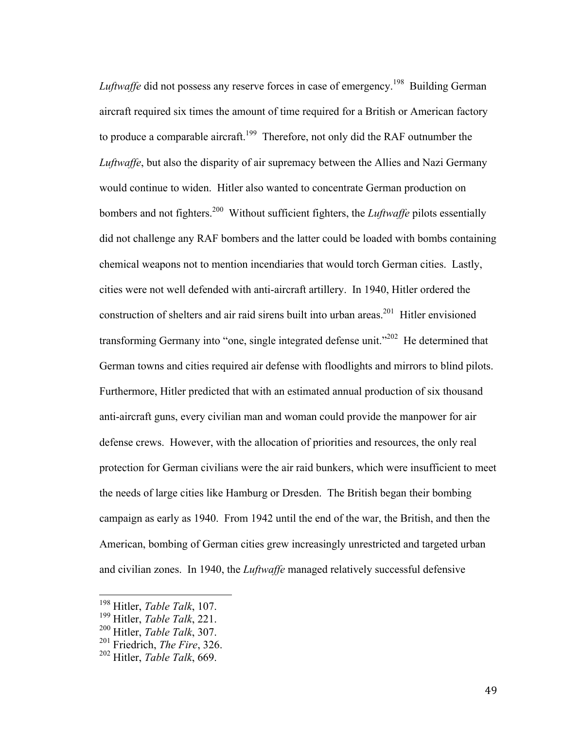*Luftwaffe* did not possess any reserve forces in case of emergency.[198] Building German aircraft required six times the amount of time required for a British or American factory to produce a comparable aircraft.[199] Therefore, not only did the RAF outnumber the *Luftwaffe*, but also the disparity of air supremacy between the Allies and Nazi Germany would continue to widen. Hitler also wanted to concentrate German production on bombers and not fighters.[200] Without sufficient fighters, the *Luftwaffe* pilots essentially did not challenge any RAF bombers and the latter could be loaded with bombs containing chemical weapons not to mention incendiaries that would torch German cities. Lastly, cities were not well defended with anti-aircraft artillery. In 1940, Hitler ordered the construction of shelters and air raid sirens built into urban areas.[201] Hitler envisioned transforming Germany into "one, single integrated defense unit."[202] He determined that German towns and cities required air defense with floodlights and mirrors to blind pilots. Furthermore, Hitler predicted that with an estimated annual production of six thousand anti-aircraft guns, every civilian man and woman could provide the manpower for air defense crews. However, with the allocation of priorities and resources, the only real protection for German civilians were the air raid bunkers, which were insufficient to meet the needs of large cities like Hamburg or Dresden. The British began their bombing campaign as early as 1940. From 1942 until the end of the war, the British, and then the American, bombing of German cities grew increasingly unrestricted and targeted urban and civilian zones. In 1940, the *Luftwaffe* managed relatively successful defensive

---

[198] Hitler, *Table Talk*, 107.
[199] Hitler, *Table Talk*, 221.
[200] Hitler, *Table Talk*, 307.
[201] Friedrich, *The Fire*, 326.
[202] Hitler, *Table Talk*, 669.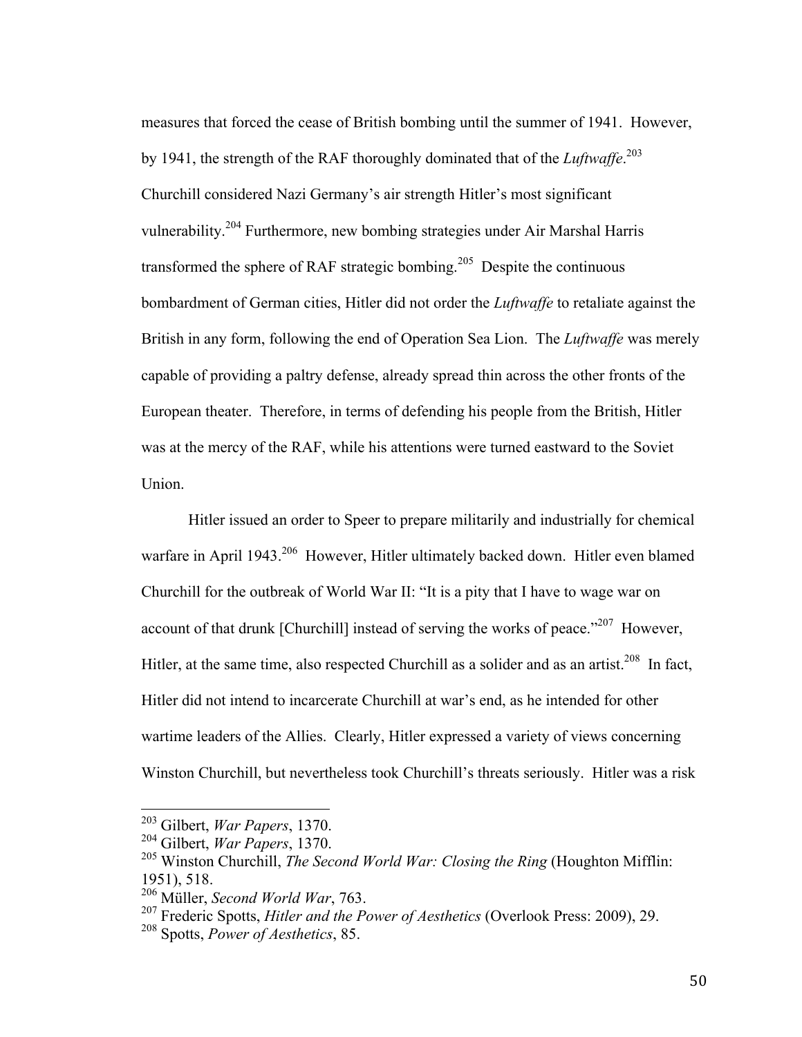measures that forced the cease of British bombing until the summer of 1941. However, by 1941, the strength of the RAF thoroughly dominated that of the *Luftwaffe*.[203] Churchill considered Nazi Germany's air strength Hitler's most significant vulnerability.[204] Furthermore, new bombing strategies under Air Marshal Harris transformed the sphere of RAF strategic bombing.[205] Despite the continuous bombardment of German cities, Hitler did not order the *Luftwaffe* to retaliate against the British in any form, following the end of Operation Sea Lion. The *Luftwaffe* was merely capable of providing a paltry defense, already spread thin across the other fronts of the European theater. Therefore, in terms of defending his people from the British, Hitler was at the mercy of the RAF, while his attentions were turned eastward to the Soviet Union.

Hitler issued an order to Speer to prepare militarily and industrially for chemical warfare in April 1943.[206] However, Hitler ultimately backed down. Hitler even blamed Churchill for the outbreak of World War II: "It is a pity that I have to wage war on account of that drunk [Churchill] instead of serving the works of peace."[207] However, Hitler, at the same time, also respected Churchill as a solider and as an artist.[208] In fact, Hitler did not intend to incarcerate Churchill at war's end, as he intended for other wartime leaders of the Allies. Clearly, Hitler expressed a variety of views concerning Winston Churchill, but nevertheless took Churchill's threats seriously. Hitler was a risk

---

[203] Gilbert, *War Papers*, 1370.

[204] Gilbert, *War Papers*, 1370.

[205] Winston Churchill, *The Second World War: Closing the Ring* (Houghton Mifflin: 1951), 518.

[206] Müller, *Second World War*, 763.

[207] Frederic Spotts, *Hitler and the Power of Aesthetics* (Overlook Press: 2009), 29.

[208] Spotts, *Power of Aesthetics*, 85.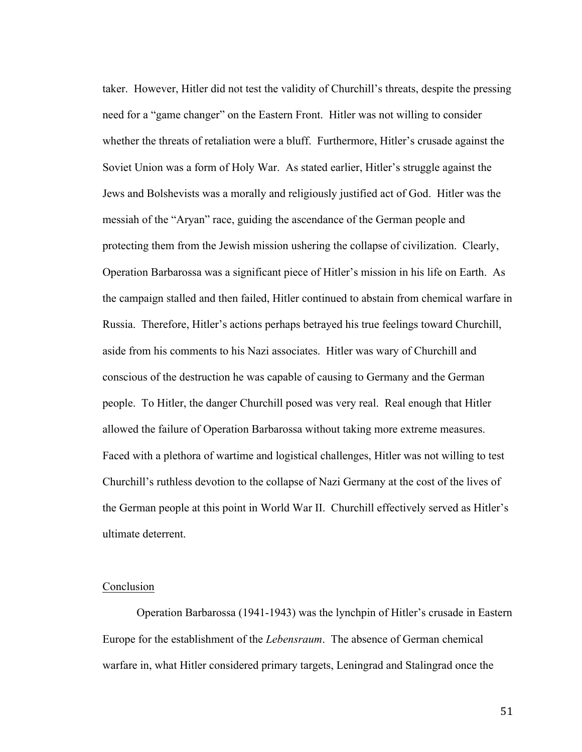taker. However, Hitler did not test the validity of Churchill's threats, despite the pressing need for a "game changer" on the Eastern Front. Hitler was not willing to consider whether the threats of retaliation were a bluff. Furthermore, Hitler's crusade against the Soviet Union was a form of Holy War. As stated earlier, Hitler's struggle against the Jews and Bolshevists was a morally and religiously justified act of God. Hitler was the messiah of the "Aryan" race, guiding the ascendance of the German people and protecting them from the Jewish mission ushering the collapse of civilization. Clearly, Operation Barbarossa was a significant piece of Hitler's mission in his life on Earth. As the campaign stalled and then failed, Hitler continued to abstain from chemical warfare in Russia. Therefore, Hitler's actions perhaps betrayed his true feelings toward Churchill, aside from his comments to his Nazi associates. Hitler was wary of Churchill and conscious of the destruction he was capable of causing to Germany and the German people. To Hitler, the danger Churchill posed was very real. Real enough that Hitler allowed the failure of Operation Barbarossa without taking more extreme measures. Faced with a plethora of wartime and logistical challenges, Hitler was not willing to test Churchill's ruthless devotion to the collapse of Nazi Germany at the cost of the lives of the German people at this point in World War II. Churchill effectively served as Hitler's ultimate deterrent.

## Conclusion

Operation Barbarossa (1941-1943) was the lynchpin of Hitler's crusade in Eastern Europe for the establishment of the *Lebensraum*. The absence of German chemical warfare in, what Hitler considered primary targets, Leningrad and Stalingrad once the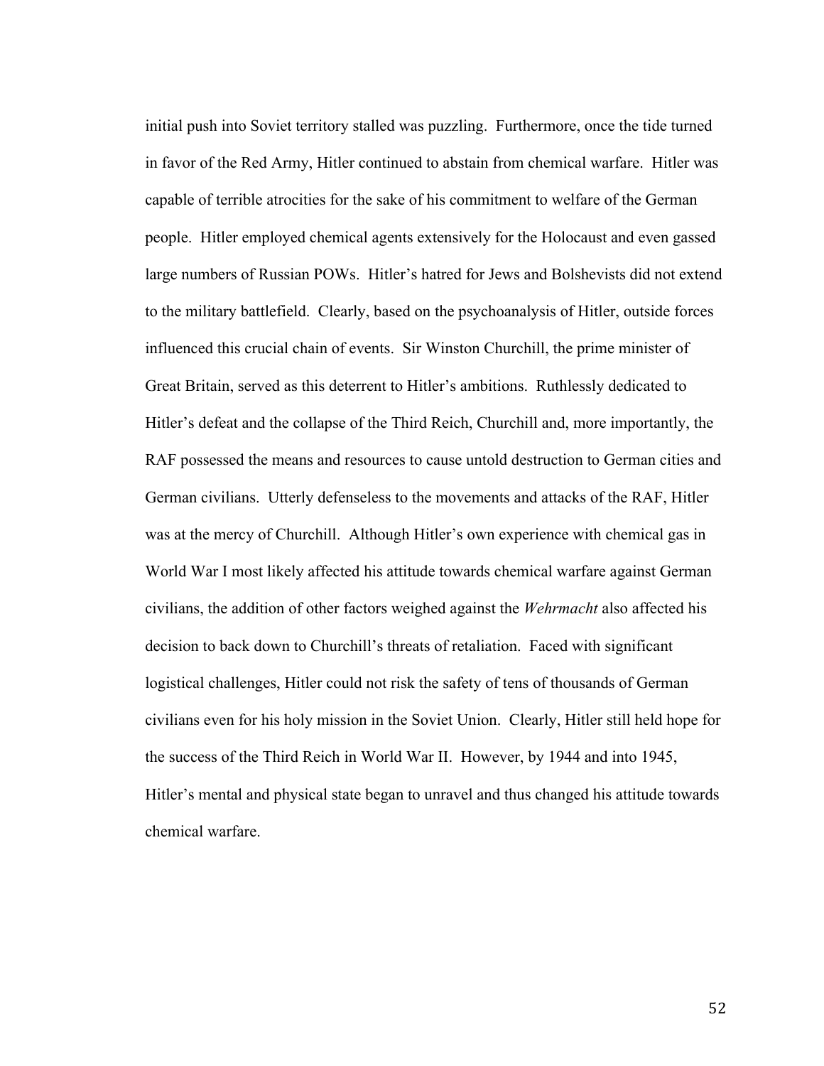initial push into Soviet territory stalled was puzzling. Furthermore, once the tide turned in favor of the Red Army, Hitler continued to abstain from chemical warfare. Hitler was capable of terrible atrocities for the sake of his commitment to welfare of the German people. Hitler employed chemical agents extensively for the Holocaust and even gassed large numbers of Russian POWs. Hitler's hatred for Jews and Bolshevists did not extend to the military battlefield. Clearly, based on the psychoanalysis of Hitler, outside forces influenced this crucial chain of events. Sir Winston Churchill, the prime minister of Great Britain, served as this deterrent to Hitler's ambitions. Ruthlessly dedicated to Hitler's defeat and the collapse of the Third Reich, Churchill and, more importantly, the RAF possessed the means and resources to cause untold destruction to German cities and German civilians. Utterly defenseless to the movements and attacks of the RAF, Hitler was at the mercy of Churchill. Although Hitler's own experience with chemical gas in World War I most likely affected his attitude towards chemical warfare against German civilians, the addition of other factors weighed against the *Wehrmacht* also affected his decision to back down to Churchill's threats of retaliation. Faced with significant logistical challenges, Hitler could not risk the safety of tens of thousands of German civilians even for his holy mission in the Soviet Union. Clearly, Hitler still held hope for the success of the Third Reich in World War II. However, by 1944 and into 1945, Hitler's mental and physical state began to unravel and thus changed his attitude towards chemical warfare.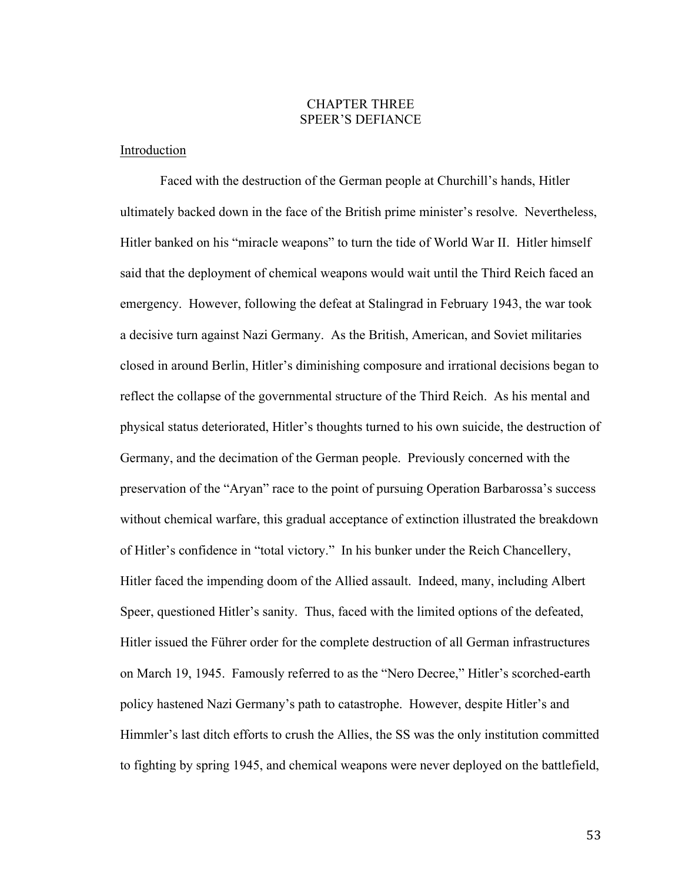# CHAPTER THREE
# SPEER'S DEFIANCE

<u>Introduction</u>

Faced with the destruction of the German people at Churchill's hands, Hitler ultimately backed down in the face of the British prime minister's resolve. Nevertheless, Hitler banked on his "miracle weapons" to turn the tide of World War II. Hitler himself said that the deployment of chemical weapons would wait until the Third Reich faced an emergency. However, following the defeat at Stalingrad in February 1943, the war took a decisive turn against Nazi Germany. As the British, American, and Soviet militaries closed in around Berlin, Hitler's diminishing composure and irrational decisions began to reflect the collapse of the governmental structure of the Third Reich. As his mental and physical status deteriorated, Hitler's thoughts turned to his own suicide, the destruction of Germany, and the decimation of the German people. Previously concerned with the preservation of the "Aryan" race to the point of pursuing Operation Barbarossa's success without chemical warfare, this gradual acceptance of extinction illustrated the breakdown of Hitler's confidence in "total victory." In his bunker under the Reich Chancellery, Hitler faced the impending doom of the Allied assault. Indeed, many, including Albert Speer, questioned Hitler's sanity. Thus, faced with the limited options of the defeated, Hitler issued the Führer order for the complete destruction of all German infrastructures on March 19, 1945. Famously referred to as the "Nero Decree," Hitler's scorched-earth policy hastened Nazi Germany's path to catastrophe. However, despite Hitler's and Himmler's last ditch efforts to crush the Allies, the SS was the only institution committed to fighting by spring 1945, and chemical weapons were never deployed on the battlefield,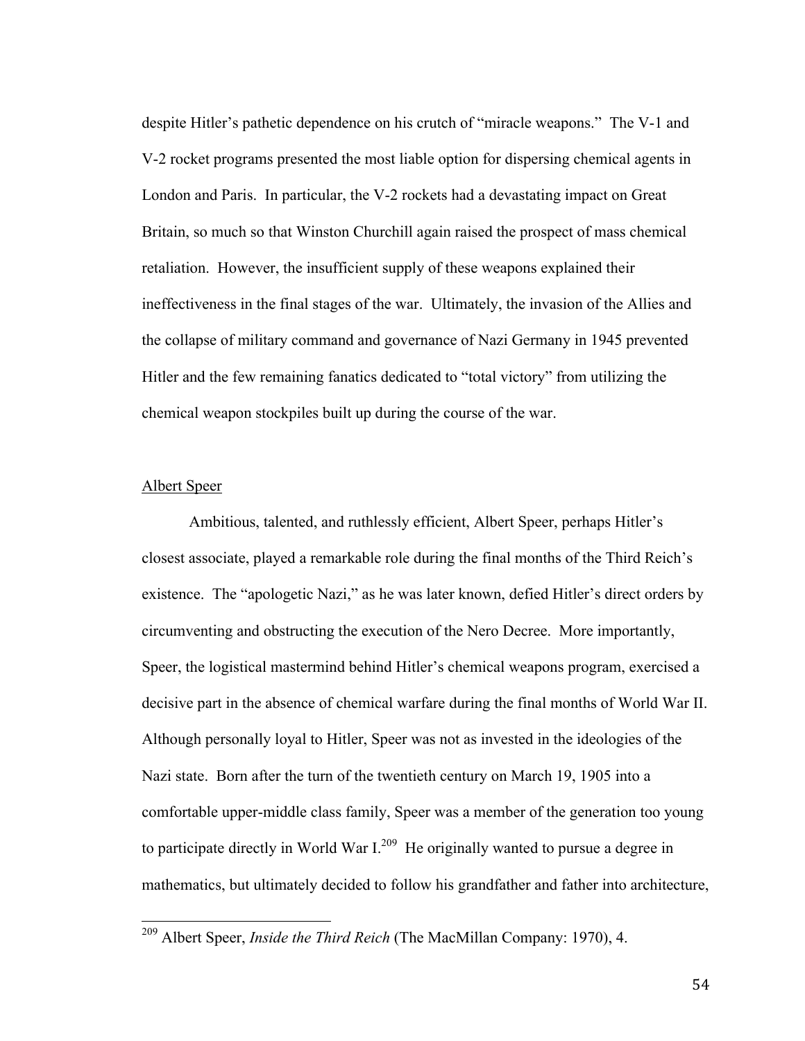despite Hitler's pathetic dependence on his crutch of "miracle weapons." The V-1 and V-2 rocket programs presented the most liable option for dispersing chemical agents in London and Paris. In particular, the V-2 rockets had a devastating impact on Great Britain, so much so that Winston Churchill again raised the prospect of mass chemical retaliation. However, the insufficient supply of these weapons explained their ineffectiveness in the final stages of the war. Ultimately, the invasion of the Allies and the collapse of military command and governance of Nazi Germany in 1945 prevented Hitler and the few remaining fanatics dedicated to "total victory" from utilizing the chemical weapon stockpiles built up during the course of the war.

## Albert Speer

Ambitious, talented, and ruthlessly efficient, Albert Speer, perhaps Hitler's closest associate, played a remarkable role during the final months of the Third Reich's existence. The "apologetic Nazi," as he was later known, defied Hitler's direct orders by circumventing and obstructing the execution of the Nero Decree. More importantly, Speer, the logistical mastermind behind Hitler's chemical weapons program, exercised a decisive part in the absence of chemical warfare during the final months of World War II. Although personally loyal to Hitler, Speer was not as invested in the ideologies of the Nazi state. Born after the turn of the twentieth century on March 19, 1905 into a comfortable upper-middle class family, Speer was a member of the generation too young to participate directly in World War I.[209] He originally wanted to pursue a degree in mathematics, but ultimately decided to follow his grandfather and father into architecture,

---

[209] Albert Speer, *Inside the Third Reich* (The MacMillan Company: 1970), 4.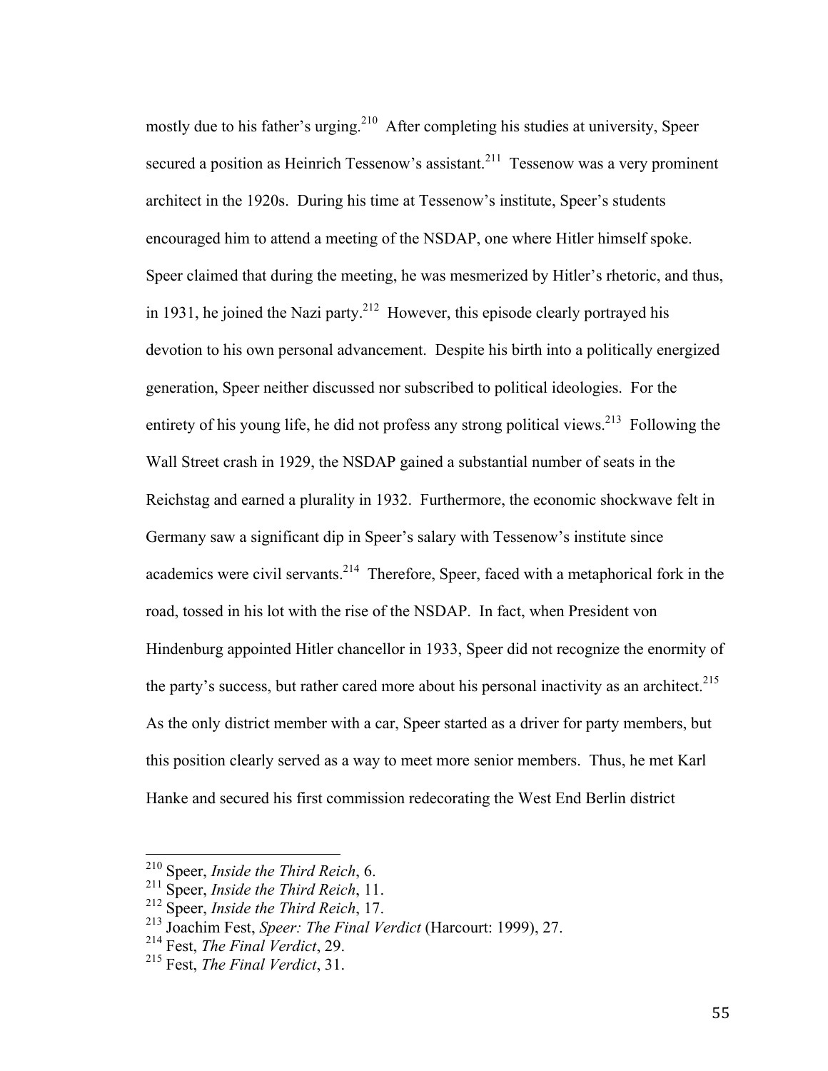mostly due to his father's urging.[210] After completing his studies at university, Speer secured a position as Heinrich Tessenow's assistant.[211] Tessenow was a very prominent architect in the 1920s. During his time at Tessenow's institute, Speer's students encouraged him to attend a meeting of the NSDAP, one where Hitler himself spoke. Speer claimed that during the meeting, he was mesmerized by Hitler's rhetoric, and thus, in 1931, he joined the Nazi party.[212] However, this episode clearly portrayed his devotion to his own personal advancement. Despite his birth into a politically energized generation, Speer neither discussed nor subscribed to political ideologies. For the entirety of his young life, he did not profess any strong political views.[213] Following the Wall Street crash in 1929, the NSDAP gained a substantial number of seats in the Reichstag and earned a plurality in 1932. Furthermore, the economic shockwave felt in Germany saw a significant dip in Speer's salary with Tessenow's institute since academics were civil servants.[214] Therefore, Speer, faced with a metaphorical fork in the road, tossed in his lot with the rise of the NSDAP. In fact, when President von Hindenburg appointed Hitler chancellor in 1933, Speer did not recognize the enormity of the party's success, but rather cared more about his personal inactivity as an architect.[215] As the only district member with a car, Speer started as a driver for party members, but this position clearly served as a way to meet more senior members. Thus, he met Karl Hanke and secured his first commission redecorating the West End Berlin district

---

[210] Speer, *Inside the Third Reich*, 6.

[211] Speer, *Inside the Third Reich*, 11.

[212] Speer, *Inside the Third Reich*, 17.

[213] Joachim Fest, *Speer: The Final Verdict* (Harcourt: 1999), 27.

[214] Fest, *The Final Verdict*, 29.

[215] Fest, *The Final Verdict*, 31.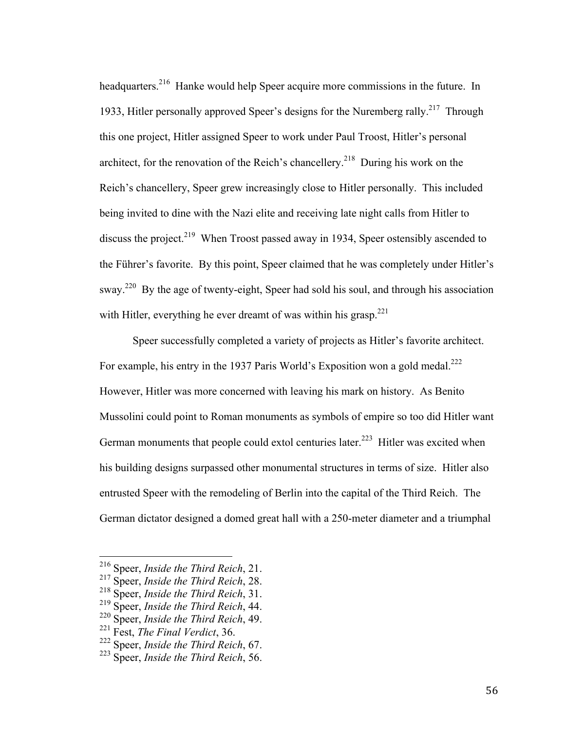headquarters.[216] Hanke would help Speer acquire more commissions in the future. In 1933, Hitler personally approved Speer's designs for the Nuremberg rally.[217] Through this one project, Hitler assigned Speer to work under Paul Troost, Hitler's personal architect, for the renovation of the Reich's chancellery.[218] During his work on the Reich's chancellery, Speer grew increasingly close to Hitler personally. This included being invited to dine with the Nazi elite and receiving late night calls from Hitler to discuss the project.[219] When Troost passed away in 1934, Speer ostensibly ascended to the Führer's favorite. By this point, Speer claimed that he was completely under Hitler's sway.[220] By the age of twenty-eight, Speer had sold his soul, and through his association with Hitler, everything he ever dreamt of was within his grasp.[221]

Speer successfully completed a variety of projects as Hitler's favorite architect. For example, his entry in the 1937 Paris World's Exposition won a gold medal.[222] However, Hitler was more concerned with leaving his mark on history. As Benito Mussolini could point to Roman monuments as symbols of empire so too did Hitler want German monuments that people could extol centuries later.[223] Hitler was excited when his building designs surpassed other monumental structures in terms of size. Hitler also entrusted Speer with the remodeling of Berlin into the capital of the Third Reich. The German dictator designed a domed great hall with a 250-meter diameter and a triumphal

---

[216] Speer, *Inside the Third Reich*, 21.
[217] Speer, *Inside the Third Reich*, 28.
[218] Speer, *Inside the Third Reich*, 31.
[219] Speer, *Inside the Third Reich*, 44.
[220] Speer, *Inside the Third Reich*, 49.
[221] Fest, *The Final Verdict*, 36.
[222] Speer, *Inside the Third Reich*, 67.
[223] Speer, *Inside the Third Reich*, 56.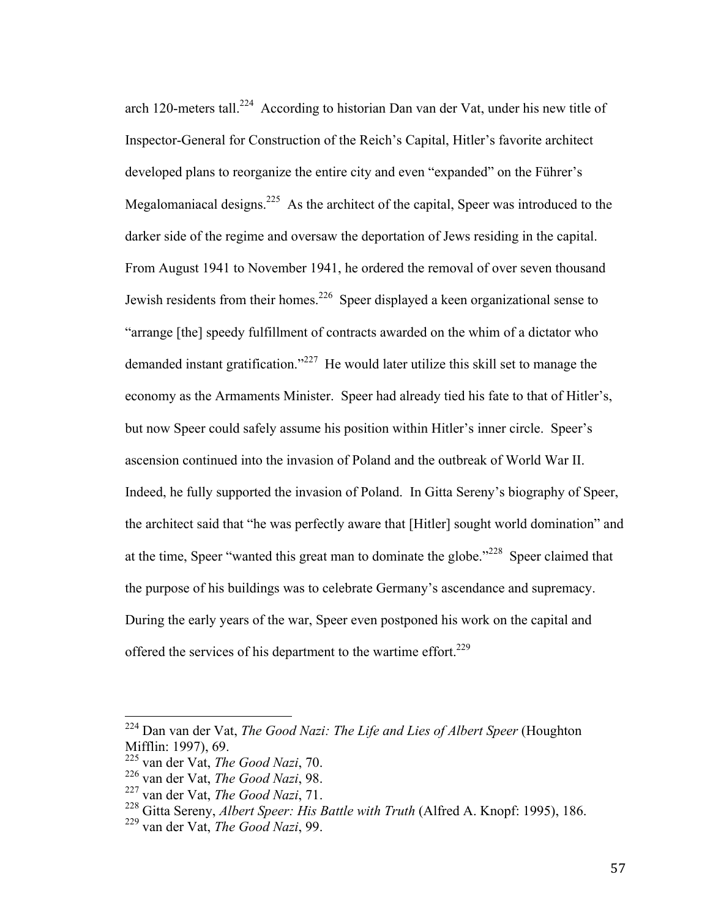arch 120-meters tall.[224] According to historian Dan van der Vat, under his new title of Inspector-General for Construction of the Reich's Capital, Hitler's favorite architect developed plans to reorganize the entire city and even "expanded" on the Führer's Megalomaniacal designs.[225] As the architect of the capital, Speer was introduced to the darker side of the regime and oversaw the deportation of Jews residing in the capital. From August 1941 to November 1941, he ordered the removal of over seven thousand Jewish residents from their homes.[226] Speer displayed a keen organizational sense to "arrange [the] speedy fulfillment of contracts awarded on the whim of a dictator who demanded instant gratification."[227] He would later utilize this skill set to manage the economy as the Armaments Minister. Speer had already tied his fate to that of Hitler's, but now Speer could safely assume his position within Hitler's inner circle. Speer's ascension continued into the invasion of Poland and the outbreak of World War II. Indeed, he fully supported the invasion of Poland. In Gitta Sereny's biography of Speer, the architect said that "he was perfectly aware that [Hitler] sought world domination" and at the time, Speer "wanted this great man to dominate the globe."[228] Speer claimed that the purpose of his buildings was to celebrate Germany's ascendance and supremacy. During the early years of the war, Speer even postponed his work on the capital and offered the services of his department to the wartime effort.[229]

---

[224] Dan van der Vat, *The Good Nazi: The Life and Lies of Albert Speer* (Houghton Mifflin: 1997), 69.

[225] van der Vat, *The Good Nazi*, 70.

[226] van der Vat, *The Good Nazi*, 98.

[227] van der Vat, *The Good Nazi*, 71.

[228] Gitta Sereny, *Albert Speer: His Battle with Truth* (Alfred A. Knopf: 1995), 186.

[229] van der Vat, *The Good Nazi*, 99.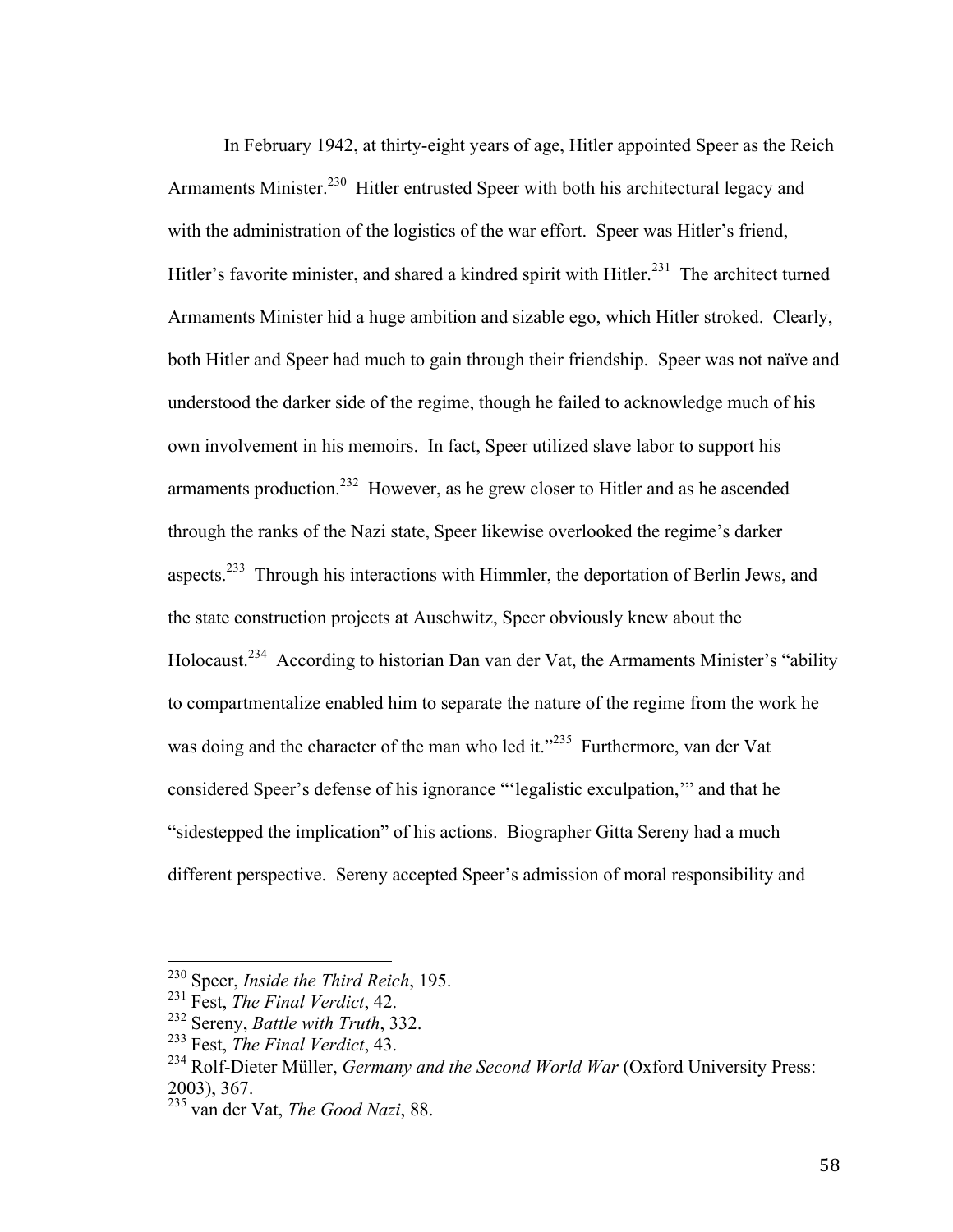In February 1942, at thirty-eight years of age, Hitler appointed Speer as the Reich Armaments Minister.[230] Hitler entrusted Speer with both his architectural legacy and with the administration of the logistics of the war effort. Speer was Hitler's friend, Hitler's favorite minister, and shared a kindred spirit with Hitler.[231] The architect turned Armaments Minister hid a huge ambition and sizable ego, which Hitler stroked. Clearly, both Hitler and Speer had much to gain through their friendship. Speer was not naïve and understood the darker side of the regime, though he failed to acknowledge much of his own involvement in his memoirs. In fact, Speer utilized slave labor to support his armaments production.[232] However, as he grew closer to Hitler and as he ascended through the ranks of the Nazi state, Speer likewise overlooked the regime's darker aspects.[233] Through his interactions with Himmler, the deportation of Berlin Jews, and the state construction projects at Auschwitz, Speer obviously knew about the Holocaust.[234] According to historian Dan van der Vat, the Armaments Minister's "ability to compartmentalize enabled him to separate the nature of the regime from the work he was doing and the character of the man who led it."[235] Furthermore, van der Vat considered Speer's defense of his ignorance "'legalistic exculpation,'" and that he "sidestepped the implication" of his actions. Biographer Gitta Sereny had a much different perspective. Sereny accepted Speer's admission of moral responsibility and

---

[230] Speer, *Inside the Third Reich*, 195.
[231] Fest, *The Final Verdict*, 42.
[232] Sereny, *Battle with Truth*, 332.
[233] Fest, *The Final Verdict*, 43.
[234] Rolf-Dieter Müller, *Germany and the Second World War* (Oxford University Press: 2003), 367.
[235] van der Vat, *The Good Nazi*, 88.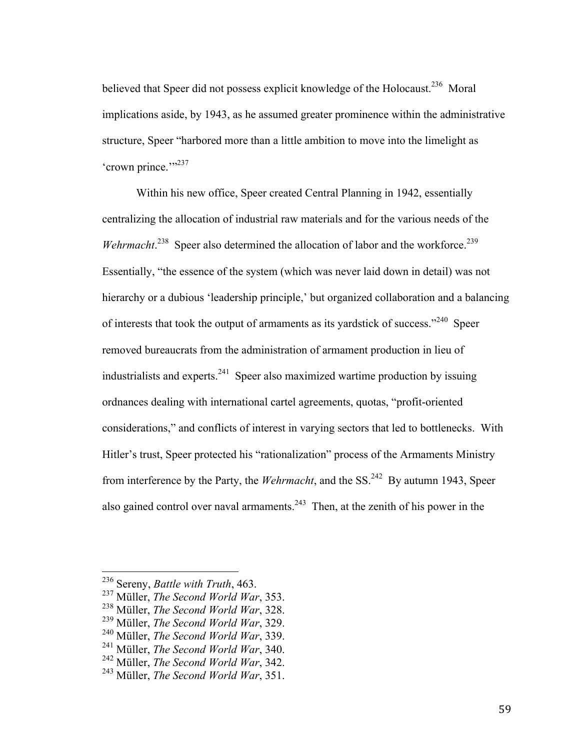believed that Speer did not possess explicit knowledge of the Holocaust.[236] Moral implications aside, by 1943, as he assumed greater prominence within the administrative structure, Speer "harbored more than a little ambition to move into the limelight as 'crown prince.'"[237]

Within his new office, Speer created Central Planning in 1942, essentially centralizing the allocation of industrial raw materials and for the various needs of the *Wehrmacht*.[238] Speer also determined the allocation of labor and the workforce.[239] Essentially, "the essence of the system (which was never laid down in detail) was not hierarchy or a dubious 'leadership principle,' but organized collaboration and a balancing of interests that took the output of armaments as its yardstick of success."[240] Speer removed bureaucrats from the administration of armament production in lieu of industrialists and experts.[241] Speer also maximized wartime production by issuing ordnances dealing with international cartel agreements, quotas, "profit-oriented considerations," and conflicts of interest in varying sectors that led to bottlenecks. With Hitler's trust, Speer protected his "rationalization" process of the Armaments Ministry from interference by the Party, the *Wehrmacht*, and the SS.[242] By autumn 1943, Speer also gained control over naval armaments.[243] Then, at the zenith of his power in the

---

[236] Sereny, *Battle with Truth*, 463.
[237] Müller, *The Second World War*, 353.
[238] Müller, *The Second World War*, 328.
[239] Müller, *The Second World War*, 329.
[240] Müller, *The Second World War*, 339.
[241] Müller, *The Second World War*, 340.
[242] Müller, *The Second World War*, 342.
[243] Müller, *The Second World War*, 351.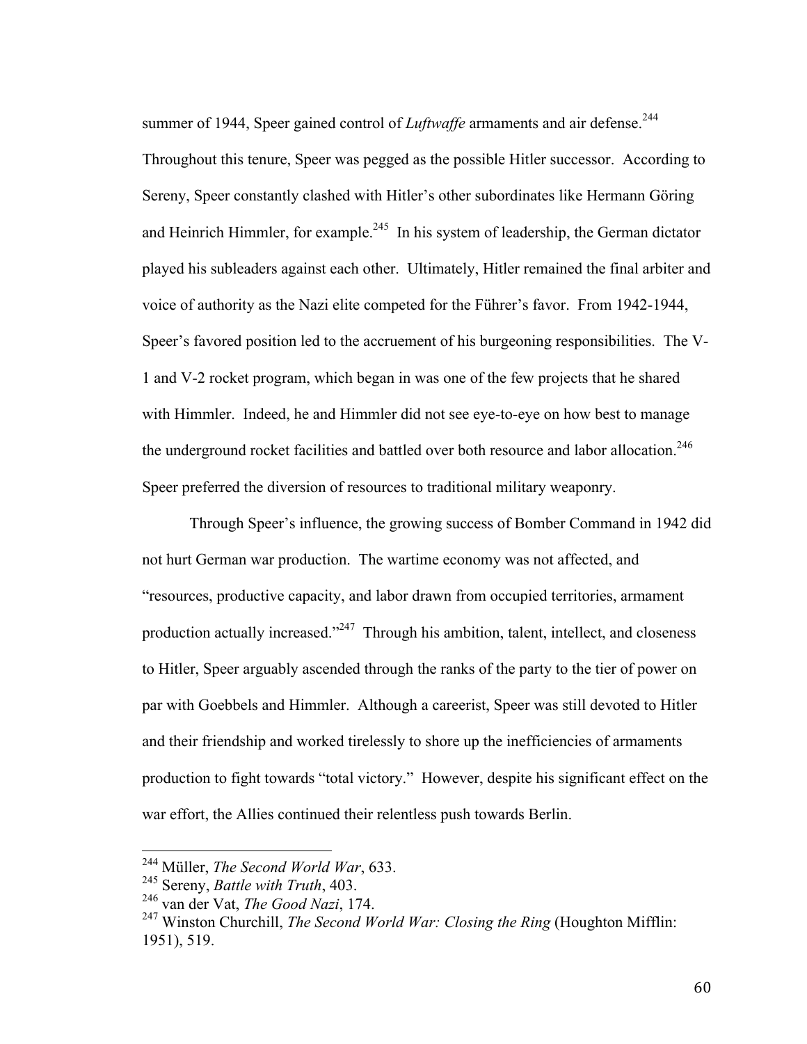summer of 1944, Speer gained control of *Luftwaffe* armaments and air defense.[244] Throughout this tenure, Speer was pegged as the possible Hitler successor. According to Sereny, Speer constantly clashed with Hitler's other subordinates like Hermann Göring and Heinrich Himmler, for example.[245] In his system of leadership, the German dictator played his subleaders against each other. Ultimately, Hitler remained the final arbiter and voice of authority as the Nazi elite competed for the Führer's favor. From 1942-1944, Speer's favored position led to the accruement of his burgeoning responsibilities. The V-1 and V-2 rocket program, which began in was one of the few projects that he shared with Himmler. Indeed, he and Himmler did not see eye-to-eye on how best to manage the underground rocket facilities and battled over both resource and labor allocation.[246] Speer preferred the diversion of resources to traditional military weaponry.

Through Speer's influence, the growing success of Bomber Command in 1942 did not hurt German war production. The wartime economy was not affected, and "resources, productive capacity, and labor drawn from occupied territories, armament production actually increased."[247] Through his ambition, talent, intellect, and closeness to Hitler, Speer arguably ascended through the ranks of the party to the tier of power on par with Goebbels and Himmler. Although a careerist, Speer was still devoted to Hitler and their friendship and worked tirelessly to shore up the inefficiencies of armaments production to fight towards "total victory." However, despite his significant effect on the war effort, the Allies continued their relentless push towards Berlin.

---

[244] Müller, *The Second World War*, 633.
[245] Sereny, *Battle with Truth*, 403.
[246] van der Vat, *The Good Nazi*, 174.
[247] Winston Churchill, *The Second World War: Closing the Ring* (Houghton Mifflin: 1951), 519.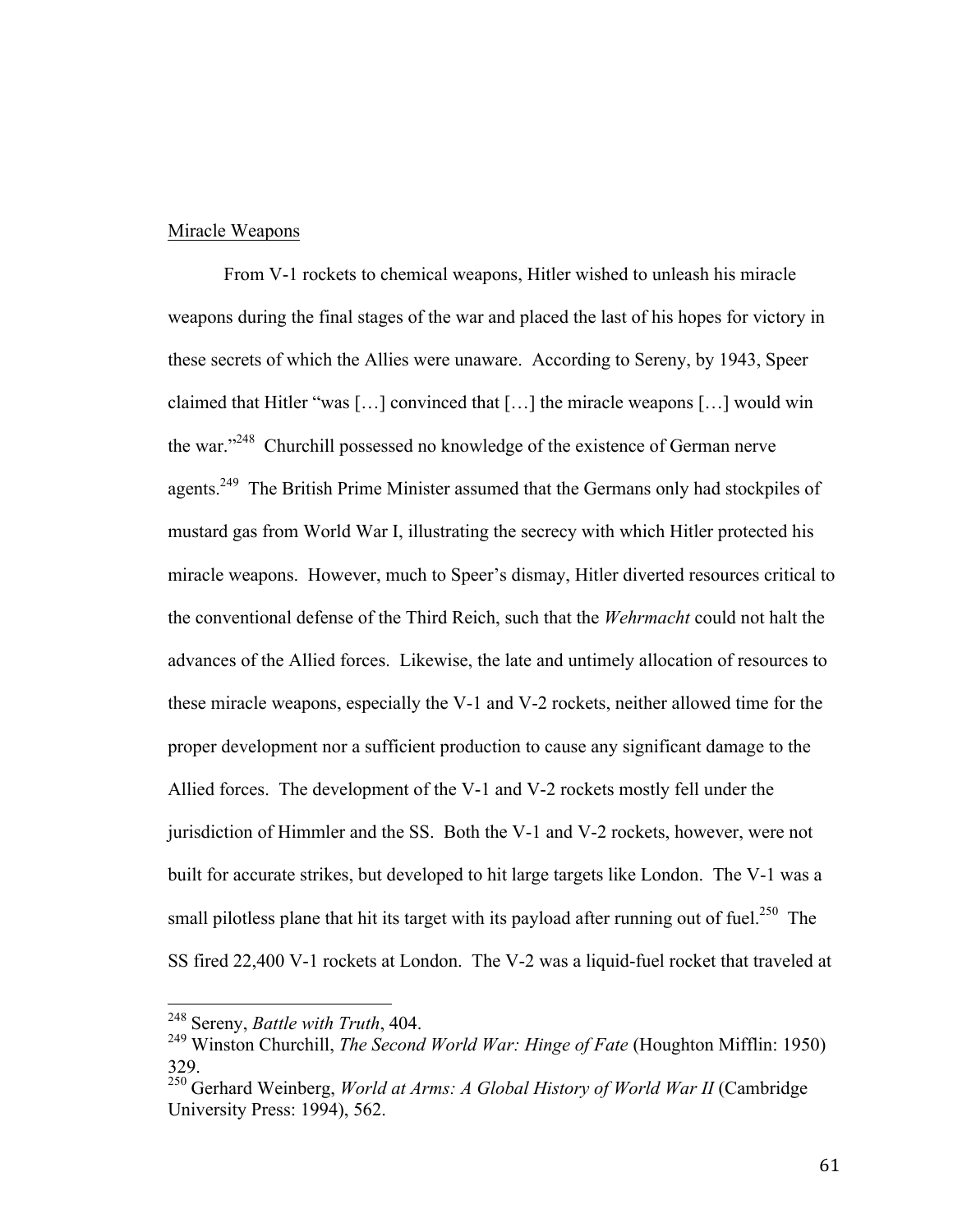Miracle Weapons

From V-1 rockets to chemical weapons, Hitler wished to unleash his miracle weapons during the final stages of the war and placed the last of his hopes for victory in these secrets of which the Allies were unaware. According to Sereny, by 1943, Speer claimed that Hitler "was […] convinced that […] the miracle weapons […] would win the war."[248] Churchill possessed no knowledge of the existence of German nerve agents.[249] The British Prime Minister assumed that the Germans only had stockpiles of mustard gas from World War I, illustrating the secrecy with which Hitler protected his miracle weapons. However, much to Speer's dismay, Hitler diverted resources critical to the conventional defense of the Third Reich, such that the *Wehrmacht* could not halt the advances of the Allied forces. Likewise, the late and untimely allocation of resources to these miracle weapons, especially the V-1 and V-2 rockets, neither allowed time for the proper development nor a sufficient production to cause any significant damage to the Allied forces. The development of the V-1 and V-2 rockets mostly fell under the jurisdiction of Himmler and the SS. Both the V-1 and V-2 rockets, however, were not built for accurate strikes, but developed to hit large targets like London. The V-1 was a small pilotless plane that hit its target with its payload after running out of fuel.[250] The SS fired 22,400 V-1 rockets at London. The V-2 was a liquid-fuel rocket that traveled at

---

[248] Sereny, *Battle with Truth*, 404.

[249] Winston Churchill, *The Second World War: Hinge of Fate* (Houghton Mifflin: 1950) 329.

[250] Gerhard Weinberg, *World at Arms: A Global History of World War II* (Cambridge University Press: 1994), 562.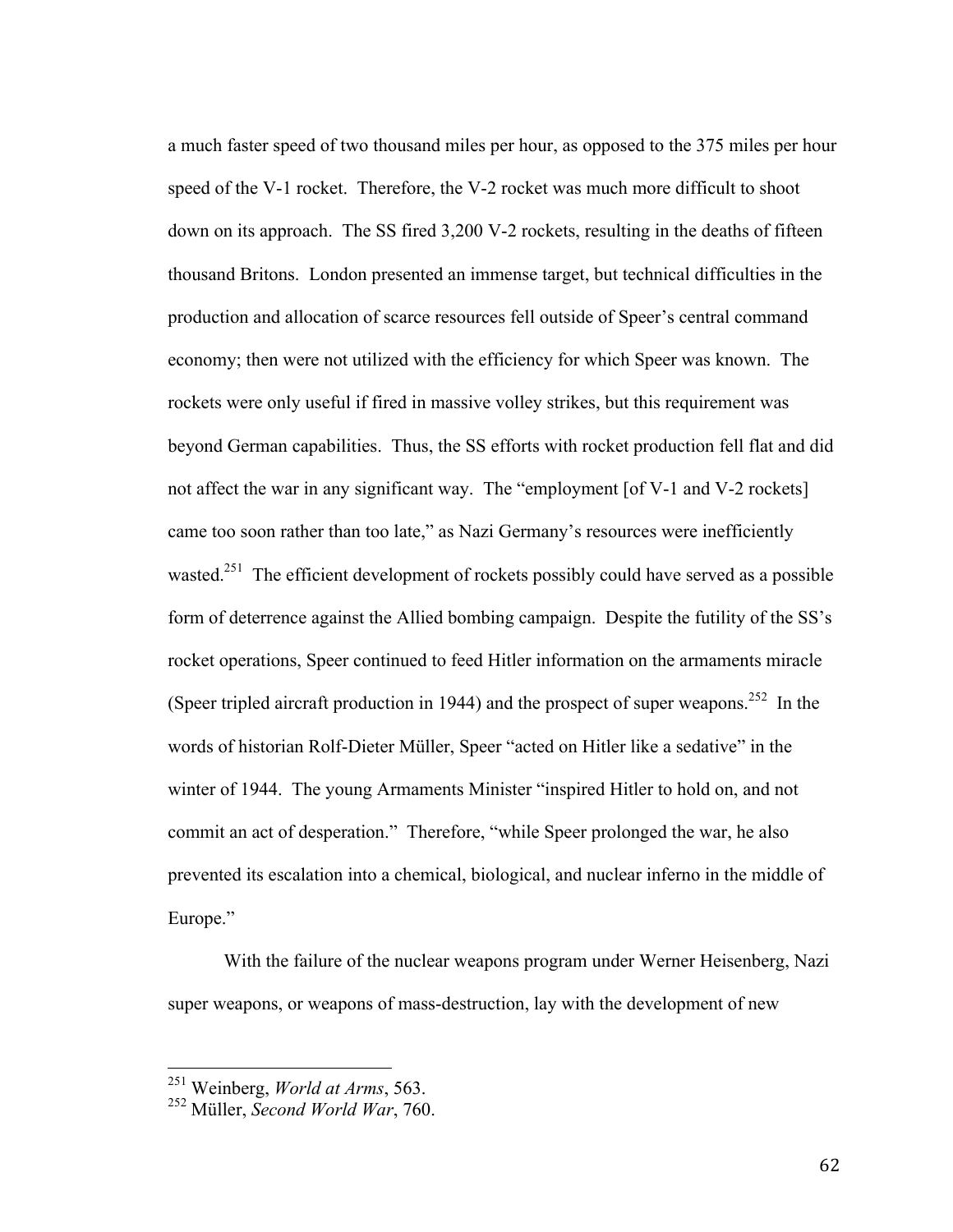a much faster speed of two thousand miles per hour, as opposed to the 375 miles per hour speed of the V-1 rocket. Therefore, the V-2 rocket was much more difficult to shoot down on its approach. The SS fired 3,200 V-2 rockets, resulting in the deaths of fifteen thousand Britons. London presented an immense target, but technical difficulties in the production and allocation of scarce resources fell outside of Speer's central command economy; then were not utilized with the efficiency for which Speer was known. The rockets were only useful if fired in massive volley strikes, but this requirement was beyond German capabilities. Thus, the SS efforts with rocket production fell flat and did not affect the war in any significant way. The "employment [of V-1 and V-2 rockets] came too soon rather than too late," as Nazi Germany's resources were inefficiently wasted.[251] The efficient development of rockets possibly could have served as a possible form of deterrence against the Allied bombing campaign. Despite the futility of the SS's rocket operations, Speer continued to feed Hitler information on the armaments miracle (Speer tripled aircraft production in 1944) and the prospect of super weapons.[252] In the words of historian Rolf-Dieter Müller, Speer "acted on Hitler like a sedative" in the winter of 1944. The young Armaments Minister "inspired Hitler to hold on, and not commit an act of desperation." Therefore, "while Speer prolonged the war, he also prevented its escalation into a chemical, biological, and nuclear inferno in the middle of Europe."

With the failure of the nuclear weapons program under Werner Heisenberg, Nazi super weapons, or weapons of mass-destruction, lay with the development of new

---

[251] Weinberg, *World at Arms*, 563.

[252] Müller, *Second World War*, 760.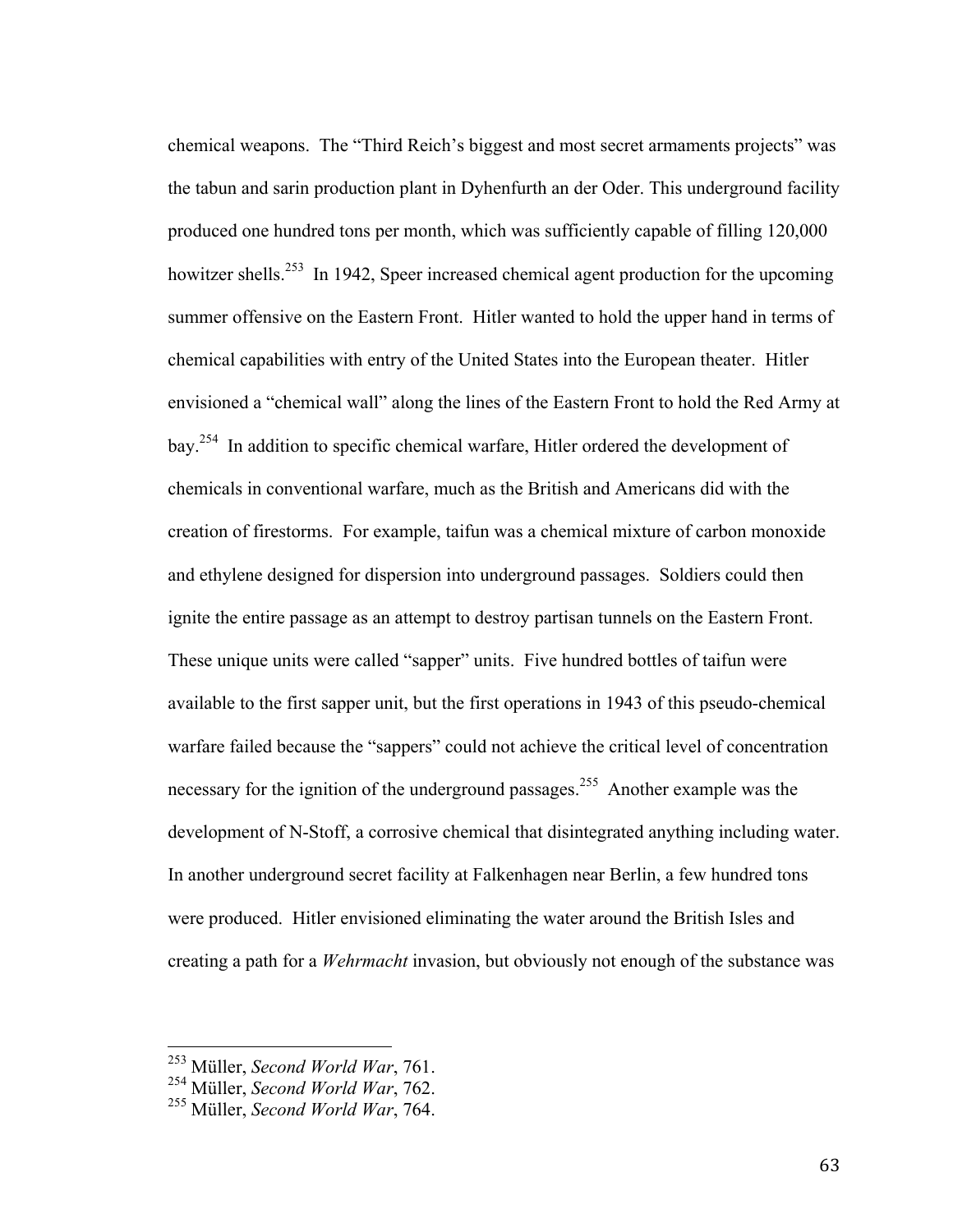chemical weapons. The "Third Reich's biggest and most secret armaments projects" was the tabun and sarin production plant in Dyhenfurth an der Oder. This underground facility produced one hundred tons per month, which was sufficiently capable of filling 120,000 howitzer shells.[253] In 1942, Speer increased chemical agent production for the upcoming summer offensive on the Eastern Front. Hitler wanted to hold the upper hand in terms of chemical capabilities with entry of the United States into the European theater. Hitler envisioned a "chemical wall" along the lines of the Eastern Front to hold the Red Army at bay.[254] In addition to specific chemical warfare, Hitler ordered the development of chemicals in conventional warfare, much as the British and Americans did with the creation of firestorms. For example, taifun was a chemical mixture of carbon monoxide and ethylene designed for dispersion into underground passages. Soldiers could then ignite the entire passage as an attempt to destroy partisan tunnels on the Eastern Front. These unique units were called "sapper" units. Five hundred bottles of taifun were available to the first sapper unit, but the first operations in 1943 of this pseudo-chemical warfare failed because the "sappers" could not achieve the critical level of concentration necessary for the ignition of the underground passages.[255] Another example was the development of N-Stoff, a corrosive chemical that disintegrated anything including water. In another underground secret facility at Falkenhagen near Berlin, a few hundred tons were produced. Hitler envisioned eliminating the water around the British Isles and creating a path for a *Wehrmacht* invasion, but obviously not enough of the substance was

---

[253] Müller, *Second World War*, 761.
[254] Müller, *Second World War*, 762.
[255] Müller, *Second World War*, 764.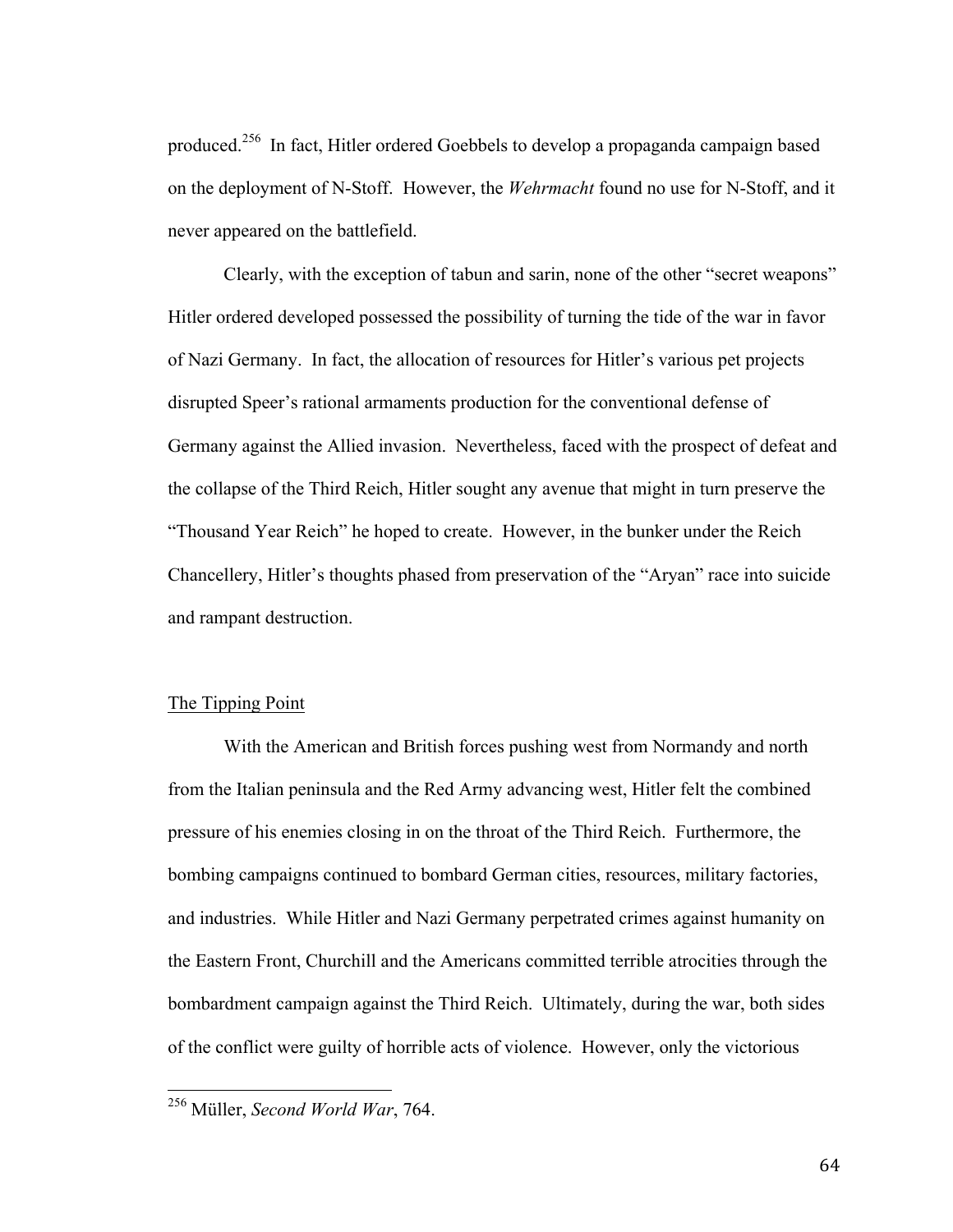produced.[256] In fact, Hitler ordered Goebbels to develop a propaganda campaign based on the deployment of N-Stoff. However, the *Wehrmacht* found no use for N-Stoff, and it never appeared on the battlefield.

Clearly, with the exception of tabun and sarin, none of the other "secret weapons" Hitler ordered developed possessed the possibility of turning the tide of the war in favor of Nazi Germany. In fact, the allocation of resources for Hitler's various pet projects disrupted Speer's rational armaments production for the conventional defense of Germany against the Allied invasion. Nevertheless, faced with the prospect of defeat and the collapse of the Third Reich, Hitler sought any avenue that might in turn preserve the "Thousand Year Reich" he hoped to create. However, in the bunker under the Reich Chancellery, Hitler's thoughts phased from preservation of the "Aryan" race into suicide and rampant destruction.

## The Tipping Point

With the American and British forces pushing west from Normandy and north from the Italian peninsula and the Red Army advancing west, Hitler felt the combined pressure of his enemies closing in on the throat of the Third Reich. Furthermore, the bombing campaigns continued to bombard German cities, resources, military factories, and industries. While Hitler and Nazi Germany perpetrated crimes against humanity on the Eastern Front, Churchill and the Americans committed terrible atrocities through the bombardment campaign against the Third Reich. Ultimately, during the war, both sides of the conflict were guilty of horrible acts of violence. However, only the victorious

[256] Müller, *Second World War*, 764.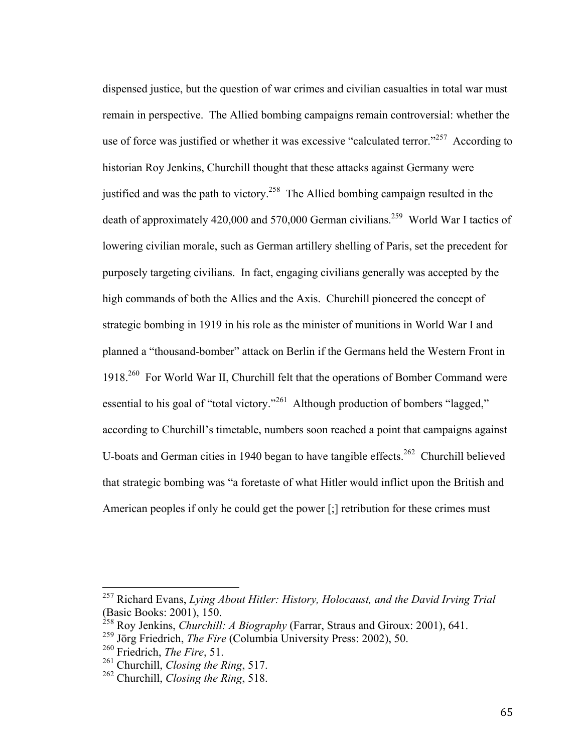dispensed justice, but the question of war crimes and civilian casualties in total war must remain in perspective. The Allied bombing campaigns remain controversial: whether the use of force was justified or whether it was excessive "calculated terror."[257] According to historian Roy Jenkins, Churchill thought that these attacks against Germany were justified and was the path to victory.[258] The Allied bombing campaign resulted in the death of approximately 420,000 and 570,000 German civilians.[259] World War I tactics of lowering civilian morale, such as German artillery shelling of Paris, set the precedent for purposely targeting civilians. In fact, engaging civilians generally was accepted by the high commands of both the Allies and the Axis. Churchill pioneered the concept of strategic bombing in 1919 in his role as the minister of munitions in World War I and planned a "thousand-bomber" attack on Berlin if the Germans held the Western Front in 1918.[260] For World War II, Churchill felt that the operations of Bomber Command were essential to his goal of "total victory."[261] Although production of bombers "lagged," according to Churchill's timetable, numbers soon reached a point that campaigns against U-boats and German cities in 1940 began to have tangible effects.[262] Churchill believed that strategic bombing was "a foretaste of what Hitler would inflict upon the British and American peoples if only he could get the power [;] retribution for these crimes must

---

[257] Richard Evans, *Lying About Hitler: History, Holocaust, and the David Irving Trial* (Basic Books: 2001), 150.

[258] Roy Jenkins, *Churchill: A Biography* (Farrar, Straus and Giroux: 2001), 641.

[259] Jörg Friedrich, *The Fire* (Columbia University Press: 2002), 50.

[260] Friedrich, *The Fire*, 51.

[261] Churchill, *Closing the Ring*, 517.

[262] Churchill, *Closing the Ring*, 518.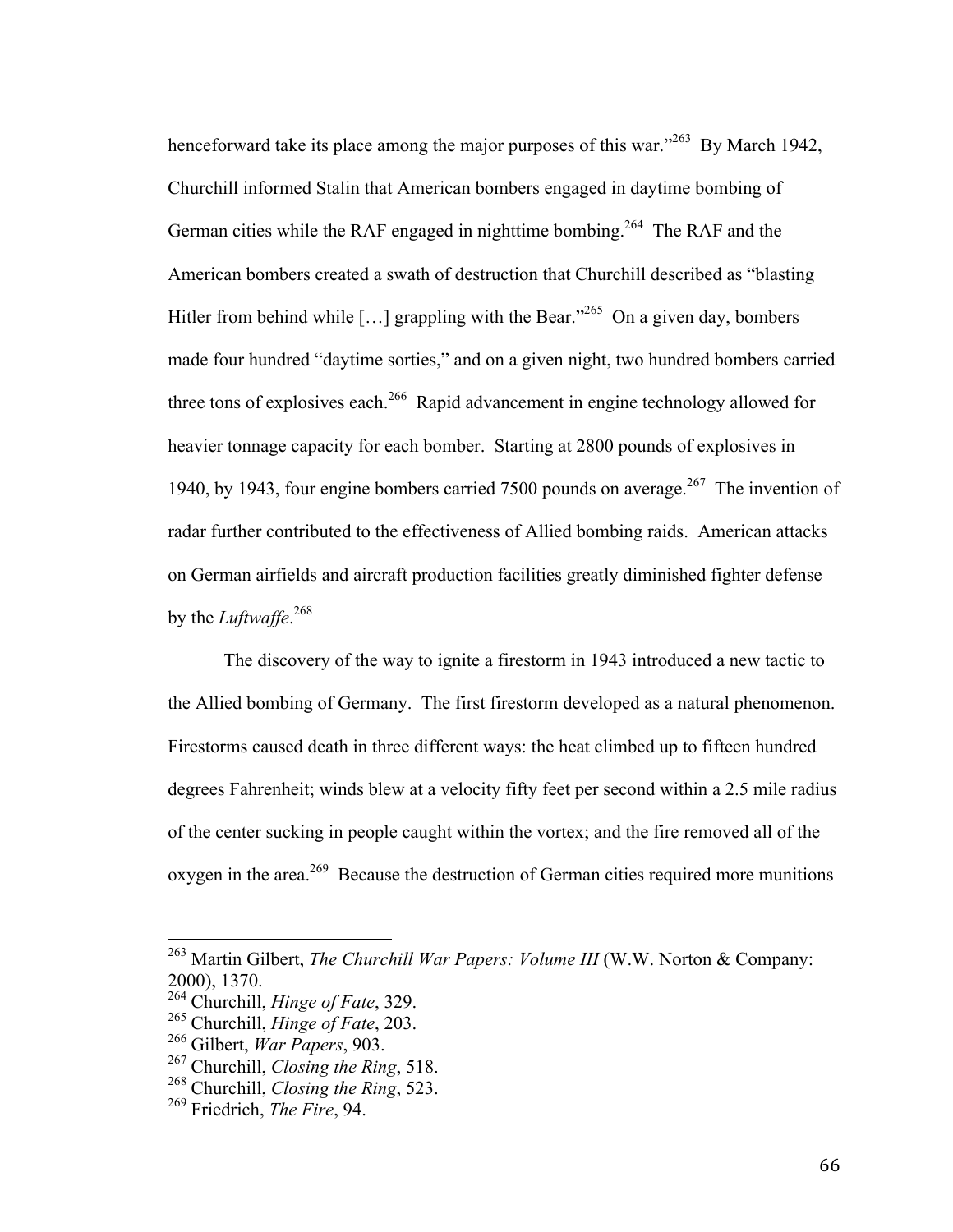henceforward take its place among the major purposes of this war."[263] By March 1942, Churchill informed Stalin that American bombers engaged in daytime bombing of German cities while the RAF engaged in nighttime bombing.[264] The RAF and the American bombers created a swath of destruction that Churchill described as "blasting Hitler from behind while […] grappling with the Bear."[265] On a given day, bombers made four hundred "daytime sorties," and on a given night, two hundred bombers carried three tons of explosives each.[266] Rapid advancement in engine technology allowed for heavier tonnage capacity for each bomber. Starting at 2800 pounds of explosives in 1940, by 1943, four engine bombers carried 7500 pounds on average.[267] The invention of radar further contributed to the effectiveness of Allied bombing raids. American attacks on German airfields and aircraft production facilities greatly diminished fighter defense by the *Luftwaffe*.[268]

The discovery of the way to ignite a firestorm in 1943 introduced a new tactic to the Allied bombing of Germany. The first firestorm developed as a natural phenomenon. Firestorms caused death in three different ways: the heat climbed up to fifteen hundred degrees Fahrenheit; winds blew at a velocity fifty feet per second within a 2.5 mile radius of the center sucking in people caught within the vortex; and the fire removed all of the oxygen in the area.[269] Because the destruction of German cities required more munitions

---

[263] Martin Gilbert, *The Churchill War Papers: Volume III* (W.W. Norton & Company: 2000), 1370.
[264] Churchill, *Hinge of Fate*, 329.
[265] Churchill, *Hinge of Fate*, 203.
[266] Gilbert, *War Papers*, 903.
[267] Churchill, *Closing the Ring*, 518.
[268] Churchill, *Closing the Ring*, 523.
[269] Friedrich, *The Fire*, 94.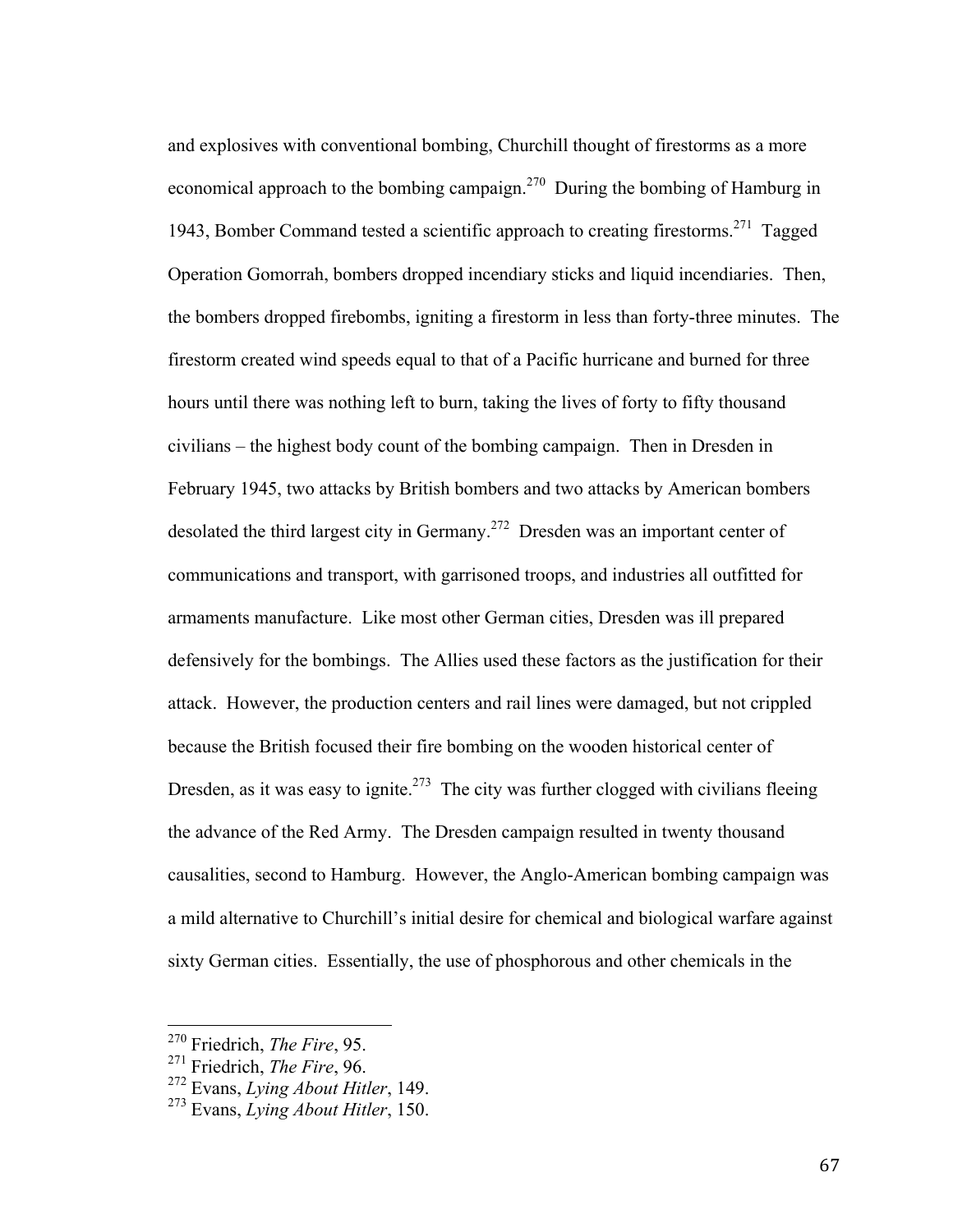and explosives with conventional bombing, Churchill thought of firestorms as a more economical approach to the bombing campaign.[270] During the bombing of Hamburg in 1943, Bomber Command tested a scientific approach to creating firestorms.[271] Tagged Operation Gomorrah, bombers dropped incendiary sticks and liquid incendiaries. Then, the bombers dropped firebombs, igniting a firestorm in less than forty-three minutes. The firestorm created wind speeds equal to that of a Pacific hurricane and burned for three hours until there was nothing left to burn, taking the lives of forty to fifty thousand civilians – the highest body count of the bombing campaign. Then in Dresden in February 1945, two attacks by British bombers and two attacks by American bombers desolated the third largest city in Germany.[272] Dresden was an important center of communications and transport, with garrisoned troops, and industries all outfitted for armaments manufacture. Like most other German cities, Dresden was ill prepared defensively for the bombings. The Allies used these factors as the justification for their attack. However, the production centers and rail lines were damaged, but not crippled because the British focused their fire bombing on the wooden historical center of Dresden, as it was easy to ignite.[273] The city was further clogged with civilians fleeing the advance of the Red Army. The Dresden campaign resulted in twenty thousand causalities, second to Hamburg. However, the Anglo-American bombing campaign was a mild alternative to Churchill's initial desire for chemical and biological warfare against sixty German cities. Essentially, the use of phosphorous and other chemicals in the

---

[270] Friedrich, *The Fire*, 95.

[271] Friedrich, *The Fire*, 96.

[272] Evans, *Lying About Hitler*, 149.

[273] Evans, *Lying About Hitler*, 150.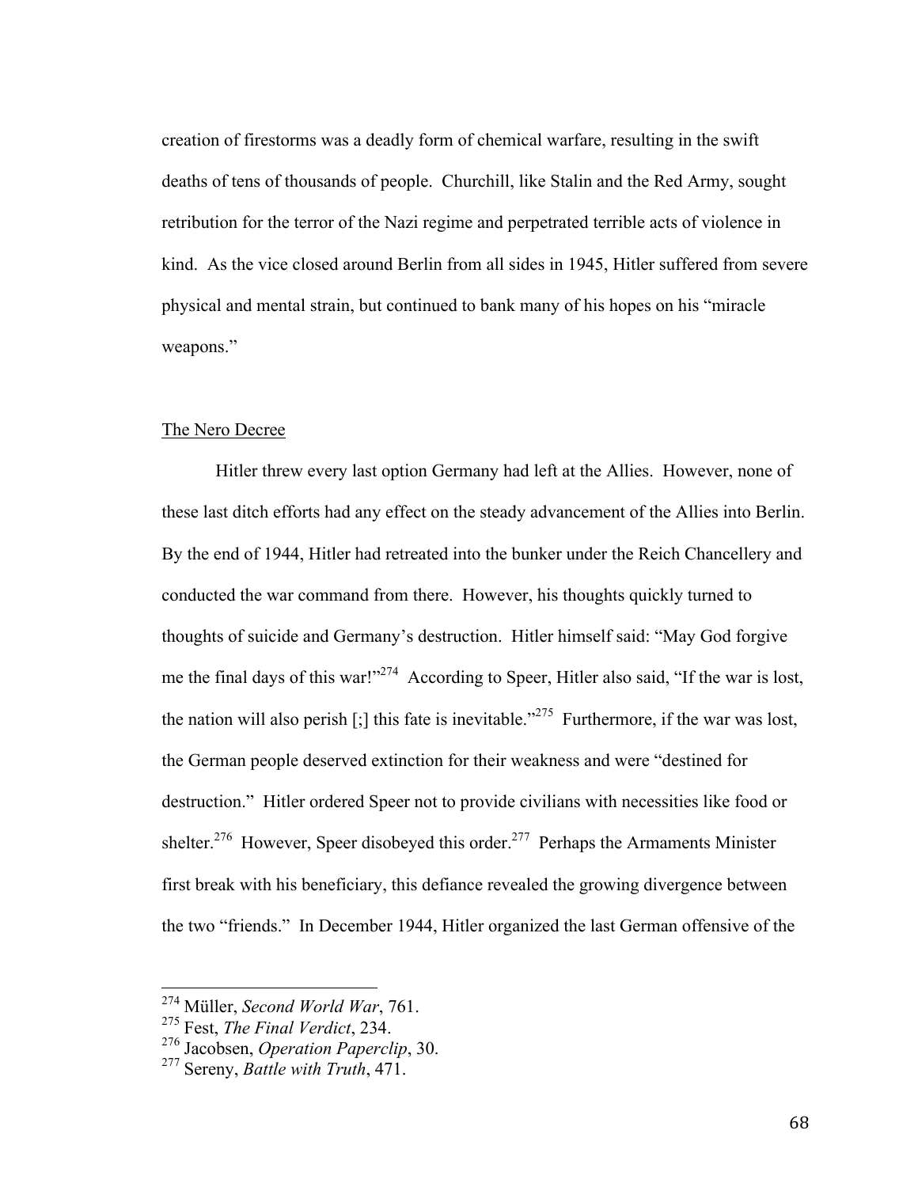creation of firestorms was a deadly form of chemical warfare, resulting in the swift deaths of tens of thousands of people. Churchill, like Stalin and the Red Army, sought retribution for the terror of the Nazi regime and perpetrated terrible acts of violence in kind. As the vice closed around Berlin from all sides in 1945, Hitler suffered from severe physical and mental strain, but continued to bank many of his hopes on his "miracle weapons."

<u>The Nero Decree</u>

Hitler threw every last option Germany had left at the Allies. However, none of these last ditch efforts had any effect on the steady advancement of the Allies into Berlin. By the end of 1944, Hitler had retreated into the bunker under the Reich Chancellery and conducted the war command from there. However, his thoughts quickly turned to thoughts of suicide and Germany's destruction. Hitler himself said: "May God forgive me the final days of this war!"[274] According to Speer, Hitler also said, "If the war is lost, the nation will also perish [;] this fate is inevitable."[275] Furthermore, if the war was lost, the German people deserved extinction for their weakness and were "destined for destruction." Hitler ordered Speer not to provide civilians with necessities like food or shelter.[276] However, Speer disobeyed this order.[277] Perhaps the Armaments Minister first break with his beneficiary, this defiance revealed the growing divergence between the two "friends." In December 1944, Hitler organized the last German offensive of the

---

[274] Müller, *Second World War*, 761.

[275] Fest, *The Final Verdict*, 234.

[276] Jacobsen, *Operation Paperclip*, 30.

[277] Sereny, *Battle with Truth*, 471.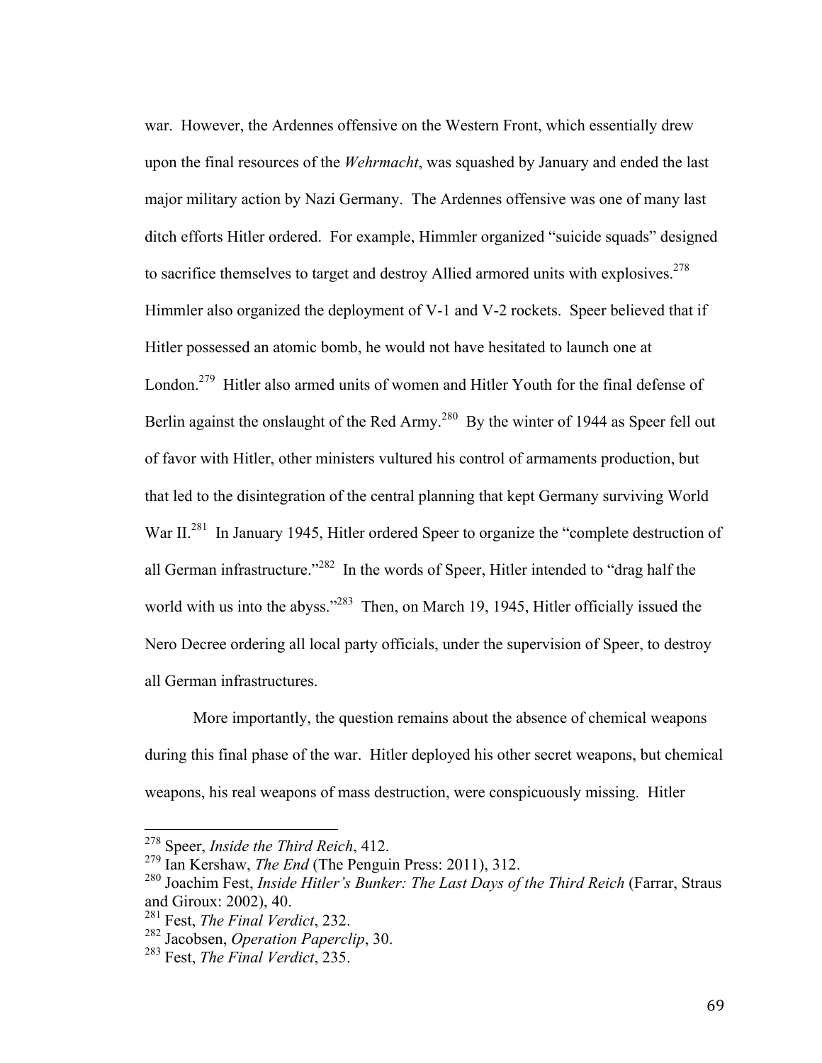war. However, the Ardennes offensive on the Western Front, which essentially drew upon the final resources of the *Wehrmacht*, was squashed by January and ended the last major military action by Nazi Germany. The Ardennes offensive was one of many last ditch efforts Hitler ordered. For example, Himmler organized "suicide squads" designed to sacrifice themselves to target and destroy Allied armored units with explosives.[278] Himmler also organized the deployment of V-1 and V-2 rockets. Speer believed that if Hitler possessed an atomic bomb, he would not have hesitated to launch one at London.[279] Hitler also armed units of women and Hitler Youth for the final defense of Berlin against the onslaught of the Red Army.[280] By the winter of 1944 as Speer fell out of favor with Hitler, other ministers vultured his control of armaments production, but that led to the disintegration of the central planning that kept Germany surviving World War II.[281] In January 1945, Hitler ordered Speer to organize the "complete destruction of all German infrastructure."[282] In the words of Speer, Hitler intended to "drag half the world with us into the abyss."[283] Then, on March 19, 1945, Hitler officially issued the Nero Decree ordering all local party officials, under the supervision of Speer, to destroy all German infrastructures.

More importantly, the question remains about the absence of chemical weapons during this final phase of the war. Hitler deployed his other secret weapons, but chemical weapons, his real weapons of mass destruction, were conspicuously missing. Hitler

---

[278] Speer, *Inside the Third Reich*, 412.
[279] Ian Kershaw, *The End* (The Penguin Press: 2011), 312.
[280] Joachim Fest, *Inside Hitler's Bunker: The Last Days of the Third Reich* (Farrar, Straus and Giroux: 2002), 40.
[281] Fest, *The Final Verdict*, 232.
[282] Jacobsen, *Operation Paperclip*, 30.
[283] Fest, *The Final Verdict*, 235.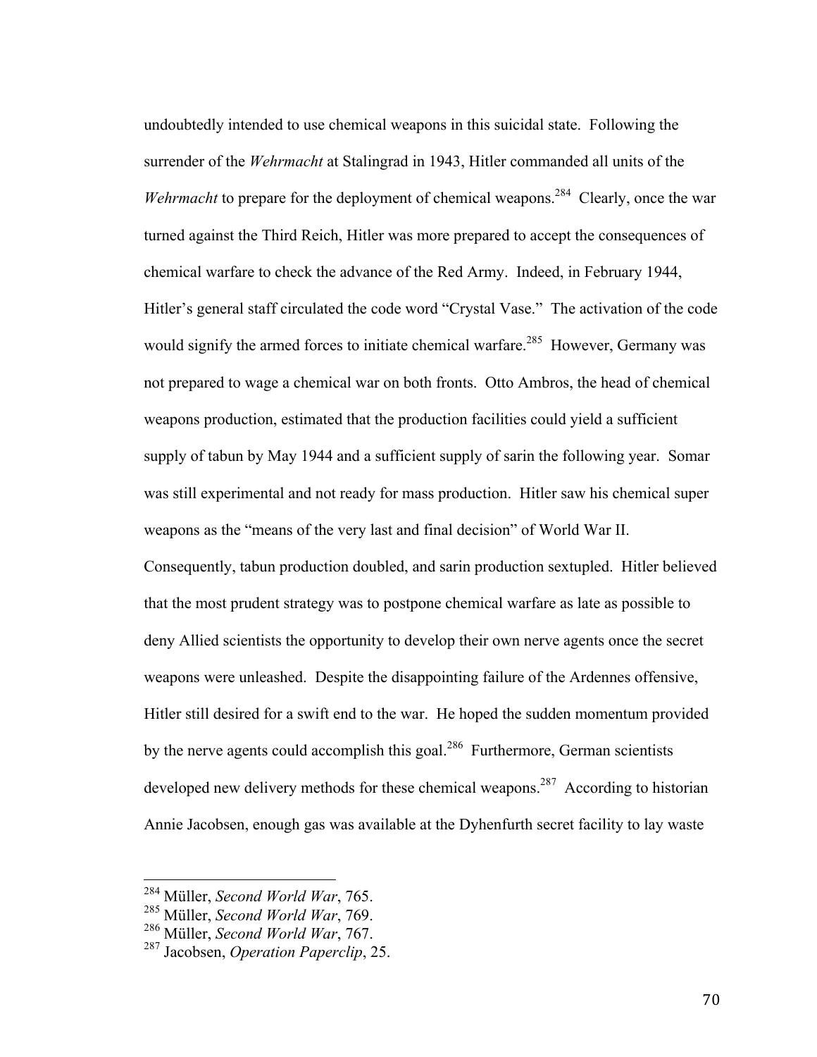undoubtedly intended to use chemical weapons in this suicidal state. Following the surrender of the *Wehrmacht* at Stalingrad in 1943, Hitler commanded all units of the *Wehrmacht* to prepare for the deployment of chemical weapons.[284] Clearly, once the war turned against the Third Reich, Hitler was more prepared to accept the consequences of chemical warfare to check the advance of the Red Army. Indeed, in February 1944, Hitler's general staff circulated the code word "Crystal Vase." The activation of the code would signify the armed forces to initiate chemical warfare.[285] However, Germany was not prepared to wage a chemical war on both fronts. Otto Ambros, the head of chemical weapons production, estimated that the production facilities could yield a sufficient supply of tabun by May 1944 and a sufficient supply of sarin the following year. Somar was still experimental and not ready for mass production. Hitler saw his chemical super weapons as the "means of the very last and final decision" of World War II. Consequently, tabun production doubled, and sarin production sextupled. Hitler believed that the most prudent strategy was to postpone chemical warfare as late as possible to deny Allied scientists the opportunity to develop their own nerve agents once the secret weapons were unleashed. Despite the disappointing failure of the Ardennes offensive, Hitler still desired for a swift end to the war. He hoped the sudden momentum provided by the nerve agents could accomplish this goal.[286] Furthermore, German scientists developed new delivery methods for these chemical weapons.[287] According to historian Annie Jacobsen, enough gas was available at the Dyhenfurth secret facility to lay waste

---

[284] Müller, *Second World War*, 765.
[285] Müller, *Second World War*, 769.
[286] Müller, *Second World War*, 767.
[287] Jacobsen, *Operation Paperclip*, 25.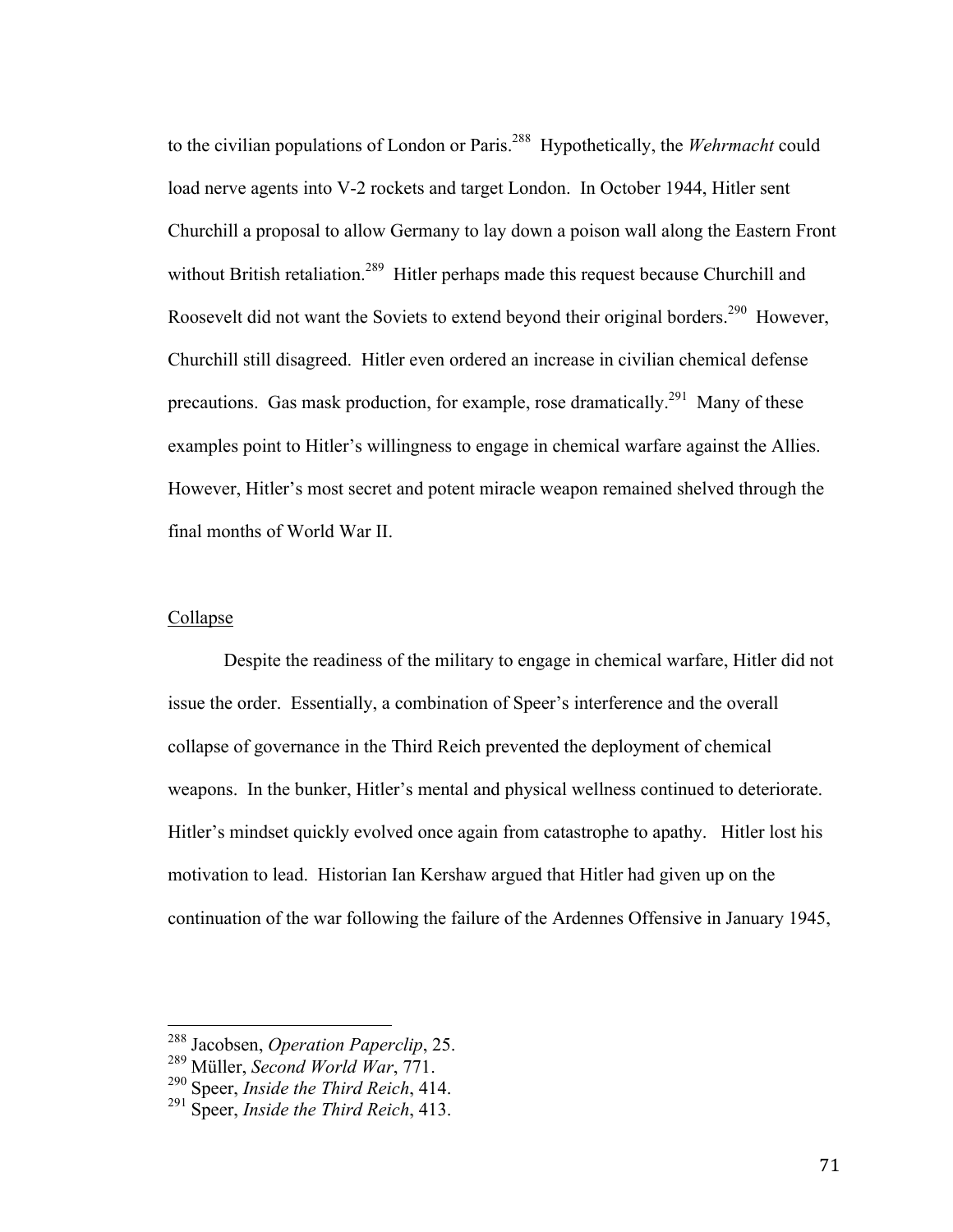to the civilian populations of London or Paris.[288] Hypothetically, the *Wehrmacht* could load nerve agents into V-2 rockets and target London. In October 1944, Hitler sent Churchill a proposal to allow Germany to lay down a poison wall along the Eastern Front without British retaliation.[289] Hitler perhaps made this request because Churchill and Roosevelt did not want the Soviets to extend beyond their original borders.[290] However, Churchill still disagreed. Hitler even ordered an increase in civilian chemical defense precautions. Gas mask production, for example, rose dramatically.[291] Many of these examples point to Hitler's willingness to engage in chemical warfare against the Allies. However, Hitler's most secret and potent miracle weapon remained shelved through the final months of World War II.

## Collapse

Despite the readiness of the military to engage in chemical warfare, Hitler did not issue the order. Essentially, a combination of Speer's interference and the overall collapse of governance in the Third Reich prevented the deployment of chemical weapons. In the bunker, Hitler's mental and physical wellness continued to deteriorate. Hitler's mindset quickly evolved once again from catastrophe to apathy. Hitler lost his motivation to lead. Historian Ian Kershaw argued that Hitler had given up on the continuation of the war following the failure of the Ardennes Offensive in January 1945,

---

[288] Jacobsen, *Operation Paperclip*, 25.
[289] Müller, *Second World War*, 771.
[290] Speer, *Inside the Third Reich*, 414.
[291] Speer, *Inside the Third Reich*, 413.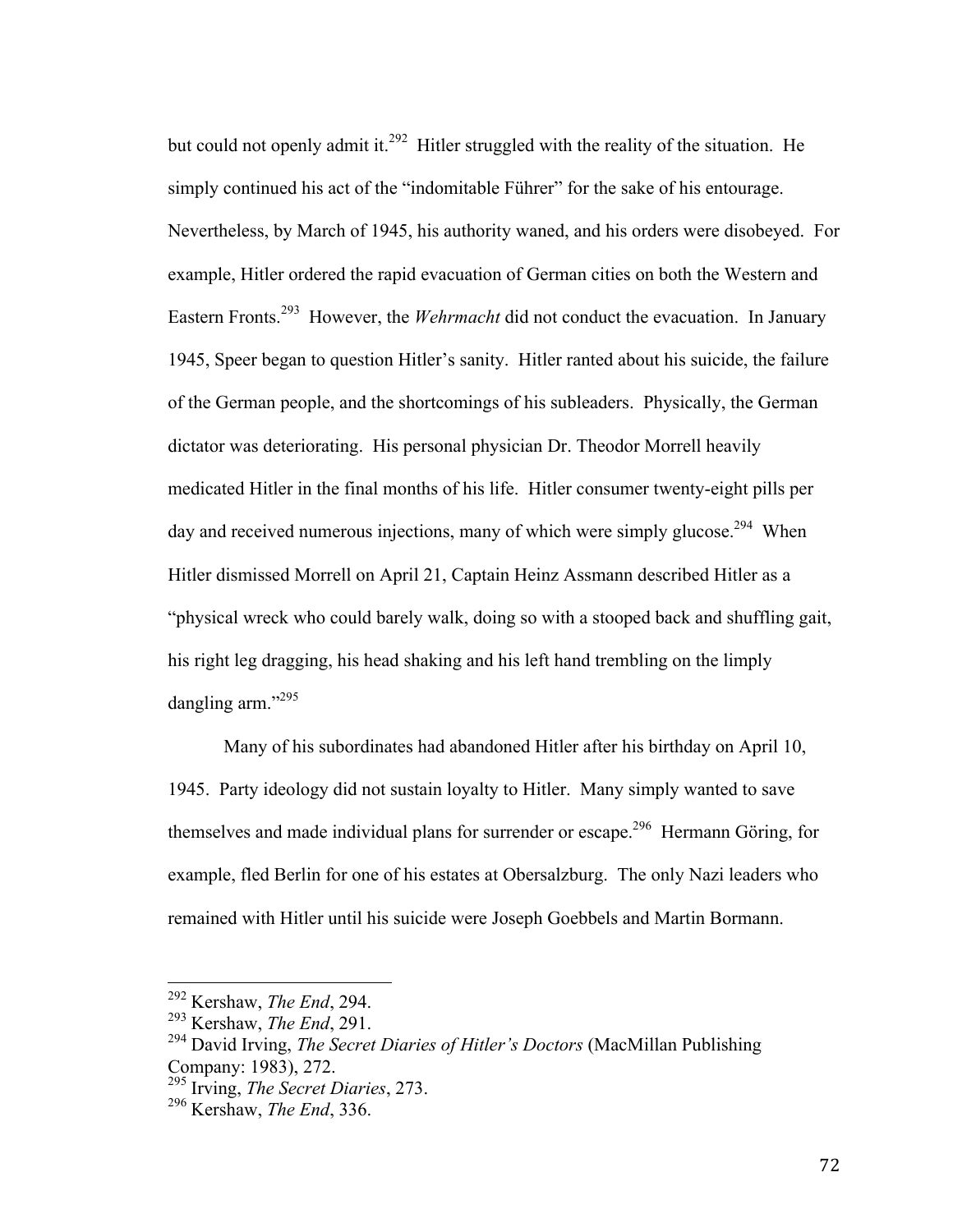but could not openly admit it.[292] Hitler struggled with the reality of the situation. He simply continued his act of the "indomitable Führer" for the sake of his entourage. Nevertheless, by March of 1945, his authority waned, and his orders were disobeyed. For example, Hitler ordered the rapid evacuation of German cities on both the Western and Eastern Fronts.[293] However, the *Wehrmacht* did not conduct the evacuation. In January 1945, Speer began to question Hitler's sanity. Hitler ranted about his suicide, the failure of the German people, and the shortcomings of his subleaders. Physically, the German dictator was deteriorating. His personal physician Dr. Theodor Morrell heavily medicated Hitler in the final months of his life. Hitler consumer twenty-eight pills per day and received numerous injections, many of which were simply glucose.[294] When Hitler dismissed Morrell on April 21, Captain Heinz Assmann described Hitler as a "physical wreck who could barely walk, doing so with a stooped back and shuffling gait, his right leg dragging, his head shaking and his left hand trembling on the limply dangling arm."[295]

Many of his subordinates had abandoned Hitler after his birthday on April 10, 1945. Party ideology did not sustain loyalty to Hitler. Many simply wanted to save themselves and made individual plans for surrender or escape.[296] Hermann Göring, for example, fled Berlin for one of his estates at Obersalzburg. The only Nazi leaders who remained with Hitler until his suicide were Joseph Goebbels and Martin Bormann.

---

[292] Kershaw, *The End*, 294.
[293] Kershaw, *The End*, 291.
[294] David Irving, *The Secret Diaries of Hitler's Doctors* (MacMillan Publishing Company: 1983), 272.
[295] Irving, *The Secret Diaries*, 273.
[296] Kershaw, *The End*, 336.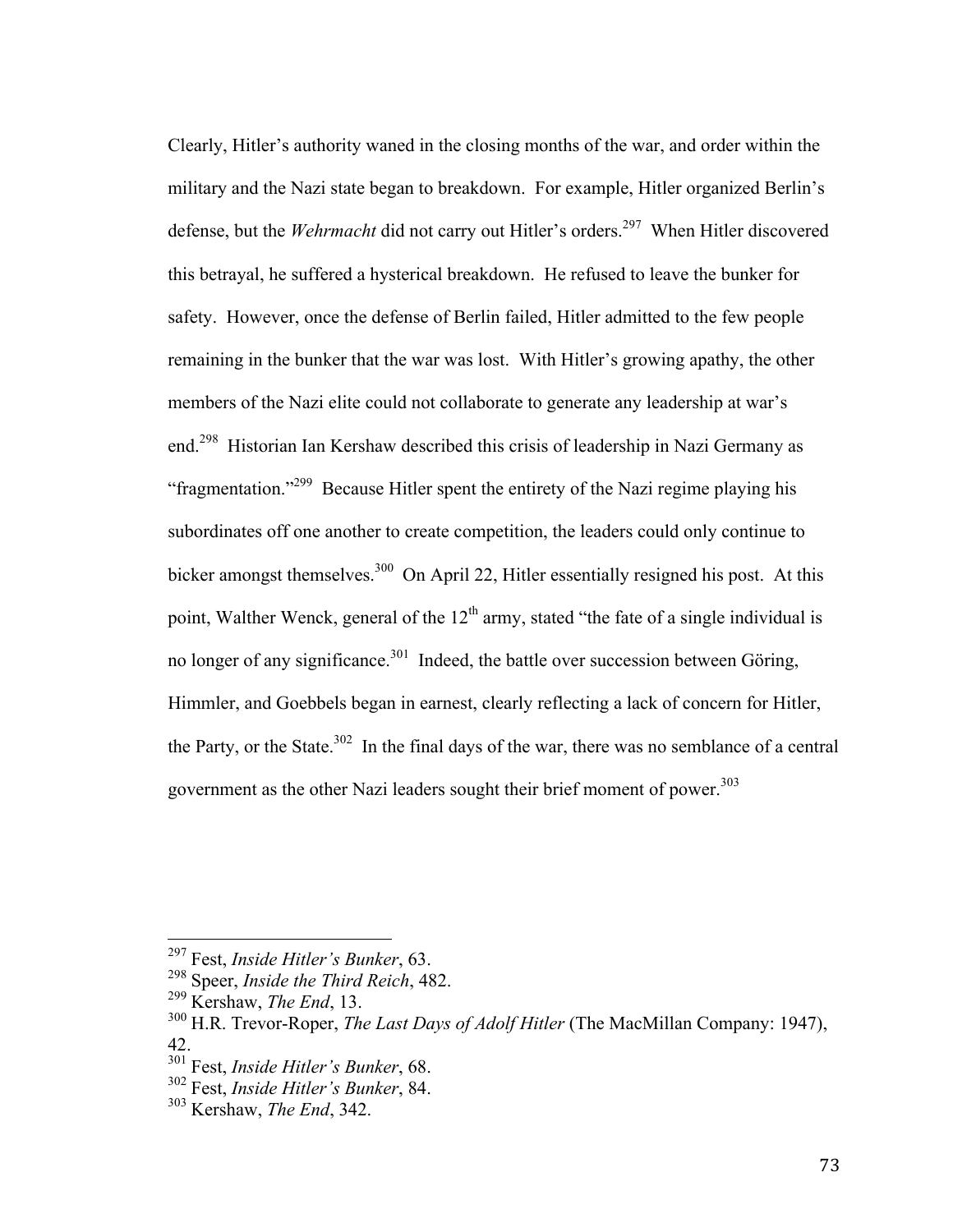Clearly, Hitler's authority waned in the closing months of the war, and order within the military and the Nazi state began to breakdown. For example, Hitler organized Berlin's defense, but the *Wehrmacht* did not carry out Hitler's orders.[297] When Hitler discovered this betrayal, he suffered a hysterical breakdown. He refused to leave the bunker for safety. However, once the defense of Berlin failed, Hitler admitted to the few people remaining in the bunker that the war was lost. With Hitler's growing apathy, the other members of the Nazi elite could not collaborate to generate any leadership at war's end.[298] Historian Ian Kershaw described this crisis of leadership in Nazi Germany as "fragmentation."[299] Because Hitler spent the entirety of the Nazi regime playing his subordinates off one another to create competition, the leaders could only continue to bicker amongst themselves.[300] On April 22, Hitler essentially resigned his post. At this point, Walther Wenck, general of the 12th army, stated "the fate of a single individual is no longer of any significance.[301] Indeed, the battle over succession between Göring, Himmler, and Goebbels began in earnest, clearly reflecting a lack of concern for Hitler, the Party, or the State.[302] In the final days of the war, there was no semblance of a central government as the other Nazi leaders sought their brief moment of power.[303]

---

[297] Fest, *Inside Hitler's Bunker*, 63.
[298] Speer, *Inside the Third Reich*, 482.
[299] Kershaw, *The End*, 13.
[300] H.R. Trevor-Roper, *The Last Days of Adolf Hitler* (The MacMillan Company: 1947), 42.
[301] Fest, *Inside Hitler's Bunker*, 68.
[302] Fest, *Inside Hitler's Bunker*, 84.
[303] Kershaw, *The End*, 342.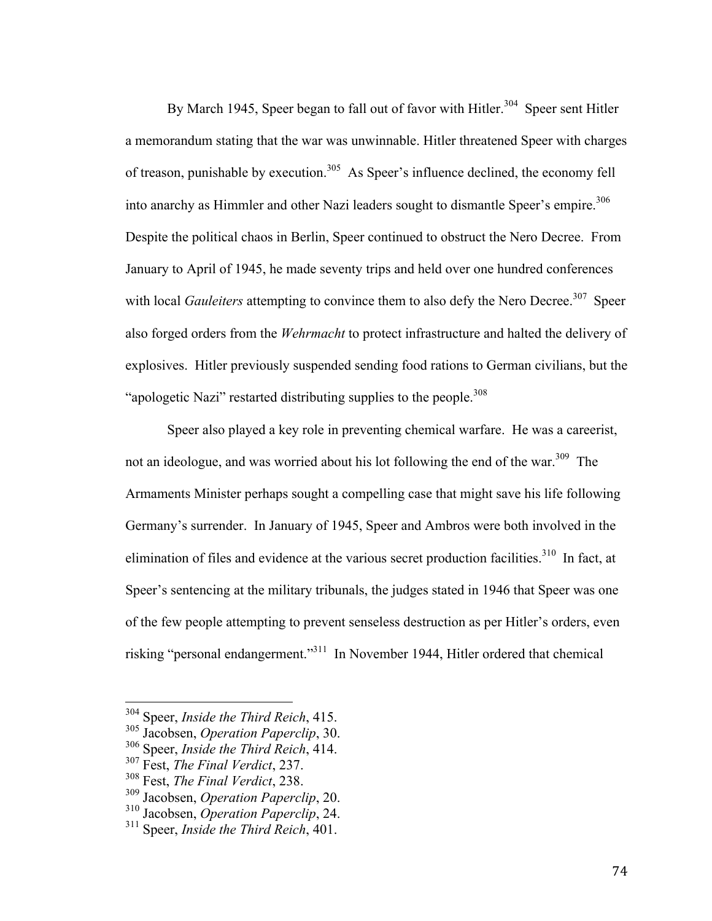By March 1945, Speer began to fall out of favor with Hitler.[304] Speer sent Hitler a memorandum stating that the war was unwinnable. Hitler threatened Speer with charges of treason, punishable by execution.[305] As Speer's influence declined, the economy fell into anarchy as Himmler and other Nazi leaders sought to dismantle Speer's empire.[306] Despite the political chaos in Berlin, Speer continued to obstruct the Nero Decree. From January to April of 1945, he made seventy trips and held over one hundred conferences with local *Gauleiters* attempting to convince them to also defy the Nero Decree.[307] Speer also forged orders from the *Wehrmacht* to protect infrastructure and halted the delivery of explosives. Hitler previously suspended sending food rations to German civilians, but the "apologetic Nazi" restarted distributing supplies to the people.[308]

Speer also played a key role in preventing chemical warfare. He was a careerist, not an ideologue, and was worried about his lot following the end of the war.[309] The Armaments Minister perhaps sought a compelling case that might save his life following Germany's surrender. In January of 1945, Speer and Ambros were both involved in the elimination of files and evidence at the various secret production facilities.[310] In fact, at Speer's sentencing at the military tribunals, the judges stated in 1946 that Speer was one of the few people attempting to prevent senseless destruction as per Hitler's orders, even risking "personal endangerment."[311] In November 1944, Hitler ordered that chemical

---

[304] Speer, *Inside the Third Reich*, 415.
[305] Jacobsen, *Operation Paperclip*, 30.
[306] Speer, *Inside the Third Reich*, 414.
[307] Fest, *The Final Verdict*, 237.
[308] Fest, *The Final Verdict*, 238.
[309] Jacobsen, *Operation Paperclip*, 20.
[310] Jacobsen, *Operation Paperclip*, 24.
[311] Speer, *Inside the Third Reich*, 401.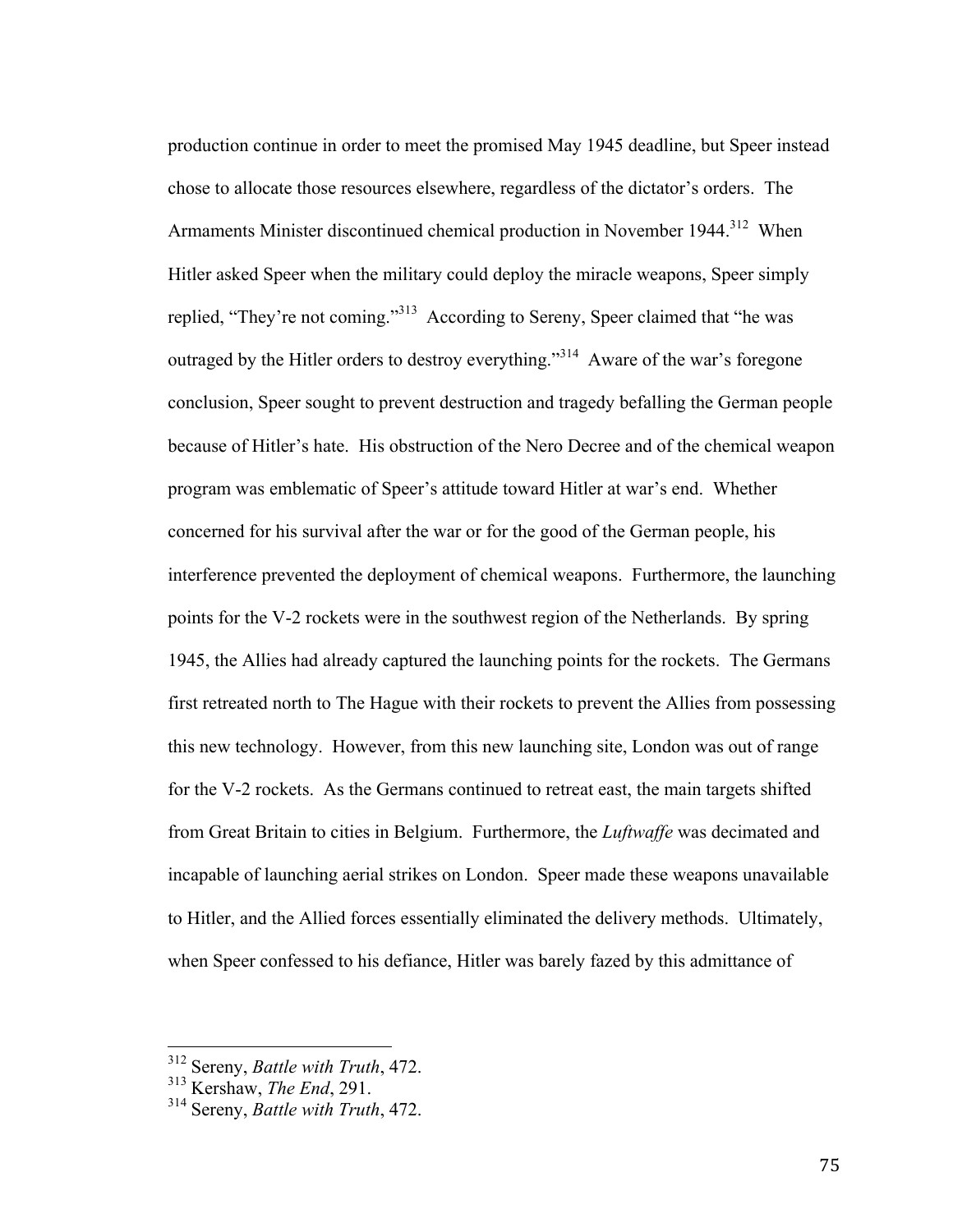production continue in order to meet the promised May 1945 deadline, but Speer instead chose to allocate those resources elsewhere, regardless of the dictator's orders. The Armaments Minister discontinued chemical production in November 1944.[312] When Hitler asked Speer when the military could deploy the miracle weapons, Speer simply replied, "They're not coming."[313] According to Sereny, Speer claimed that "he was outraged by the Hitler orders to destroy everything."[314] Aware of the war's foregone conclusion, Speer sought to prevent destruction and tragedy befalling the German people because of Hitler's hate. His obstruction of the Nero Decree and of the chemical weapon program was emblematic of Speer's attitude toward Hitler at war's end. Whether concerned for his survival after the war or for the good of the German people, his interference prevented the deployment of chemical weapons. Furthermore, the launching points for the V-2 rockets were in the southwest region of the Netherlands. By spring 1945, the Allies had already captured the launching points for the rockets. The Germans first retreated north to The Hague with their rockets to prevent the Allies from possessing this new technology. However, from this new launching site, London was out of range for the V-2 rockets. As the Germans continued to retreat east, the main targets shifted from Great Britain to cities in Belgium. Furthermore, the *Luftwaffe* was decimated and incapable of launching aerial strikes on London. Speer made these weapons unavailable to Hitler, and the Allied forces essentially eliminated the delivery methods. Ultimately, when Speer confessed to his defiance, Hitler was barely fazed by this admittance of

---

[312] Sereny, *Battle with Truth*, 472.
[313] Kershaw, *The End*, 291.
[314] Sereny, *Battle with Truth*, 472.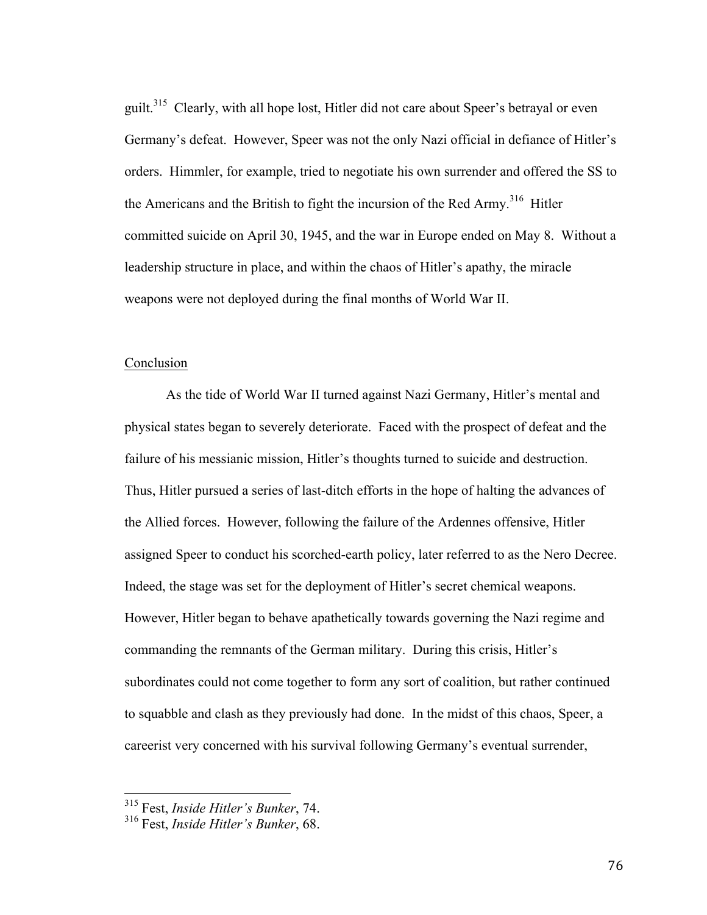guilt.[315] Clearly, with all hope lost, Hitler did not care about Speer's betrayal or even Germany's defeat. However, Speer was not the only Nazi official in defiance of Hitler's orders. Himmler, for example, tried to negotiate his own surrender and offered the SS to the Americans and the British to fight the incursion of the Red Army.[316] Hitler committed suicide on April 30, 1945, and the war in Europe ended on May 8. Without a leadership structure in place, and within the chaos of Hitler's apathy, the miracle weapons were not deployed during the final months of World War II.

## Conclusion

As the tide of World War II turned against Nazi Germany, Hitler's mental and physical states began to severely deteriorate. Faced with the prospect of defeat and the failure of his messianic mission, Hitler's thoughts turned to suicide and destruction. Thus, Hitler pursued a series of last-ditch efforts in the hope of halting the advances of the Allied forces. However, following the failure of the Ardennes offensive, Hitler assigned Speer to conduct his scorched-earth policy, later referred to as the Nero Decree. Indeed, the stage was set for the deployment of Hitler's secret chemical weapons. However, Hitler began to behave apathetically towards governing the Nazi regime and commanding the remnants of the German military. During this crisis, Hitler's subordinates could not come together to form any sort of coalition, but rather continued to squabble and clash as they previously had done. In the midst of this chaos, Speer, a careerist very concerned with his survival following Germany's eventual surrender,

---

[315] Fest, *Inside Hitler's Bunker*, 74.

[316] Fest, *Inside Hitler's Bunker*, 68.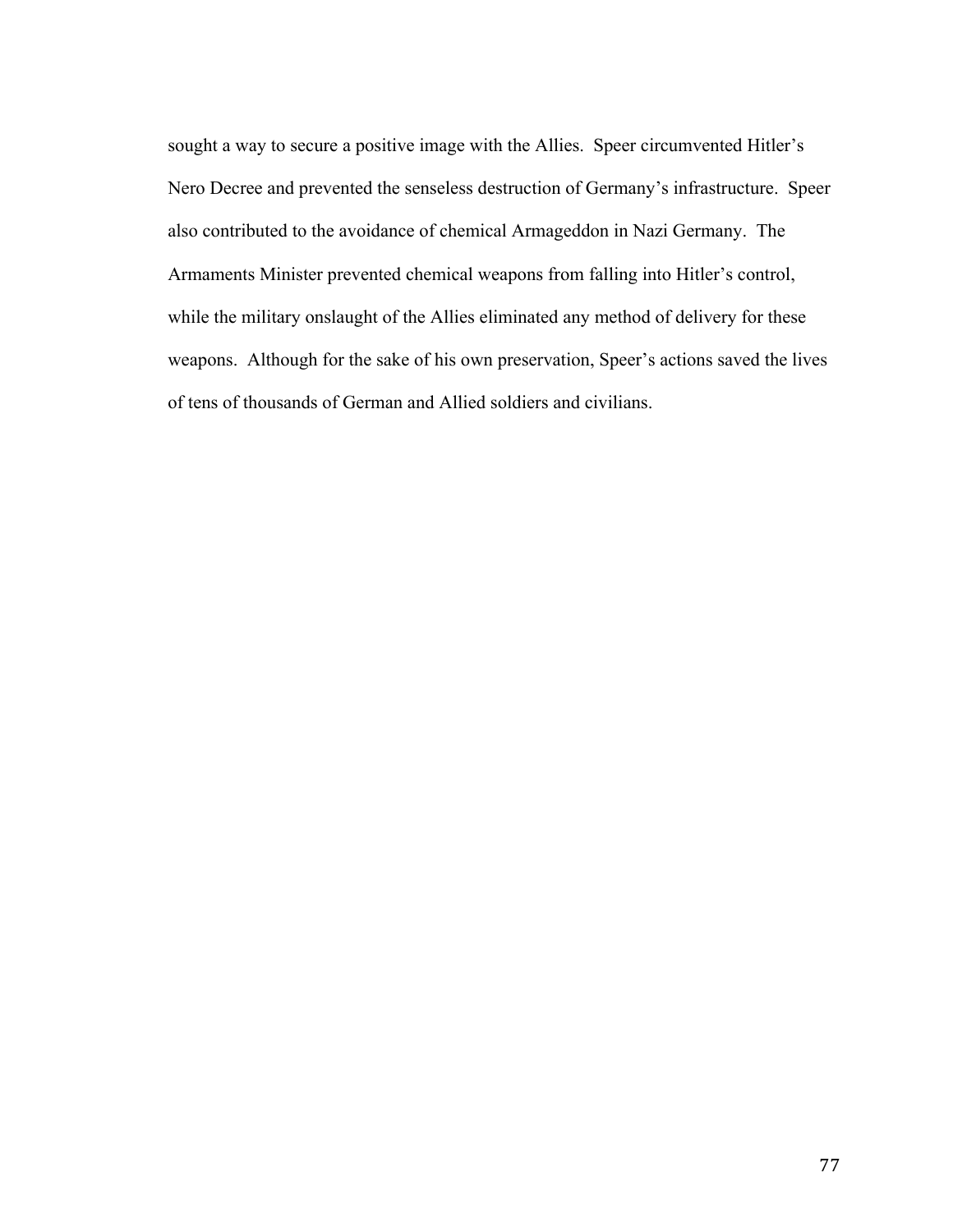sought a way to secure a positive image with the Allies. Speer circumvented Hitler's Nero Decree and prevented the senseless destruction of Germany's infrastructure. Speer also contributed to the avoidance of chemical Armageddon in Nazi Germany. The Armaments Minister prevented chemical weapons from falling into Hitler's control, while the military onslaught of the Allies eliminated any method of delivery for these weapons. Although for the sake of his own preservation, Speer's actions saved the lives of tens of thousands of German and Allied soldiers and civilians.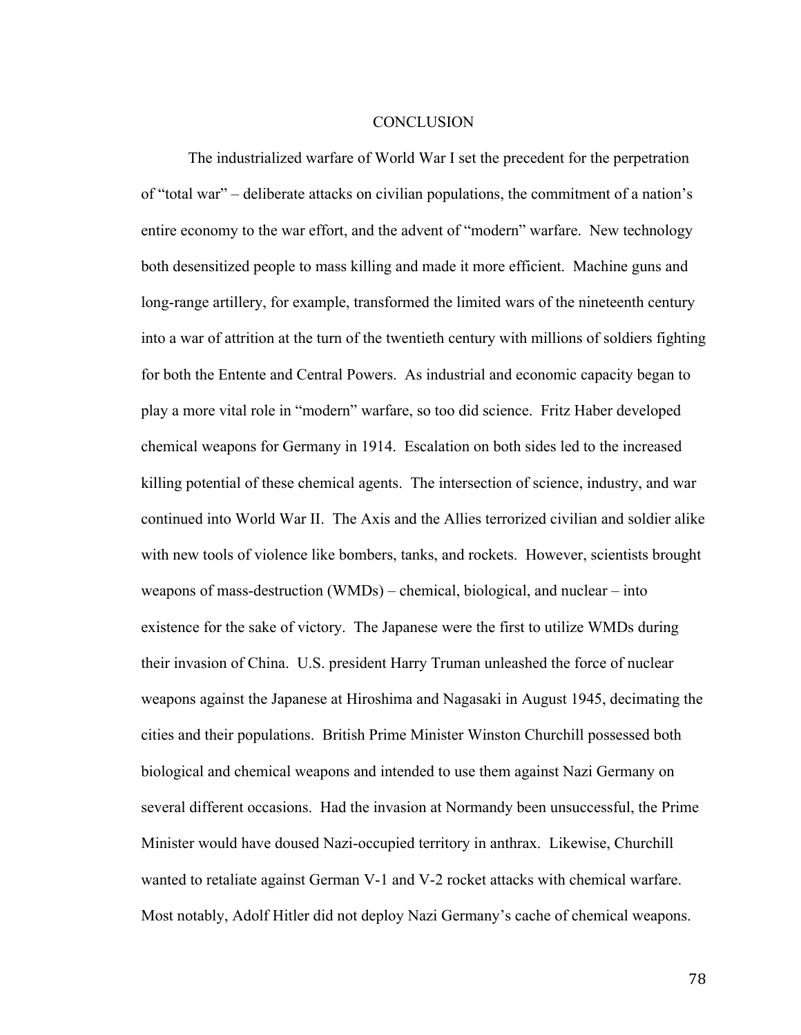# CONCLUSION

The industrialized warfare of World War I set the precedent for the perpetration of "total war" – deliberate attacks on civilian populations, the commitment of a nation's entire economy to the war effort, and the advent of "modern" warfare. New technology both desensitized people to mass killing and made it more efficient. Machine guns and long-range artillery, for example, transformed the limited wars of the nineteenth century into a war of attrition at the turn of the twentieth century with millions of soldiers fighting for both the Entente and Central Powers. As industrial and economic capacity began to play a more vital role in "modern" warfare, so too did science. Fritz Haber developed chemical weapons for Germany in 1914. Escalation on both sides led to the increased killing potential of these chemical agents. The intersection of science, industry, and war continued into World War II. The Axis and the Allies terrorized civilian and soldier alike with new tools of violence like bombers, tanks, and rockets. However, scientists brought weapons of mass-destruction (WMDs) – chemical, biological, and nuclear – into existence for the sake of victory. The Japanese were the first to utilize WMDs during their invasion of China. U.S. president Harry Truman unleashed the force of nuclear weapons against the Japanese at Hiroshima and Nagasaki in August 1945, decimating the cities and their populations. British Prime Minister Winston Churchill possessed both biological and chemical weapons and intended to use them against Nazi Germany on several different occasions. Had the invasion at Normandy been unsuccessful, the Prime Minister would have doused Nazi-occupied territory in anthrax. Likewise, Churchill wanted to retaliate against German V-1 and V-2 rocket attacks with chemical warfare. Most notably, Adolf Hitler did not deploy Nazi Germany's cache of chemical weapons.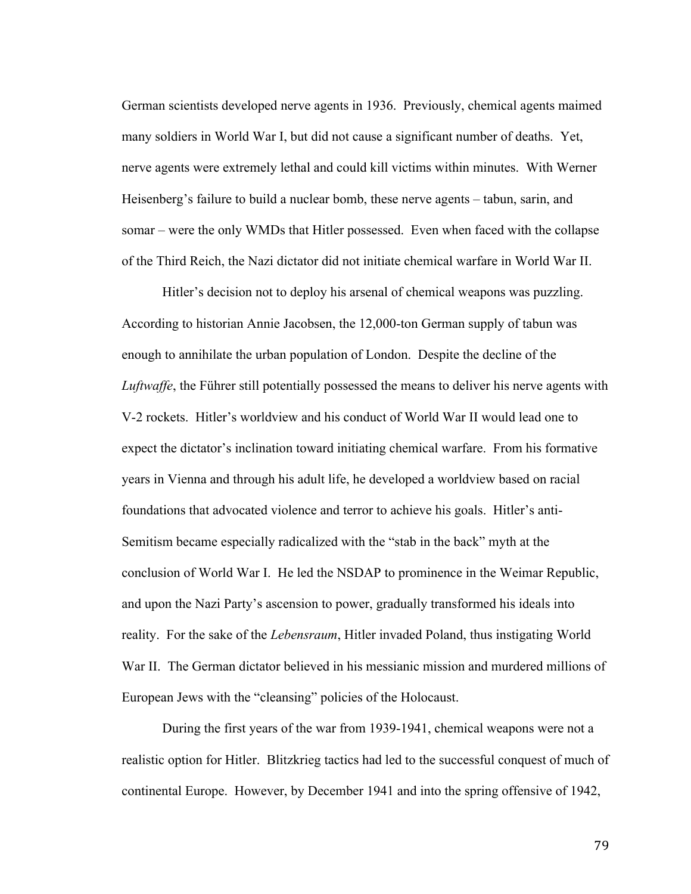German scientists developed nerve agents in 1936. Previously, chemical agents maimed many soldiers in World War I, but did not cause a significant number of deaths. Yet, nerve agents were extremely lethal and could kill victims within minutes. With Werner Heisenberg's failure to build a nuclear bomb, these nerve agents – tabun, sarin, and somar – were the only WMDs that Hitler possessed. Even when faced with the collapse of the Third Reich, the Nazi dictator did not initiate chemical warfare in World War II.

Hitler's decision not to deploy his arsenal of chemical weapons was puzzling. According to historian Annie Jacobsen, the 12,000-ton German supply of tabun was enough to annihilate the urban population of London. Despite the decline of the *Luftwaffe*, the Führer still potentially possessed the means to deliver his nerve agents with V-2 rockets. Hitler's worldview and his conduct of World War II would lead one to expect the dictator's inclination toward initiating chemical warfare. From his formative years in Vienna and through his adult life, he developed a worldview based on racial foundations that advocated violence and terror to achieve his goals. Hitler's anti-Semitism became especially radicalized with the "stab in the back" myth at the conclusion of World War I. He led the NSDAP to prominence in the Weimar Republic, and upon the Nazi Party's ascension to power, gradually transformed his ideals into reality. For the sake of the *Lebensraum*, Hitler invaded Poland, thus instigating World War II. The German dictator believed in his messianic mission and murdered millions of European Jews with the "cleansing" policies of the Holocaust.

During the first years of the war from 1939-1941, chemical weapons were not a realistic option for Hitler. Blitzkrieg tactics had led to the successful conquest of much of continental Europe. However, by December 1941 and into the spring offensive of 1942,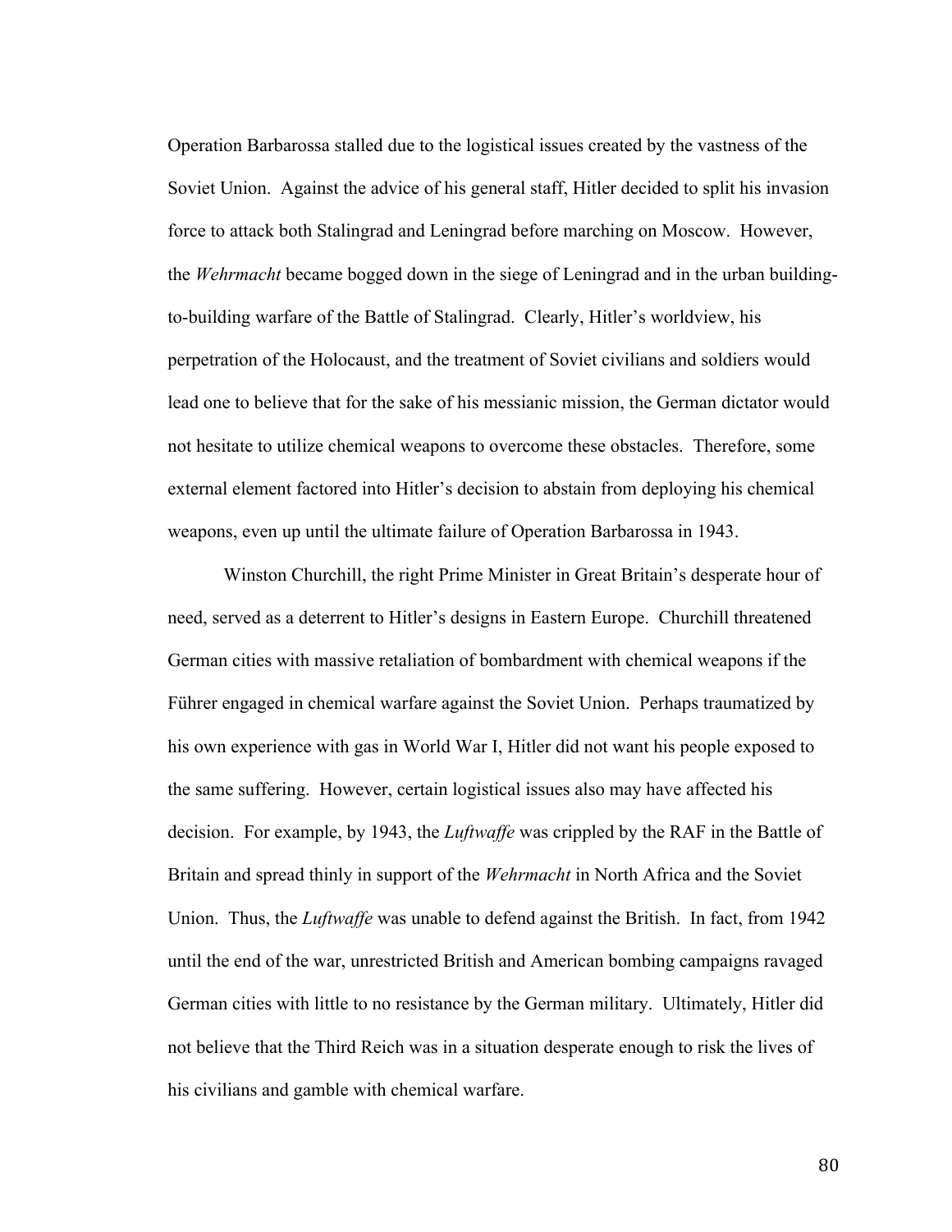Operation Barbarossa stalled due to the logistical issues created by the vastness of the Soviet Union. Against the advice of his general staff, Hitler decided to split his invasion force to attack both Stalingrad and Leningrad before marching on Moscow. However, the *Wehrmacht* became bogged down in the siege of Leningrad and in the urban building-to-building warfare of the Battle of Stalingrad. Clearly, Hitler's worldview, his perpetration of the Holocaust, and the treatment of Soviet civilians and soldiers would lead one to believe that for the sake of his messianic mission, the German dictator would not hesitate to utilize chemical weapons to overcome these obstacles. Therefore, some external element factored into Hitler's decision to abstain from deploying his chemical weapons, even up until the ultimate failure of Operation Barbarossa in 1943.

Winston Churchill, the right Prime Minister in Great Britain's desperate hour of need, served as a deterrent to Hitler's designs in Eastern Europe. Churchill threatened German cities with massive retaliation of bombardment with chemical weapons if the Führer engaged in chemical warfare against the Soviet Union. Perhaps traumatized by his own experience with gas in World War I, Hitler did not want his people exposed to the same suffering. However, certain logistical issues also may have affected his decision. For example, by 1943, the *Luftwaffe* was crippled by the RAF in the Battle of Britain and spread thinly in support of the *Wehrmacht* in North Africa and the Soviet Union. Thus, the *Luftwaffe* was unable to defend against the British. In fact, from 1942 until the end of the war, unrestricted British and American bombing campaigns ravaged German cities with little to no resistance by the German military. Ultimately, Hitler did not believe that the Third Reich was in a situation desperate enough to risk the lives of his civilians and gamble with chemical warfare.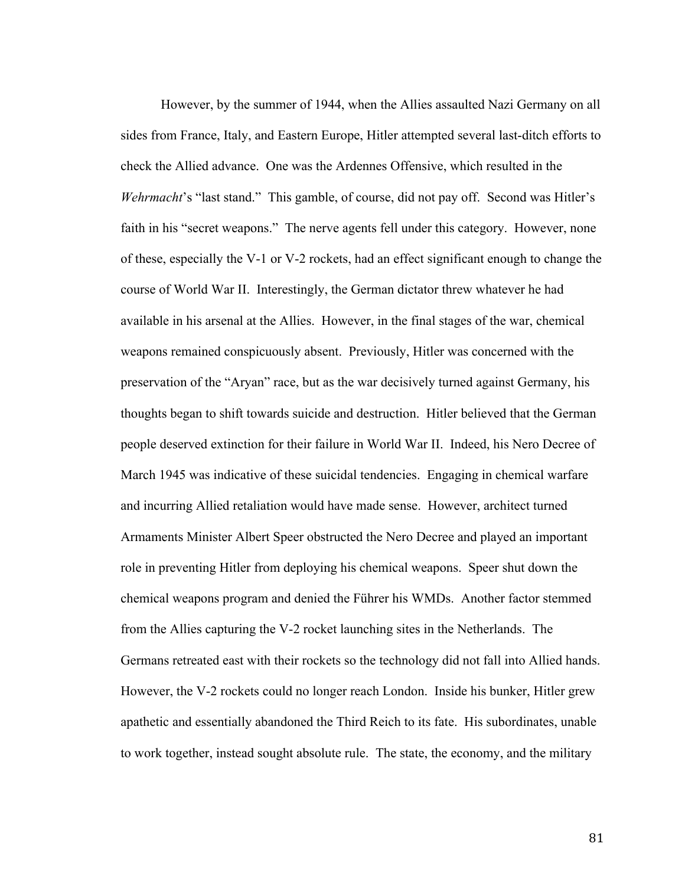However, by the summer of 1944, when the Allies assaulted Nazi Germany on all sides from France, Italy, and Eastern Europe, Hitler attempted several last-ditch efforts to check the Allied advance. One was the Ardennes Offensive, which resulted in the *Wehrmacht*'s "last stand." This gamble, of course, did not pay off. Second was Hitler's faith in his "secret weapons." The nerve agents fell under this category. However, none of these, especially the V-1 or V-2 rockets, had an effect significant enough to change the course of World War II. Interestingly, the German dictator threw whatever he had available in his arsenal at the Allies. However, in the final stages of the war, chemical weapons remained conspicuously absent. Previously, Hitler was concerned with the preservation of the "Aryan" race, but as the war decisively turned against Germany, his thoughts began to shift towards suicide and destruction. Hitler believed that the German people deserved extinction for their failure in World War II. Indeed, his Nero Decree of March 1945 was indicative of these suicidal tendencies. Engaging in chemical warfare and incurring Allied retaliation would have made sense. However, architect turned Armaments Minister Albert Speer obstructed the Nero Decree and played an important role in preventing Hitler from deploying his chemical weapons. Speer shut down the chemical weapons program and denied the Führer his WMDs. Another factor stemmed from the Allies capturing the V-2 rocket launching sites in the Netherlands. The Germans retreated east with their rockets so the technology did not fall into Allied hands. However, the V-2 rockets could no longer reach London. Inside his bunker, Hitler grew apathetic and essentially abandoned the Third Reich to its fate. His subordinates, unable to work together, instead sought absolute rule. The state, the economy, and the military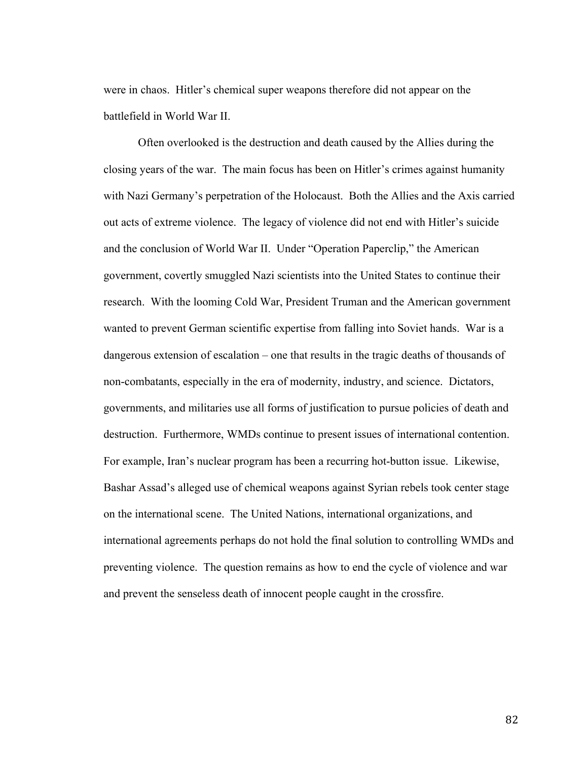were in chaos. Hitler's chemical super weapons therefore did not appear on the battlefield in World War II.

Often overlooked is the destruction and death caused by the Allies during the closing years of the war. The main focus has been on Hitler's crimes against humanity with Nazi Germany's perpetration of the Holocaust. Both the Allies and the Axis carried out acts of extreme violence. The legacy of violence did not end with Hitler's suicide and the conclusion of World War II. Under "Operation Paperclip," the American government, covertly smuggled Nazi scientists into the United States to continue their research. With the looming Cold War, President Truman and the American government wanted to prevent German scientific expertise from falling into Soviet hands. War is a dangerous extension of escalation – one that results in the tragic deaths of thousands of non-combatants, especially in the era of modernity, industry, and science. Dictators, governments, and militaries use all forms of justification to pursue policies of death and destruction. Furthermore, WMDs continue to present issues of international contention. For example, Iran's nuclear program has been a recurring hot-button issue. Likewise, Bashar Assad's alleged use of chemical weapons against Syrian rebels took center stage on the international scene. The United Nations, international organizations, and international agreements perhaps do not hold the final solution to controlling WMDs and preventing violence. The question remains as how to end the cycle of violence and war and prevent the senseless death of innocent people caught in the crossfire.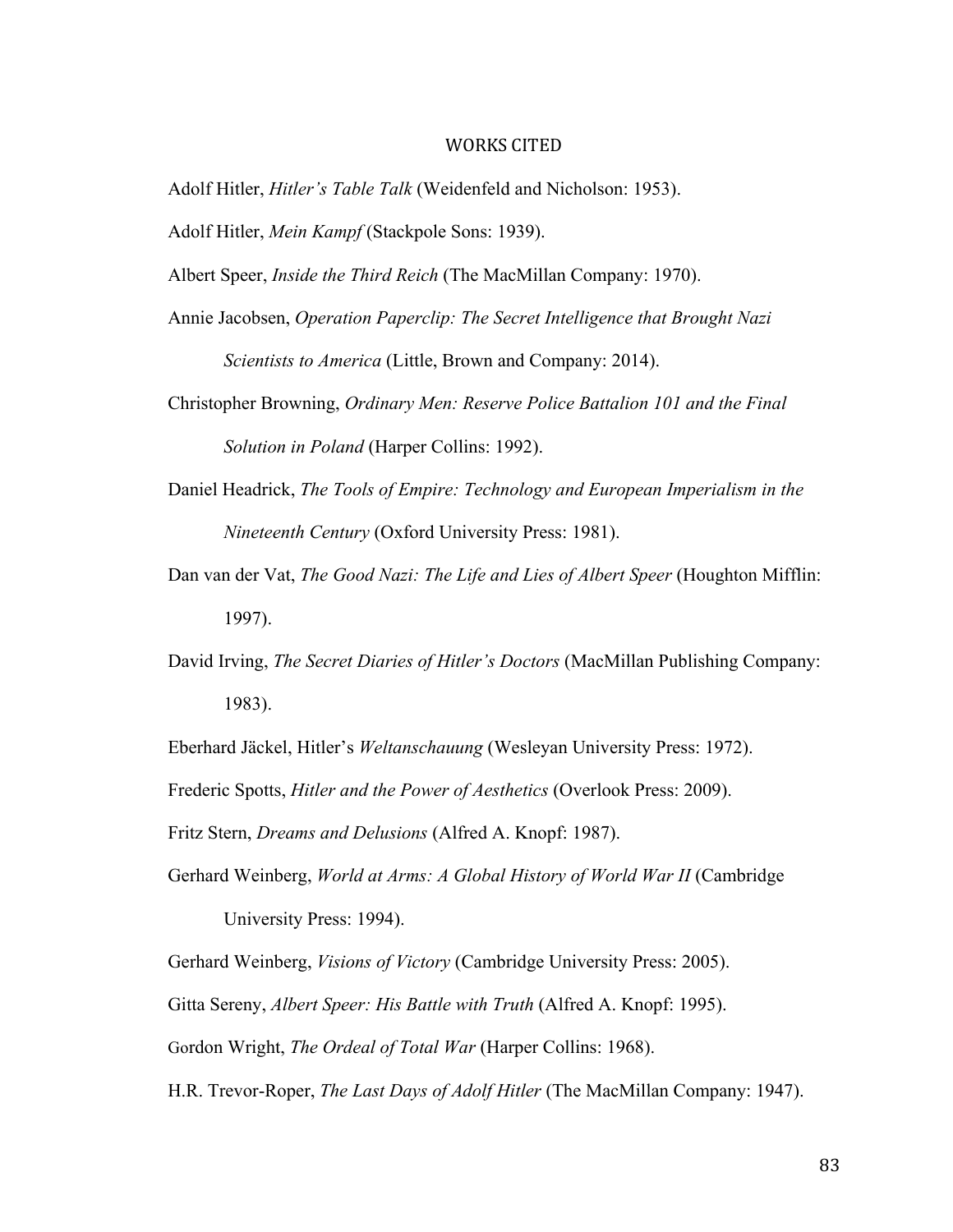# WORKS CITED

Adolf Hitler, *Hitler's Table Talk* (Weidenfeld and Nicholson: 1953).

Adolf Hitler, *Mein Kampf* (Stackpole Sons: 1939).

Albert Speer, *Inside the Third Reich* (The MacMillan Company: 1970).

Annie Jacobsen, *Operation Paperclip: The Secret Intelligence that Brought Nazi Scientists to America* (Little, Brown and Company: 2014).

Christopher Browning, *Ordinary Men: Reserve Police Battalion 101 and the Final Solution in Poland* (Harper Collins: 1992).

Daniel Headrick, *The Tools of Empire: Technology and European Imperialism in the Nineteenth Century* (Oxford University Press: 1981).

Dan van der Vat, *The Good Nazi: The Life and Lies of Albert Speer* (Houghton Mifflin: 1997).

David Irving, *The Secret Diaries of Hitler's Doctors* (MacMillan Publishing Company: 1983).

Eberhard Jäckel, Hitler's *Weltanschauung* (Wesleyan University Press: 1972).

Frederic Spotts, *Hitler and the Power of Aesthetics* (Overlook Press: 2009).

Fritz Stern, *Dreams and Delusions* (Alfred A. Knopf: 1987).

Gerhard Weinberg, *World at Arms: A Global History of World War II* (Cambridge University Press: 1994).

Gerhard Weinberg, *Visions of Victory* (Cambridge University Press: 2005).

Gitta Sereny, *Albert Speer: His Battle with Truth* (Alfred A. Knopf: 1995).

Gordon Wright, *The Ordeal of Total War* (Harper Collins: 1968).

H.R. Trevor-Roper, *The Last Days of Adolf Hitler* (The MacMillan Company: 1947).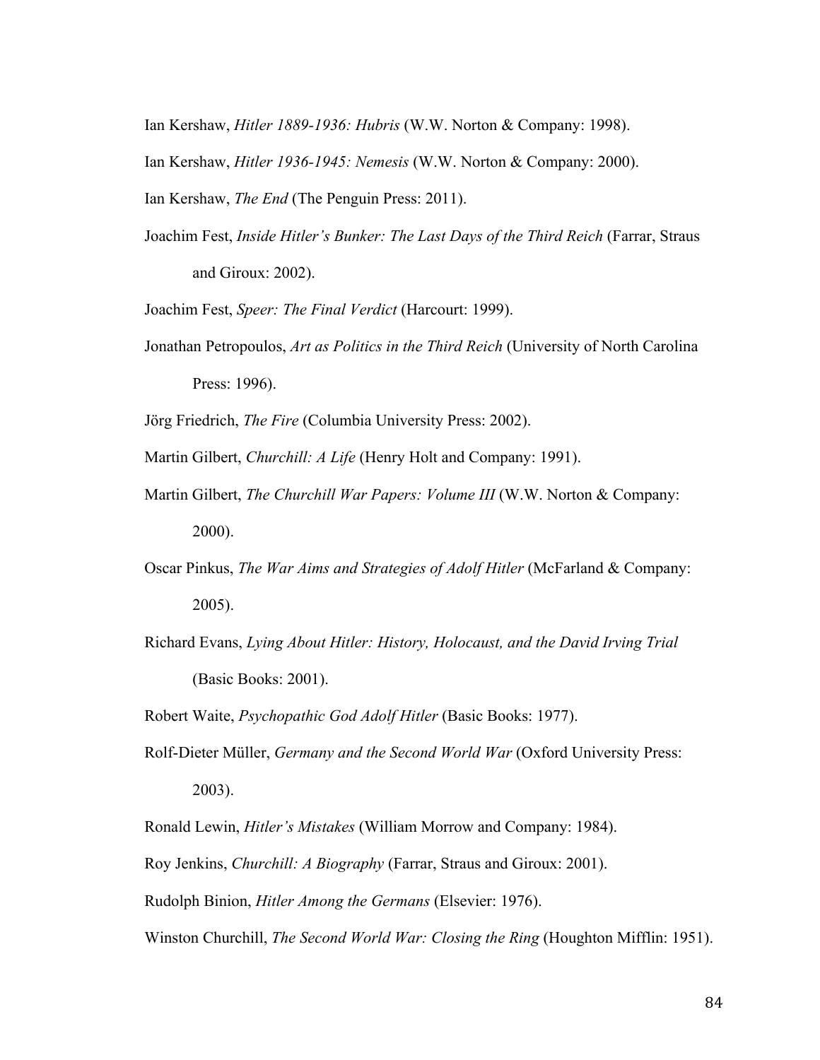Ian Kershaw, *Hitler 1889-1936: Hubris* (W.W. Norton & Company: 1998).

Ian Kershaw, *Hitler 1936-1945: Nemesis* (W.W. Norton & Company: 2000).

Ian Kershaw, *The End* (The Penguin Press: 2011).

Joachim Fest, *Inside Hitler's Bunker: The Last Days of the Third Reich* (Farrar, Straus and Giroux: 2002).

Joachim Fest, *Speer: The Final Verdict* (Harcourt: 1999).

Jonathan Petropoulos, *Art as Politics in the Third Reich* (University of North Carolina Press: 1996).

Jörg Friedrich, *The Fire* (Columbia University Press: 2002).

Martin Gilbert, *Churchill: A Life* (Henry Holt and Company: 1991).

Martin Gilbert, *The Churchill War Papers: Volume III* (W.W. Norton & Company: 2000).

Oscar Pinkus, *The War Aims and Strategies of Adolf Hitler* (McFarland & Company: 2005).

Richard Evans, *Lying About Hitler: History, Holocaust, and the David Irving Trial* (Basic Books: 2001).

Robert Waite, *Psychopathic God Adolf Hitler* (Basic Books: 1977).

Rolf-Dieter Müller, *Germany and the Second World War* (Oxford University Press: 2003).

Ronald Lewin, *Hitler's Mistakes* (William Morrow and Company: 1984).

Roy Jenkins, *Churchill: A Biography* (Farrar, Straus and Giroux: 2001).

Rudolph Binion, *Hitler Among the Germans* (Elsevier: 1976).

Winston Churchill, *The Second World War: Closing the Ring* (Houghton Mifflin: 1951).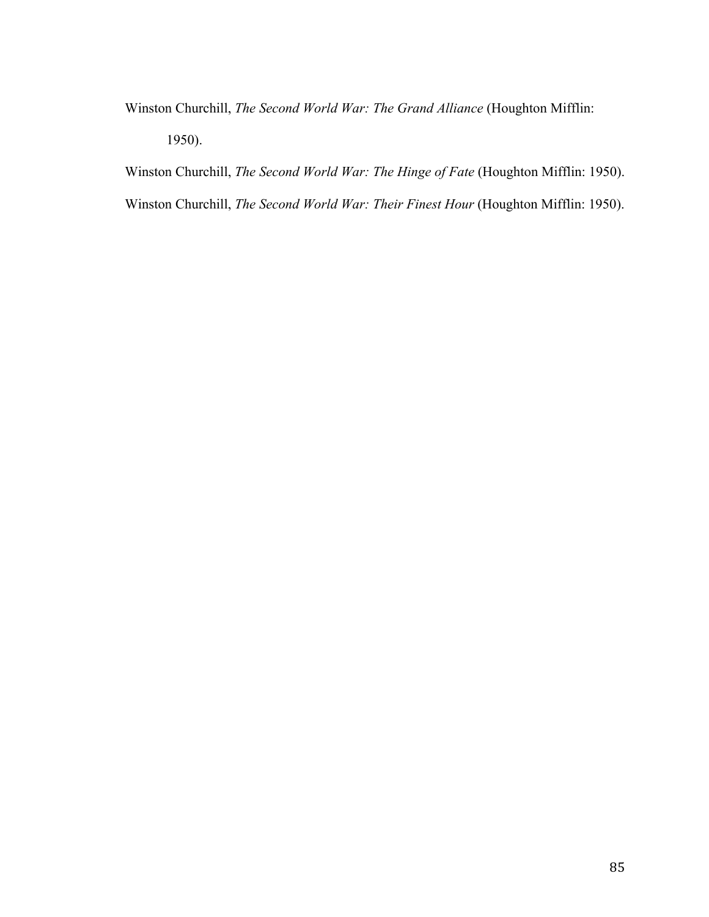Winston Churchill, *The Second World War: The Grand Alliance* (Houghton Mifflin: 1950).

Winston Churchill, *The Second World War: The Hinge of Fate* (Houghton Mifflin: 1950).

Winston Churchill, *The Second World War: Their Finest Hour* (Houghton Mifflin: 1950).